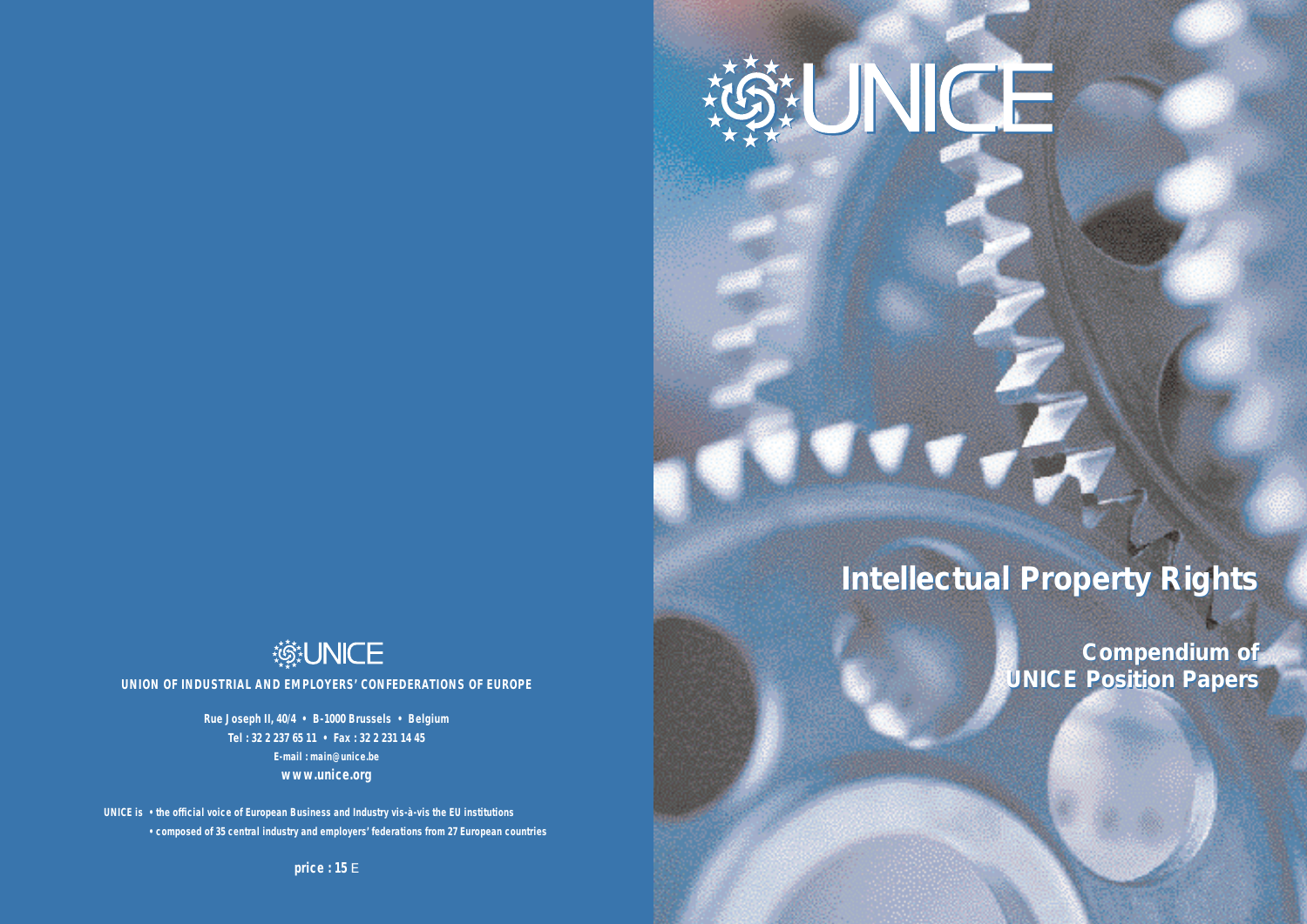# UNICE

# Intellectual Property Rights

## Compendium of UNICE Position Papers

UNICE

**UNION OF INDUSTRIAL AND EMPLOYERS' CONFEDERATIONS OF EUROPE**

Rue Joseph II, 40/4 • B-1000 Brussels • Belgium
Tel : 32 2 237 65 11 • Fax : 32 2 231 14 45
E-mail : main@unice.be
www.unice.org

UNICE is
• the official voice of European Business and Industry vis-à-vis the EU institutions
• composed of 35 central industry and employers' federations from 27 European countries

price : 15 E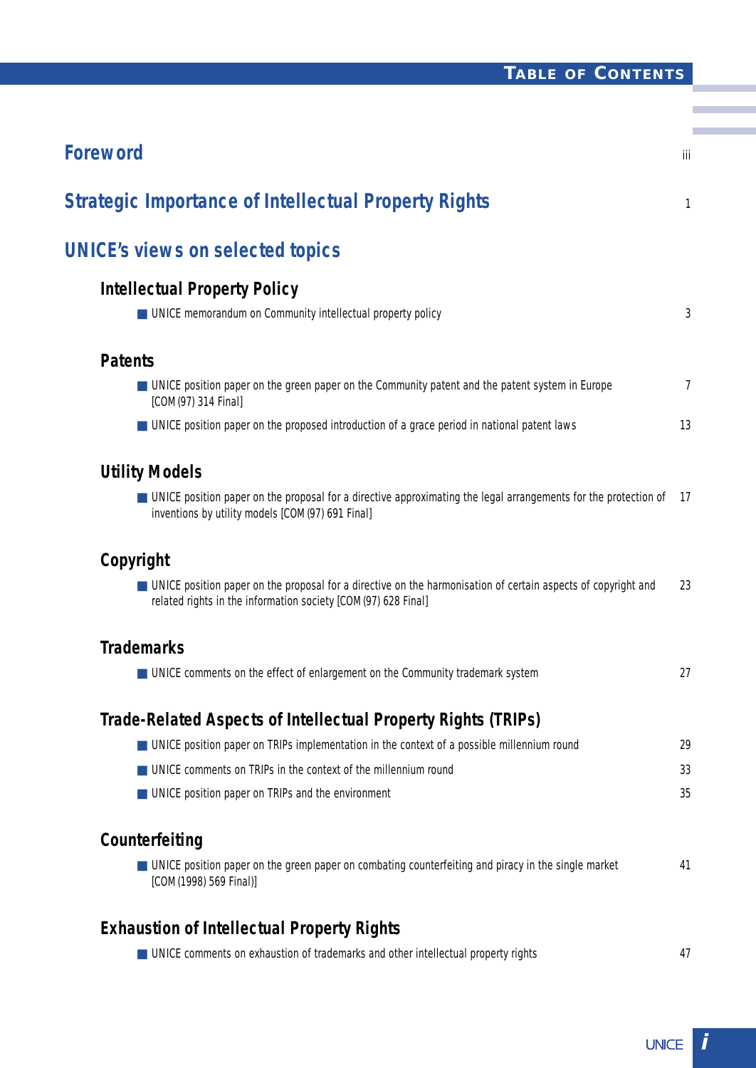# Table of Contents

## Foreword — iii

## Strategic Importance of Intellectual Property Rights — 1

## UNICE's views on selected topics

### Intellectual Property Policy

- UNICE memorandum on Community intellectual property policy — 3

### Patents

- UNICE position paper on the green paper on the Community patent and the patent system in Europe [COM (97) 314 Final] — 7
- UNICE position paper on the proposed introduction of a grace period in national patent laws — 13

### Utility Models

- UNICE position paper on the proposal for a directive approximating the legal arrangements for the protection of inventions by utility models [COM (97) 691 Final] — 17

### Copyright

- UNICE position paper on the proposal for a directive on the harmonisation of certain aspects of copyright and related rights in the information society [COM (97) 628 Final] — 23

### Trademarks

- UNICE comments on the effect of enlargement on the Community trademark system — 27

### Trade-Related Aspects of Intellectual Property Rights (TRIPs)

- UNICE position paper on TRIPs implementation in the context of a possible millennium round — 29
- UNICE comments on TRIPs in the context of the millennium round — 33
- UNICE position paper on TRIPs and the environment — 35

### Counterfeiting

- UNICE position paper on the green paper on combating counterfeiting and piracy in the single market [COM (1998) 569 Final)] — 41

### Exhaustion of Intellectual Property Rights

- UNICE comments on exhaustion of trademarks and other intellectual property rights — 47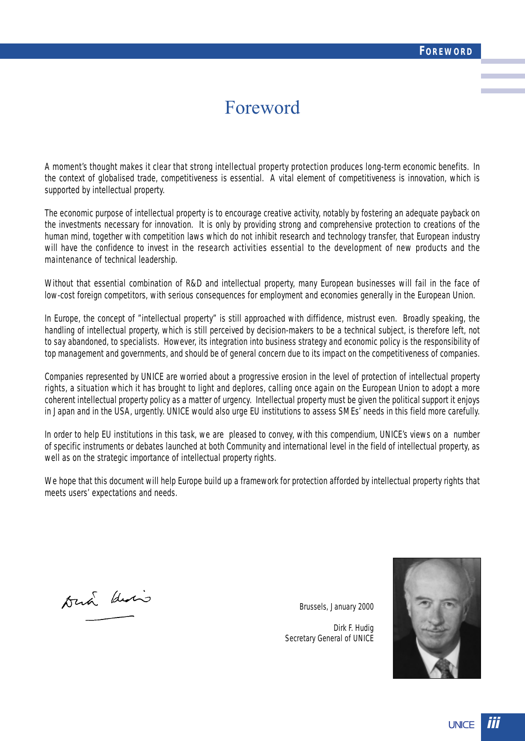# Foreword

A moment's thought makes it clear that strong intellectual property protection produces long-term economic benefits. In the context of globalised trade, competitiveness is essential. A vital element of competitiveness is innovation, which is supported by intellectual property.

The economic purpose of intellectual property is to encourage creative activity, notably by fostering an adequate payback on the investments necessary for innovation. It is only by providing strong and comprehensive protection to creations of the human mind, together with competition laws which do not inhibit research and technology transfer, that European industry will have the confidence to invest in the research activities essential to the development of new products and the maintenance of technical leadership.

Without that essential combination of R&D and intellectual property, many European businesses will fail in the face of low-cost foreign competitors, with serious consequences for employment and economies generally in the European Union.

In Europe, the concept of "intellectual property" is still approached with diffidence, mistrust even. Broadly speaking, the handling of intellectual property, which is still perceived by decision-makers to be a technical subject, is therefore left, not to say abandoned, to specialists. However, its integration into business strategy and economic policy is the responsibility of top management and governments, and should be of general concern due to its impact on the competitiveness of companies.

Companies represented by UNICE are worried about a progressive erosion in the level of protection of intellectual property rights, a situation which it has brought to light and deplores, calling once again on the European Union to adopt a more coherent intellectual property policy as a matter of urgency. Intellectual property must be given the political support it enjoys in Japan and in the USA, urgently. UNICE would also urge EU institutions to assess SMEs' needs in this field more carefully.

In order to help EU institutions in this task, we are pleased to convey, with this compendium, UNICE's views on a number of specific instruments or debates launched at both Community and international level in the field of intellectual property, as well as on the strategic importance of intellectual property rights.

We hope that this document will help Europe build up a framework for protection afforded by intellectual property rights that meets users' expectations and needs.

Brussels, January 2000

Dirk F. Hudig
Secretary General of UNICE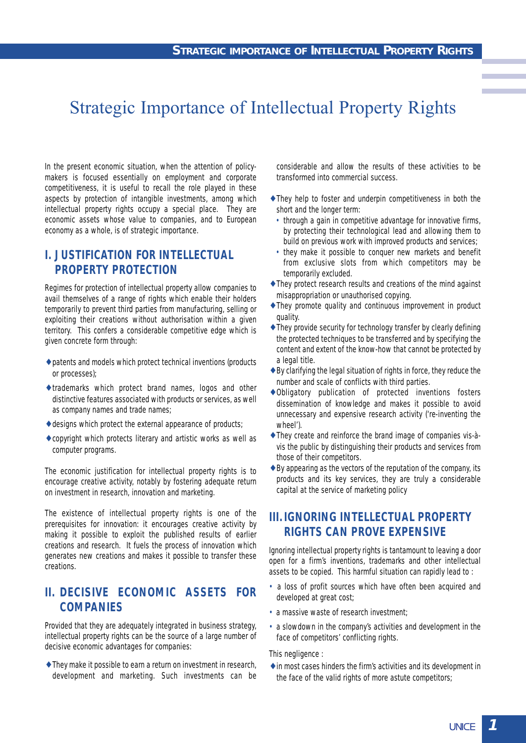# Strategic Importance of Intellectual Property Rights

In the present economic situation, when the attention of policy-makers is focused essentially on employment and corporate competitiveness, it is useful to recall the role played in these aspects by protection of intangible investments, among which intellectual property rights occupy a special place. They are economic assets whose value to companies, and to European economy as a whole, is of strategic importance.

## I. JUSTIFICATION FOR INTELLECTUAL PROPERTY PROTECTION

Regimes for protection of intellectual property allow companies to avail themselves of a range of rights which enable their holders temporarily to prevent third parties from manufacturing, selling or exploiting their creations without authorisation within a given territory. This confers a considerable competitive edge which is given concrete form through:

- patents and models which protect technical inventions (products or processes);
- trademarks which protect brand names, logos and other distinctive features associated with products or services, as well as company names and trade names;
- designs which protect the external appearance of products;
- copyright which protects literary and artistic works as well as computer programs.

The economic justification for intellectual property rights is to encourage creative activity, notably by fostering adequate return on investment in research, innovation and marketing.

The existence of intellectual property rights is one of the prerequisites for innovation: it encourages creative activity by making it possible to exploit the published results of earlier creations and research. It fuels the process of innovation which generates new creations and makes it possible to transfer these creations.

## II. DECISIVE ECONOMIC ASSETS FOR COMPANIES

Provided that they are adequately integrated in business strategy, intellectual property rights can be the source of a large number of decisive economic advantages for companies:

- They make it possible to earn a return on investment in research, development and marketing. Such investments can be considerable and allow the results of these activities to be transformed into commercial success.
- They help to foster and underpin competitiveness in both the short and the longer term:
  - through a gain in competitive advantage for innovative firms, by protecting their technological lead and allowing them to build on previous work with improved products and services;
  - they make it possible to conquer new markets and benefit from exclusive slots from which competitors may be temporarily excluded.
- They protect research results and creations of the mind against misappropriation or unauthorised copying.
- They promote quality and continuous improvement in product quality.
- They provide security for technology transfer by clearly defining the protected techniques to be transferred and by specifying the content and extent of the know-how that cannot be protected by a legal title.
- By clarifying the legal situation of rights in force, they reduce the number and scale of conflicts with third parties.
- Obligatory publication of protected inventions fosters dissemination of knowledge and makes it possible to avoid unnecessary and expensive research activity ('re-inventing the wheel').
- They create and reinforce the brand image of companies vis-à-vis the public by distinguishing their products and services from those of their competitors.
- By appearing as the vectors of the reputation of the company, its products and its key services, they are truly a considerable capital at the service of marketing policy

## III. IGNORING INTELLECTUAL PROPERTY RIGHTS CAN PROVE EXPENSIVE

Ignoring intellectual property rights is tantamount to leaving a door open for a firm's inventions, trademarks and other intellectual assets to be copied. This harmful situation can rapidly lead to :

- a loss of profit sources which have often been acquired and developed at great cost;
- a massive waste of research investment;
- a slowdown in the company's activities and development in the face of competitors' conflicting rights.

This negligence :

- in most cases hinders the firm's activities and its development in the face of the valid rights of more astute competitors;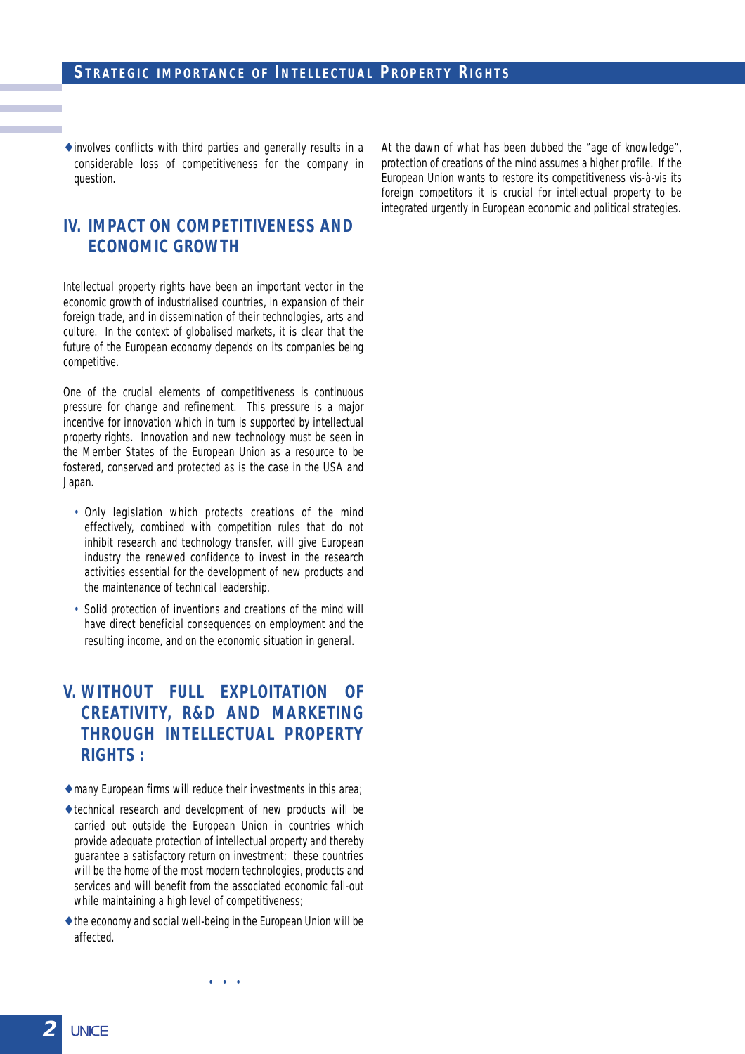- involves conflicts with third parties and generally results in a considerable loss of competitiveness for the company in question.

## IV. IMPACT ON COMPETITIVENESS AND ECONOMIC GROWTH

Intellectual property rights have been an important vector in the economic growth of industrialised countries, in expansion of their foreign trade, and in dissemination of their technologies, arts and culture. In the context of globalised markets, it is clear that the future of the European economy depends on its companies being competitive.

One of the crucial elements of competitiveness is continuous pressure for change and refinement. This pressure is a major incentive for innovation which in turn is supported by intellectual property rights. Innovation and new technology must be seen in the Member States of the European Union as a resource to be fostered, conserved and protected as is the case in the USA and Japan.

- Only legislation which protects creations of the mind effectively, combined with competition rules that do not inhibit research and technology transfer, will give European industry the renewed confidence to invest in the research activities essential for the development of new products and the maintenance of technical leadership.
- Solid protection of inventions and creations of the mind will have direct beneficial consequences on employment and the resulting income, and on the economic situation in general.

## V. WITHOUT FULL EXPLOITATION OF CREATIVITY, R&D AND MARKETING THROUGH INTELLECTUAL PROPERTY RIGHTS :

- many European firms will reduce their investments in this area;
- technical research and development of new products will be carried out outside the European Union in countries which provide adequate protection of intellectual property and thereby guarantee a satisfactory return on investment; these countries will be the home of the most modern technologies, products and services and will benefit from the associated economic fall-out while maintaining a high level of competitiveness;
- the economy and social well-being in the European Union will be affected.

• • •

At the dawn of what has been dubbed the "age of knowledge", protection of creations of the mind assumes a higher profile. If the European Union wants to restore its competitiveness vis-à-vis its foreign competitors it is crucial for intellectual property to be integrated urgently in European economic and political strategies.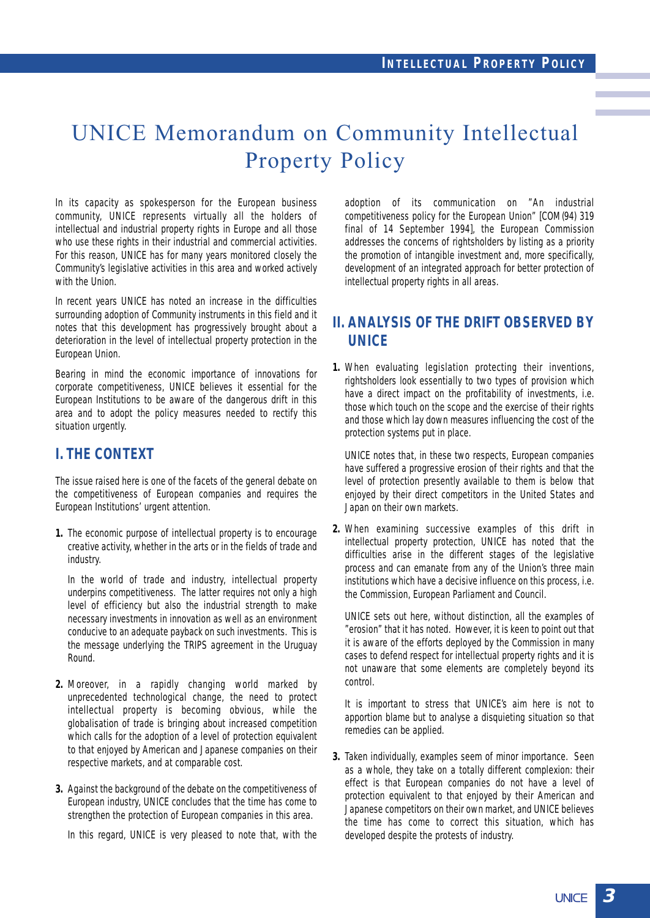# UNICE Memorandum on Community Intellectual Property Policy

In its capacity as spokesperson for the European business community, UNICE represents virtually all the holders of intellectual and industrial property rights in Europe and all those who use these rights in their industrial and commercial activities. For this reason, UNICE has for many years monitored closely the Community's legislative activities in this area and worked actively with the Union.

In recent years UNICE has noted an increase in the difficulties surrounding adoption of Community instruments in this field and it notes that this development has progressively brought about a deterioration in the level of intellectual property protection in the European Union.

Bearing in mind the economic importance of innovations for corporate competitiveness, UNICE believes it essential for the European Institutions to be aware of the dangerous drift in this area and to adopt the policy measures needed to rectify this situation urgently.

## I. THE CONTEXT

The issue raised here is one of the facets of the general debate on the competitiveness of European companies and requires the European Institutions' urgent attention.

**1.** The economic purpose of intellectual property is to encourage creative activity, whether in the arts or in the fields of trade and industry.

In the world of trade and industry, intellectual property underpins competitiveness. The latter requires not only a high level of efficiency but also the industrial strength to make necessary investments in innovation as well as an environment conducive to an adequate payback on such investments. This is the message underlying the TRIPS agreement in the Uruguay Round.

**2.** Moreover, in a rapidly changing world marked by unprecedented technological change, the need to protect intellectual property is becoming obvious, while the globalisation of trade is bringing about increased competition which calls for the adoption of a level of protection equivalent to that enjoyed by American and Japanese companies on their respective markets, and at comparable cost.

**3.** Against the background of the debate on the competitiveness of European industry, UNICE concludes that the time has come to strengthen the protection of European companies in this area.

In this regard, UNICE is very pleased to note that, with the adoption of its communication on "An industrial competitiveness policy for the European Union" [COM(94) 319 final of 14 September 1994], the European Commission addresses the concerns of rightsholders by listing as a priority the promotion of intangible investment and, more specifically, development of an integrated approach for better protection of intellectual property rights in all areas.

## II. ANALYSIS OF THE DRIFT OBSERVED BY UNICE

**1.** When evaluating legislation protecting their inventions, rightsholders look essentially to two types of provision which have a direct impact on the profitability of investments, i.e. those which touch on the scope and the exercise of their rights and those which lay down measures influencing the cost of the protection systems put in place.

UNICE notes that, in these two respects, European companies have suffered a progressive erosion of their rights and that the level of protection presently available to them is below that enjoyed by their direct competitors in the United States and Japan on their own markets.

**2.** When examining successive examples of this drift in intellectual property protection, UNICE has noted that the difficulties arise in the different stages of the legislative process and can emanate from any of the Union's three main institutions which have a decisive influence on this process, i.e. the Commission, European Parliament and Council.

UNICE sets out here, without distinction, all the examples of "erosion" that it has noted. However, it is keen to point out that it is aware of the efforts deployed by the Commission in many cases to defend respect for intellectual property rights and it is not unaware that some elements are completely beyond its control.

It is important to stress that UNICE's aim here is not to apportion blame but to analyse a disquieting situation so that remedies can be applied.

**3.** Taken individually, examples seem of minor importance. Seen as a whole, they take on a totally different complexion: their effect is that European companies do not have a level of protection equivalent to that enjoyed by their American and Japanese competitors on their own market, and UNICE believes the time has come to correct this situation, which has developed despite the protests of industry.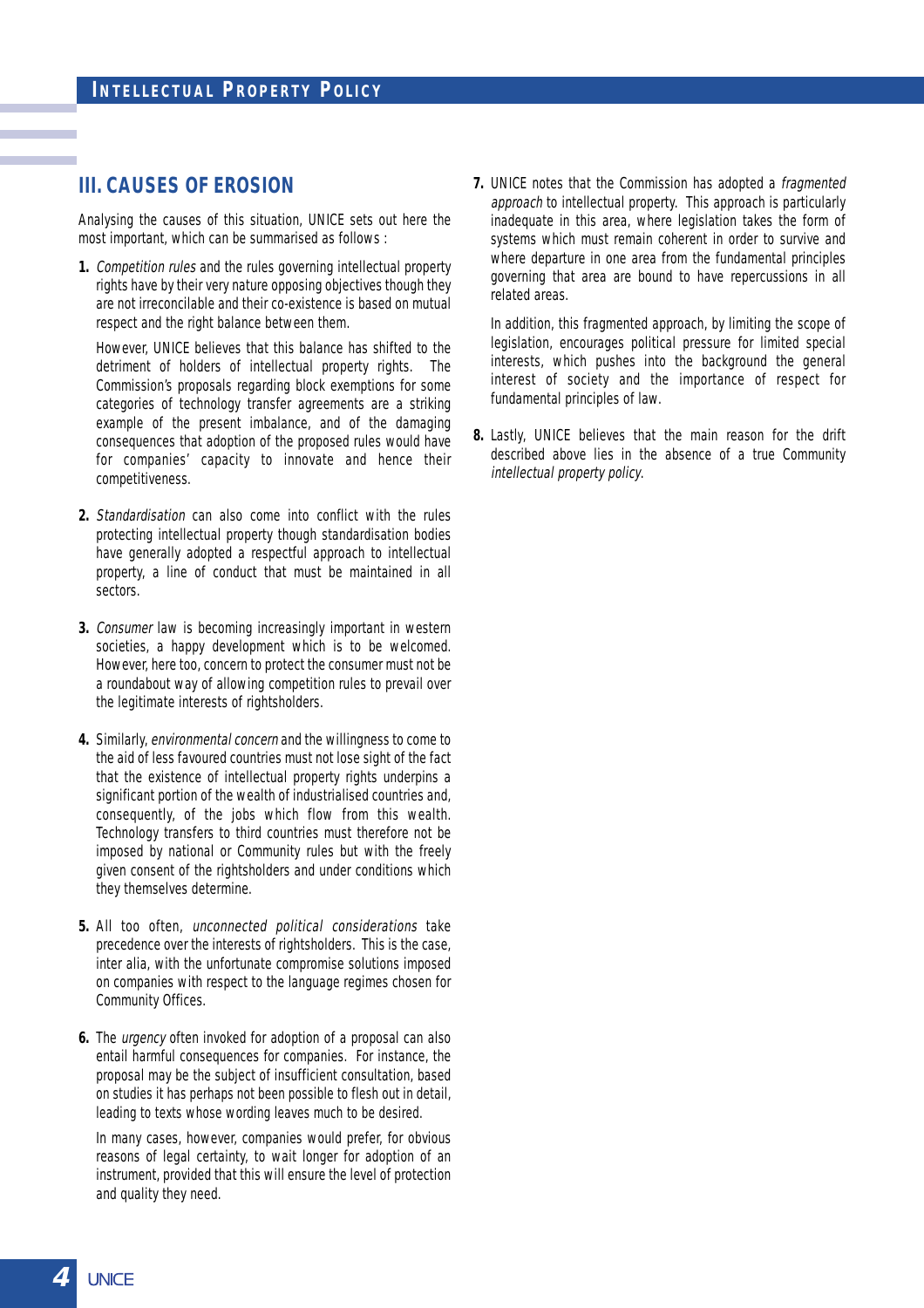## III. CAUSES OF EROSION

Analysing the causes of this situation, UNICE sets out here the most important, which can be summarised as follows :

1. *Competition rules* and the rules governing intellectual property rights have by their very nature opposing objectives though they are not irreconcilable and their co-existence is based on mutual respect and the right balance between them.

   However, UNICE believes that this balance has shifted to the detriment of holders of intellectual property rights. The Commission's proposals regarding block exemptions for some categories of technology transfer agreements are a striking example of the present imbalance, and of the damaging consequences that adoption of the proposed rules would have for companies' capacity to innovate and hence their competitiveness.

2. *Standardisation* can also come into conflict with the rules protecting intellectual property though standardisation bodies have generally adopted a respectful approach to intellectual property, a line of conduct that must be maintained in all sectors.

3. *Consumer* law is becoming increasingly important in western societies, a happy development which is to be welcomed. However, here too, concern to protect the consumer must not be a roundabout way of allowing competition rules to prevail over the legitimate interests of rightsholders.

4. Similarly, *environmental concern* and the willingness to come to the aid of less favoured countries must not lose sight of the fact that the existence of intellectual property rights underpins a significant portion of the wealth of industrialised countries and, consequently, of the jobs which flow from this wealth. Technology transfers to third countries must therefore not be imposed by national or Community rules but with the freely given consent of the rightsholders and under conditions which they themselves determine.

5. All too often, *unconnected political considerations* take precedence over the interests of rightsholders. This is the case, inter alia, with the unfortunate compromise solutions imposed on companies with respect to the language regimes chosen for Community Offices.

6. The *urgency* often invoked for adoption of a proposal can also entail harmful consequences for companies. For instance, the proposal may be the subject of insufficient consultation, based on studies it has perhaps not been possible to flesh out in detail, leading to texts whose wording leaves much to be desired.

   In many cases, however, companies would prefer, for obvious reasons of legal certainty, to wait longer for adoption of an instrument, provided that this will ensure the level of protection and quality they need.

7. UNICE notes that the Commission has adopted a *fragmented approach* to intellectual property. This approach is particularly inadequate in this area, where legislation takes the form of systems which must remain coherent in order to survive and where departure in one area from the fundamental principles governing that area are bound to have repercussions in all related areas.

   In addition, this fragmented approach, by limiting the scope of legislation, encourages political pressure for limited special interests, which pushes into the background the general interest of society and the importance of respect for fundamental principles of law.

8. Lastly, UNICE believes that the main reason for the drift described above lies in the absence of a true Community *intellectual property policy.*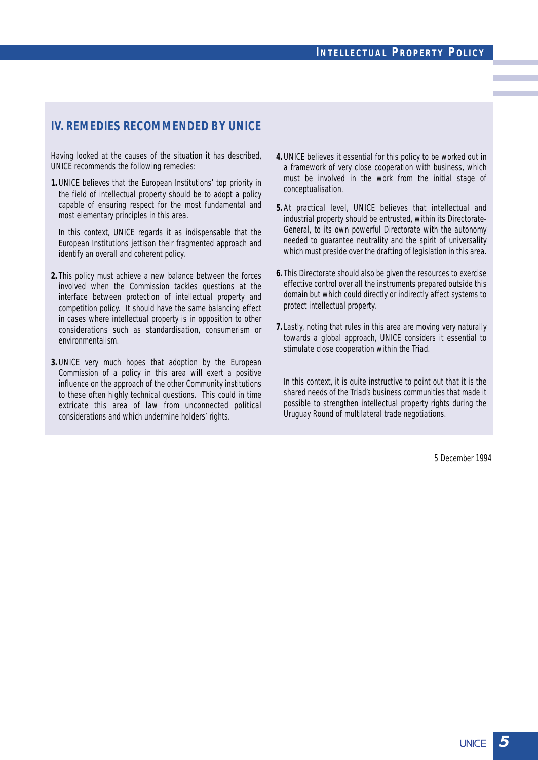## IV. REMEDIES RECOMMENDED BY UNICE

Having looked at the causes of the situation it has described, UNICE recommends the following remedies:

1. UNICE believes that the European Institutions' top priority in the field of intellectual property should be to adopt a policy capable of ensuring respect for the most fundamental and most elementary principles in this area.

   In this context, UNICE regards it as indispensable that the European Institutions jettison their fragmented approach and identify an overall and coherent policy.

2. This policy must achieve a new balance between the forces involved when the Commission tackles questions at the interface between protection of intellectual property and competition policy. It should have the same balancing effect in cases where intellectual property is in opposition to other considerations such as standardisation, consumerism or environmentalism.

3. UNICE very much hopes that adoption by the European Commission of a policy in this area will exert a positive influence on the approach of the other Community institutions to these often highly technical questions. This could in time extricate this area of law from unconnected political considerations and which undermine holders' rights.

4. UNICE believes it essential for this policy to be worked out in a framework of very close cooperation with business, which must be involved in the work from the initial stage of conceptualisation.

5. At practical level, UNICE believes that intellectual and industrial property should be entrusted, within its Directorate-General, to its own powerful Directorate with the autonomy needed to guarantee neutrality and the spirit of universality which must preside over the drafting of legislation in this area.

6. This Directorate should also be given the resources to exercise effective control over all the instruments prepared outside this domain but which could directly or indirectly affect systems to protect intellectual property.

7. Lastly, noting that rules in this area are moving very naturally towards a global approach, UNICE considers it essential to stimulate close cooperation within the Triad.

   In this context, it is quite instructive to point out that it is the shared needs of the Triad's business communities that made it possible to strengthen intellectual property rights during the Uruguay Round of multilateral trade negotiations.

5 December 1994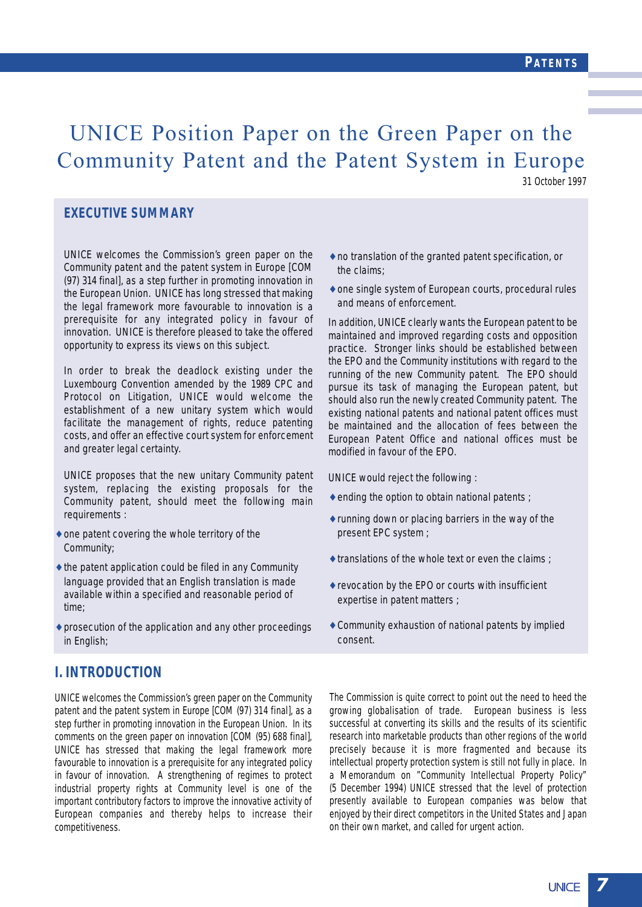# UNICE Position Paper on the Green Paper on the Community Patent and the Patent System in Europe

31 October 1997

## EXECUTIVE SUMMARY

UNICE welcomes the Commission's green paper on the Community patent and the patent system in Europe [COM (97) 314 final], as a step further in promoting innovation in the European Union. UNICE has long stressed that making the legal framework more favourable to innovation is a prerequisite for any integrated policy in favour of innovation. UNICE is therefore pleased to take the offered opportunity to express its views on this subject.

In order to break the deadlock existing under the Luxembourg Convention amended by the 1989 CPC and Protocol on Litigation, UNICE would welcome the establishment of a new unitary system which would facilitate the management of rights, reduce patenting costs, and offer an effective court system for enforcement and greater legal certainty.

UNICE proposes that the new unitary Community patent system, replacing the existing proposals for the Community patent, should meet the following main requirements :

- one patent covering the whole territory of the Community;
- the patent application could be filed in any Community language provided that an English translation is made available within a specified and reasonable period of time;
- prosecution of the application and any other proceedings in English;
- no translation of the granted patent specification, or the claims;
- one single system of European courts, procedural rules and means of enforcement.

In addition, UNICE clearly wants the European patent to be maintained and improved regarding costs and opposition practice. Stronger links should be established between the EPO and the Community institutions with regard to the running of the new Community patent. The EPO should pursue its task of managing the European patent, but should also run the newly created Community patent. The existing national patents and national patent offices must be maintained and the allocation of fees between the European Patent Office and national offices must be modified in favour of the EPO.

UNICE would reject the following :

- ending the option to obtain national patents ;
- running down or placing barriers in the way of the present EPC system ;
- translations of the whole text or even the claims ;
- revocation by the EPO or courts with insufficient expertise in patent matters ;
- Community exhaustion of national patents by implied consent.

## I. INTRODUCTION

UNICE welcomes the Commission's green paper on the Community patent and the patent system in Europe [COM (97) 314 final], as a step further in promoting innovation in the European Union. In its comments on the green paper on innovation [COM (95) 688 final], UNICE has stressed that making the legal framework more favourable to innovation is a prerequisite for any integrated policy in favour of innovation. A strengthening of regimes to protect industrial property rights at Community level is one of the important contributory factors to improve the innovative activity of European companies and thereby helps to increase their competitiveness.

The Commission is quite correct to point out the need to heed the growing globalisation of trade. European business is less successful at converting its skills and the results of its scientific research into marketable products than other regions of the world precisely because it is more fragmented and because its intellectual property protection system is still not fully in place. In a Memorandum on "Community Intellectual Property Policy" (5 December 1994) UNICE stressed that the level of protection presently available to European companies was below that enjoyed by their direct competitors in the United States and Japan on their own market, and called for urgent action.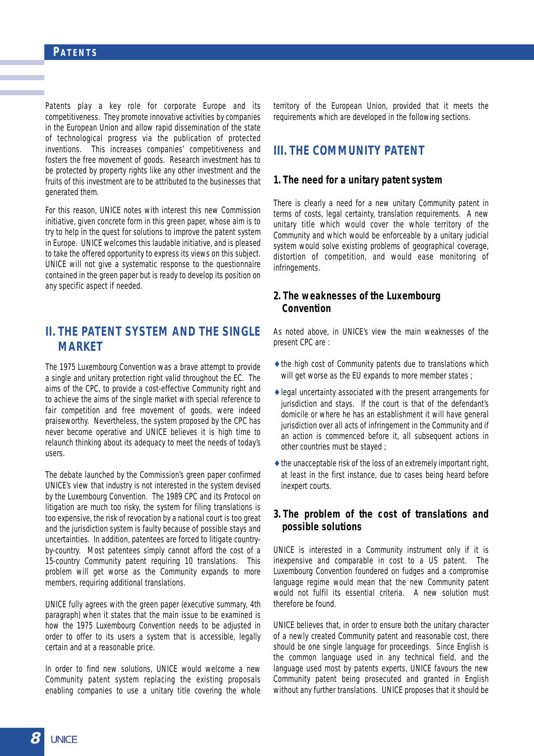Patents play a key role for corporate Europe and its competitiveness. They promote innovative activities by companies in the European Union and allow rapid dissemination of the state of technological progress via the publication of protected inventions. This increases companies' competitiveness and fosters the free movement of goods. Research investment has to be protected by property rights like any other investment and the fruits of this investment are to be attributed to the businesses that generated them.

For this reason, UNICE notes with interest this new Commission initiative, given concrete form in this green paper, whose aim is to try to help in the quest for solutions to improve the patent system in Europe. UNICE welcomes this laudable initiative, and is pleased to take the offered opportunity to express its views on this subject. UNICE will not give a systematic response to the questionnaire contained in the green paper but is ready to develop its position on any specific aspect if needed.

## II. THE PATENT SYSTEM AND THE SINGLE MARKET

The 1975 Luxembourg Convention was a brave attempt to provide a single and unitary protection right valid throughout the EC. The aims of the CPC, to provide a cost-effective Community right and to achieve the aims of the single market with special reference to fair competition and free movement of goods, were indeed praiseworthy. Nevertheless, the system proposed by the CPC has never become operative and UNICE believes it is high time to relaunch thinking about its adequacy to meet the needs of today's users.

The debate launched by the Commission's green paper confirmed UNICE's view that industry is not interested in the system devised by the Luxembourg Convention. The 1989 CPC and its Protocol on litigation are much too risky, the system for filing translations is too expensive, the risk of revocation by a national court is too great and the jurisdiction system is faulty because of possible stays and uncertainties. In addition, patentees are forced to litigate country-by-country. Most patentees simply cannot afford the cost of a 15-country Community patent requiring 10 translations. This problem will get worse as the Community expands to more members, requiring additional translations.

UNICE fully agrees with the green paper (executive summary, 4th paragraph) when it states that the main issue to be examined is how the 1975 Luxembourg Convention needs to be adjusted in order to offer to its users a system that is accessible, legally certain and at a reasonable price.

In order to find new solutions, UNICE would welcome a new Community patent system replacing the existing proposals enabling companies to use a unitary title covering the whole territory of the European Union, provided that it meets the requirements which are developed in the following sections.

## III. THE COMMUNITY PATENT

### 1. The need for a unitary patent system

There is clearly a need for a new unitary Community patent in terms of costs, legal certainty, translation requirements. A new unitary title which would cover the whole territory of the Community and which would be enforceable by a unitary judicial system would solve existing problems of geographical coverage, distortion of competition, and would ease monitoring of infringements.

### 2. The weaknesses of the Luxembourg Convention

As noted above, in UNICE's view the main weaknesses of the present CPC are :

- the high cost of Community patents due to translations which will get worse as the EU expands to more member states ;
- legal uncertainty associated with the present arrangements for jurisdiction and stays. If the court is that of the defendant's domicile or where he has an establishment it will have general jurisdiction over all acts of infringement in the Community and if an action is commenced before it, all subsequent actions in other countries must be stayed ;
- the unacceptable risk of the loss of an extremely important right, at least in the first instance, due to cases being heard before inexpert courts.

### 3. The problem of the cost of translations and possible solutions

UNICE is interested in a Community instrument only if it is inexpensive and comparable in cost to a US patent. The Luxembourg Convention foundered on fudges and a compromise language regime would mean that the new Community patent would not fulfil its essential criteria. A new solution must therefore be found.

UNICE believes that, in order to ensure both the unitary character of a newly created Community patent and reasonable cost, there should be one single language for proceedings. Since English is the common language used in any technical field, and the language used most by patents experts, UNICE favours the new Community patent being prosecuted and granted in English without any further translations. UNICE proposes that it should be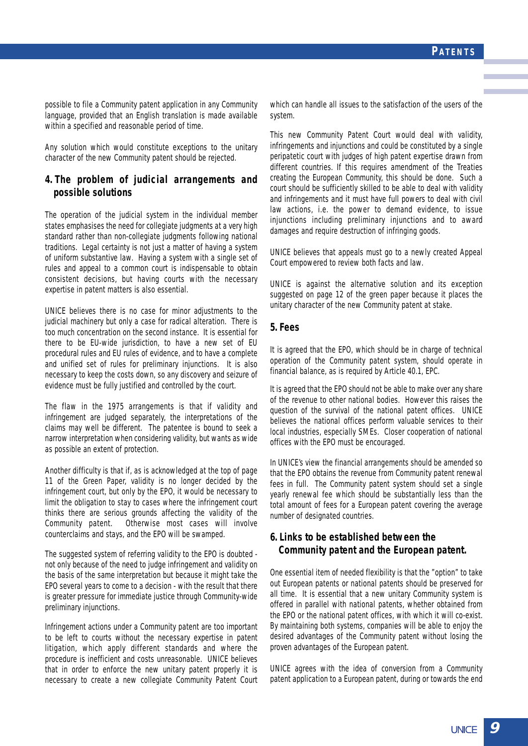possible to file a Community patent application in any Community language, provided that an English translation is made available within a specified and reasonable period of time.

Any solution which would constitute exceptions to the unitary character of the new Community patent should be rejected.

## 4. The problem of judicial arrangements and possible solutions

The operation of the judicial system in the individual member states emphasises the need for collegiate judgments at a very high standard rather than non-collegiate judgments following national traditions. Legal certainty is not just a matter of having a system of uniform substantive law. Having a system with a single set of rules and appeal to a common court is indispensable to obtain consistent decisions, but having courts with the necessary expertise in patent matters is also essential.

UNICE believes there is no case for minor adjustments to the judicial machinery but only a case for radical alteration. There is too much concentration on the second instance. It is essential for there to be EU-wide jurisdiction, to have a new set of EU procedural rules and EU rules of evidence, and to have a complete and unified set of rules for preliminary injunctions. It is also necessary to keep the costs down, so any discovery and seizure of evidence must be fully justified and controlled by the court.

The flaw in the 1975 arrangements is that if validity and infringement are judged separately, the interpretations of the claims may well be different. The patentee is bound to seek a narrow interpretation when considering validity, but wants as wide as possible an extent of protection.

Another difficulty is that if, as is acknowledged at the top of page 11 of the Green Paper, validity is no longer decided by the infringement court, but only by the EPO, it would be necessary to limit the obligation to stay to cases where the infringement court thinks there are serious grounds affecting the validity of the Community patent. Otherwise most cases will involve counterclaims and stays, and the EPO will be swamped.

The suggested system of referring validity to the EPO is doubted - not only because of the need to judge infringement and validity on the basis of the same interpretation but because it might take the EPO several years to come to a decision - with the result that there is greater pressure for immediate justice through Community-wide preliminary injunctions.

Infringement actions under a Community patent are too important to be left to courts without the necessary expertise in patent litigation, which apply different standards and where the procedure is inefficient and costs unreasonable. UNICE believes that in order to enforce the new unitary patent properly it is necessary to create a new collegiate Community Patent Court which can handle all issues to the satisfaction of the users of the system.

This new Community Patent Court would deal with validity, infringements and injunctions and could be constituted by a single peripatetic court with judges of high patent expertise drawn from different countries. If this requires amendment of the Treaties creating the European Community, this should be done. Such a court should be sufficiently skilled to be able to deal with validity and infringements and it must have full powers to deal with civil law actions, i.e. the power to demand evidence, to issue injunctions including preliminary injunctions and to award damages and require destruction of infringing goods.

UNICE believes that appeals must go to a newly created Appeal Court empowered to review both facts and law.

UNICE is against the alternative solution and its exception suggested on page 12 of the green paper because it places the unitary character of the new Community patent at stake.

## 5. Fees

It is agreed that the EPO, which should be in charge of technical operation of the Community patent system, should operate in financial balance, as is required by Article 40.1, EPC.

It is agreed that the EPO should not be able to make over any share of the revenue to other national bodies. However this raises the question of the survival of the national patent offices. UNICE believes the national offices perform valuable services to their local industries, especially SMEs. Closer cooperation of national offices with the EPO must be encouraged.

In UNICE's view the financial arrangements should be amended so that the EPO obtains the revenue from Community patent renewal fees in full. The Community patent system should set a single yearly renewal fee which should be substantially less than the total amount of fees for a European patent covering the average number of designated countries.

## 6. Links to be established between the Community patent and the European patent.

One essential item of needed flexibility is that the "option" to take out European patents or national patents should be preserved for all time. It is essential that a new unitary Community system is offered in parallel with national patents, whether obtained from the EPO or the national patent offices, with which it will co-exist. By maintaining both systems, companies will be able to enjoy the desired advantages of the Community patent without losing the proven advantages of the European patent.

UNICE agrees with the idea of conversion from a Community patent application to a European patent, during or towards the end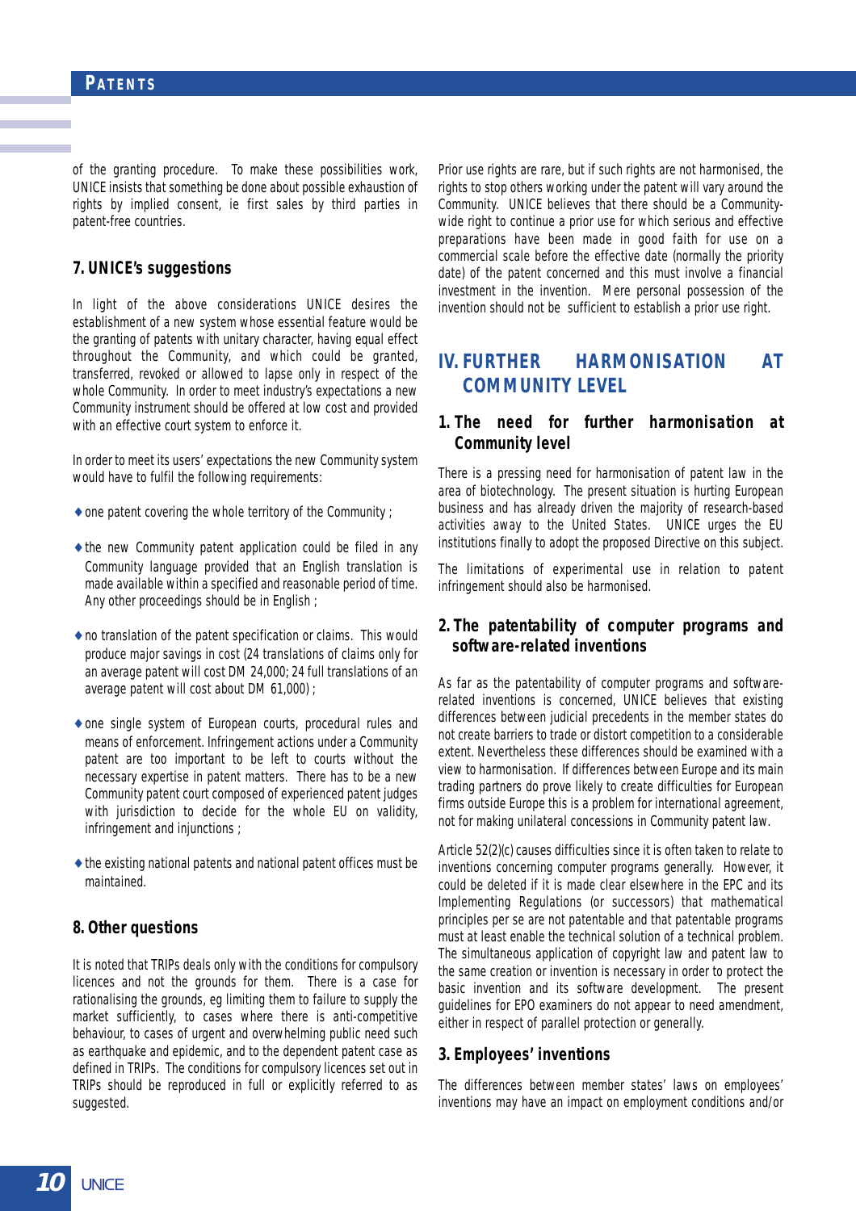of the granting procedure. To make these possibilities work, UNICE insists that something be done about possible exhaustion of rights by implied consent, ie first sales by third parties in patent-free countries.

### 7. UNICE's suggestions

In light of the above considerations UNICE desires the establishment of a new system whose essential feature would be the granting of patents with unitary character, having equal effect throughout the Community, and which could be granted, transferred, revoked or allowed to lapse only in respect of the whole Community. In order to meet industry's expectations a new Community instrument should be offered at low cost and provided with an effective court system to enforce it.

In order to meet its users' expectations the new Community system would have to fulfil the following requirements:

- one patent covering the whole territory of the Community ;
- the new Community patent application could be filed in any Community language provided that an English translation is made available within a specified and reasonable period of time. Any other proceedings should be in English ;
- no translation of the patent specification or claims. This would produce major savings in cost (24 translations of claims only for an average patent will cost DM 24,000; 24 full translations of an average patent will cost about DM 61,000) ;
- one single system of European courts, procedural rules and means of enforcement. Infringement actions under a Community patent are too important to be left to courts without the necessary expertise in patent matters. There has to be a new Community patent court composed of experienced patent judges with jurisdiction to decide for the whole EU on validity, infringement and injunctions ;
- the existing national patents and national patent offices must be maintained.

### 8. Other questions

It is noted that TRIPs deals only with the conditions for compulsory licences and not the grounds for them. There is a case for rationalising the grounds, eg limiting them to failure to supply the market sufficiently, to cases where there is anti-competitive behaviour, to cases of urgent and overwhelming public need such as earthquake and epidemic, and to the dependent patent case as defined in TRIPs. The conditions for compulsory licences set out in TRIPs should be reproduced in full or explicitly referred to as suggested.

Prior use rights are rare, but if such rights are not harmonised, the rights to stop others working under the patent will vary around the Community. UNICE believes that there should be a Community-wide right to continue a prior use for which serious and effective preparations have been made in good faith for use on a commercial scale before the effective date (normally the priority date) of the patent concerned and this must involve a financial investment in the invention. Mere personal possession of the invention should not be sufficient to establish a prior use right.

## IV. FURTHER HARMONISATION AT COMMUNITY LEVEL

### 1. The need for further harmonisation at Community level

There is a pressing need for harmonisation of patent law in the area of biotechnology. The present situation is hurting European business and has already driven the majority of research-based activities away to the United States. UNICE urges the EU institutions finally to adopt the proposed Directive on this subject.

The limitations of experimental use in relation to patent infringement should also be harmonised.

### 2. The patentability of computer programs and software-related inventions

As far as the patentability of computer programs and software-related inventions is concerned, UNICE believes that existing differences between judicial precedents in the member states do not create barriers to trade or distort competition to a considerable extent. Nevertheless these differences should be examined with a view to harmonisation. If differences between Europe and its main trading partners do prove likely to create difficulties for European firms outside Europe this is a problem for international agreement, not for making unilateral concessions in Community patent law.

Article 52(2)(c) causes difficulties since it is often taken to relate to inventions concerning computer programs generally. However, it could be deleted if it is made clear elsewhere in the EPC and its Implementing Regulations (or successors) that mathematical principles per se are not patentable and that patentable programs must at least enable the technical solution of a technical problem. The simultaneous application of copyright law and patent law to the same creation or invention is necessary in order to protect the basic invention and its software development. The present guidelines for EPO examiners do not appear to need amendment, either in respect of parallel protection or generally.

### 3. Employees' inventions

The differences between member states' laws on employees' inventions may have an impact on employment conditions and/or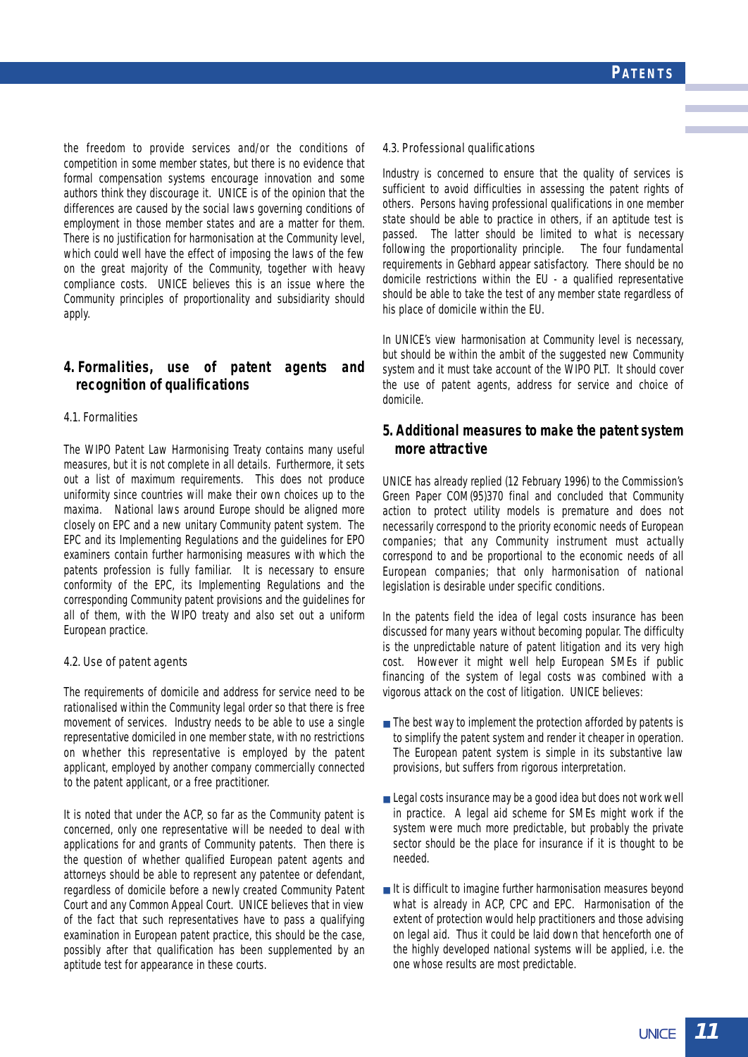the freedom to provide services and/or the conditions of competition in some member states, but there is no evidence that formal compensation systems encourage innovation and some authors think they discourage it. UNICE is of the opinion that the differences are caused by the social laws governing conditions of employment in those member states and are a matter for them. There is no justification for harmonisation at the Community level, which could well have the effect of imposing the laws of the few on the great majority of the Community, together with heavy compliance costs. UNICE believes this is an issue where the Community principles of proportionality and subsidiarity should apply.

## 4. Formalities, use of patent agents and recognition of qualifications

### 4.1. Formalities

The WIPO Patent Law Harmonising Treaty contains many useful measures, but it is not complete in all details. Furthermore, it sets out a list of maximum requirements. This does not produce uniformity since countries will make their own choices up to the maxima. National laws around Europe should be aligned more closely on EPC and a new unitary Community patent system. The EPC and its Implementing Regulations and the guidelines for EPO examiners contain further harmonising measures with which the patents profession is fully familiar. It is necessary to ensure conformity of the EPC, its Implementing Regulations and the corresponding Community patent provisions and the guidelines for all of them, with the WIPO treaty and also set out a uniform European practice.

### 4.2. Use of patent agents

The requirements of domicile and address for service need to be rationalised within the Community legal order so that there is free movement of services. Industry needs to be able to use a single representative domiciled in one member state, with no restrictions on whether this representative is employed by the patent applicant, employed by another company commercially connected to the patent applicant, or a free practitioner.

It is noted that under the ACP, so far as the Community patent is concerned, only one representative will be needed to deal with applications for and grants of Community patents. Then there is the question of whether qualified European patent agents and attorneys should be able to represent any patentee or defendant, regardless of domicile before a newly created Community Patent Court and any Common Appeal Court. UNICE believes that in view of the fact that such representatives have to pass a qualifying examination in European patent practice, this should be the case, possibly after that qualification has been supplemented by an aptitude test for appearance in these courts.

### 4.3. Professional qualifications

Industry is concerned to ensure that the quality of services is sufficient to avoid difficulties in assessing the patent rights of others. Persons having professional qualifications in one member state should be able to practice in others, if an aptitude test is passed. The latter should be limited to what is necessary following the proportionality principle. The four fundamental requirements in Gebhard appear satisfactory. There should be no domicile restrictions within the EU - a qualified representative should be able to take the test of any member state regardless of his place of domicile within the EU.

In UNICE's view harmonisation at Community level is necessary, but should be within the ambit of the suggested new Community system and it must take account of the WIPO PLT. It should cover the use of patent agents, address for service and choice of domicile.

## 5. Additional measures to make the patent system more attractive

UNICE has already replied (12 February 1996) to the Commission's Green Paper COM(95)370 final and concluded that Community action to protect utility models is premature and does not necessarily correspond to the priority economic needs of European companies; that any Community instrument must actually correspond to and be proportional to the economic needs of all European companies; that only harmonisation of national legislation is desirable under specific conditions.

In the patents field the idea of legal costs insurance has been discussed for many years without becoming popular. The difficulty is the unpredictable nature of patent litigation and its very high cost. However it might well help European SMEs if public financing of the system of legal costs was combined with a vigorous attack on the cost of litigation. UNICE believes:

- The best way to implement the protection afforded by patents is to simplify the patent system and render it cheaper in operation. The European patent system is simple in its substantive law provisions, but suffers from rigorous interpretation.
- Legal costs insurance may be a good idea but does not work well in practice. A legal aid scheme for SMEs might work if the system were much more predictable, but probably the private sector should be the place for insurance if it is thought to be needed.
- It is difficult to imagine further harmonisation measures beyond what is already in ACP, CPC and EPC. Harmonisation of the extent of protection would help practitioners and those advising on legal aid. Thus it could be laid down that henceforth one of the highly developed national systems will be applied, i.e. the one whose results are most predictable.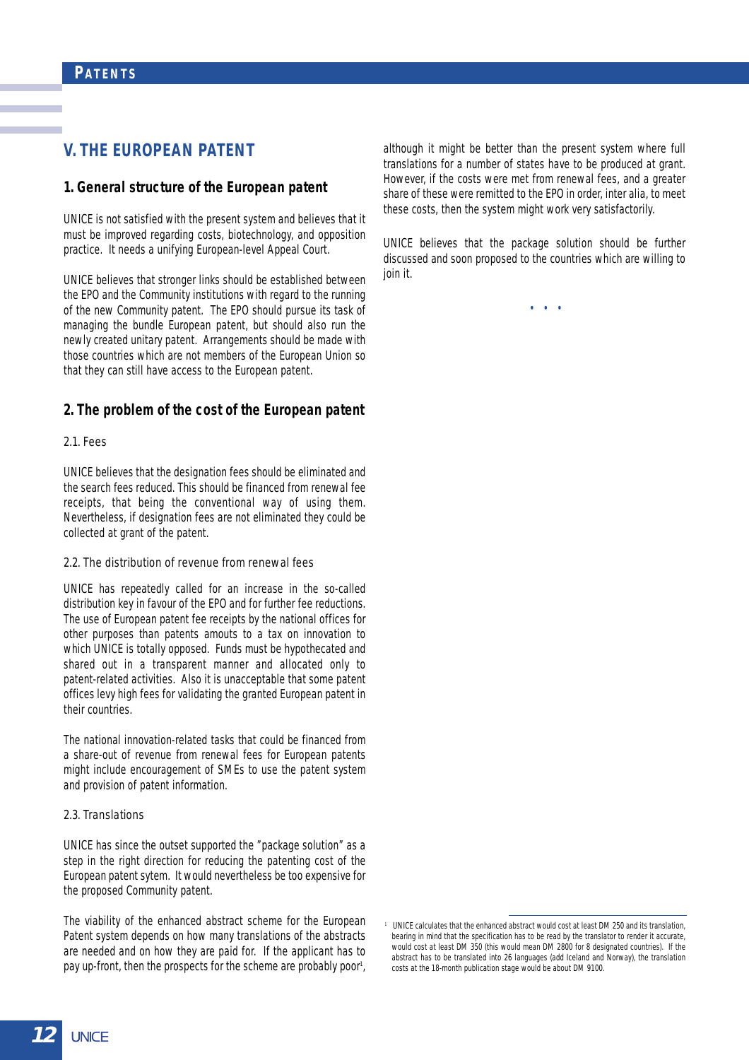# V. THE EUROPEAN PATENT

## 1. General structure of the European patent

UNICE is not satisfied with the present system and believes that it must be improved regarding costs, biotechnology, and opposition practice. It needs a unifying European-level Appeal Court.

UNICE believes that stronger links should be established between the EPO and the Community institutions with regard to the running of the new Community patent. The EPO should pursue its task of managing the bundle European patent, but should also run the newly created unitary patent. Arrangements should be made with those countries which are not members of the European Union so that they can still have access to the European patent.

## 2. The problem of the cost of the European patent

### 2.1. Fees

UNICE believes that the designation fees should be eliminated and the search fees reduced. This should be financed from renewal fee receipts, that being the conventional way of using them. Nevertheless, if designation fees are not eliminated they could be collected at grant of the patent.

### 2.2. The distribution of revenue from renewal fees

UNICE has repeatedly called for an increase in the so-called distribution key in favour of the EPO and for further fee reductions. The use of European patent fee receipts by the national offices for other purposes than patents amounts to a tax on innovation to which UNICE is totally opposed. Funds must be hypothecated and shared out in a transparent manner and allocated only to patent-related activities. Also it is unacceptable that some patent offices levy high fees for validating the granted European patent in their countries.

The national innovation-related tasks that could be financed from a share-out of revenue from renewal fees for European patents might include encouragement of SMEs to use the patent system and provision of patent information.

### 2.3. Translations

UNICE has since the outset supported the "package solution" as a step in the right direction for reducing the patenting cost of the European patent sytem. It would nevertheless be too expensive for the proposed Community patent.

The viability of the enhanced abstract scheme for the European Patent system depends on how many translations of the abstracts are needed and on how they are paid for. If the applicant has to pay up-front, then the prospects for the scheme are probably poor[1], although it might be better than the present system where full translations for a number of states have to be produced at grant. However, if the costs were met from renewal fees, and a greater share of these were remitted to the EPO in order, inter alia, to meet these costs, then the system might work very satisfactorily.

UNICE believes that the package solution should be further discussed and soon proposed to the countries which are willing to join it.

• • •

[1] UNICE calculates that the enhanced abstract would cost at least DM 250 and its translation, bearing in mind that the specification has to be read by the translator to render it accurate, would cost at least DM 350 (this would mean DM 2800 for 8 designated countries). If the abstract has to be translated into 26 languages (add Iceland and Norway), the translation costs at the 18-month publication stage would be about DM 9100.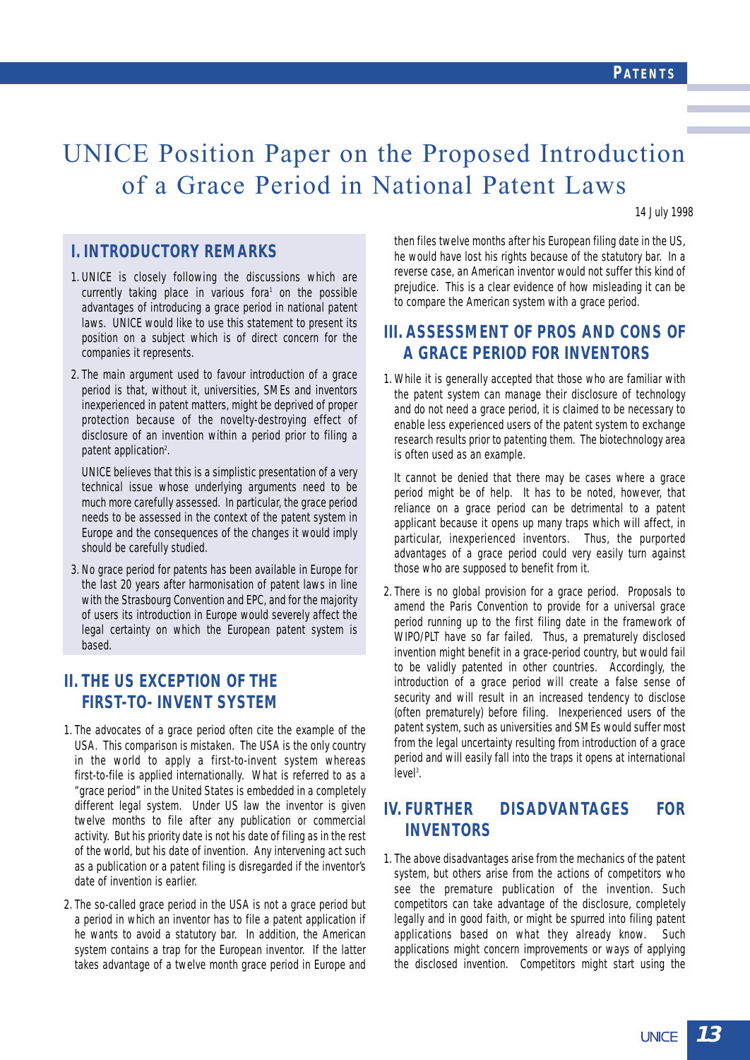# UNICE Position Paper on the Proposed Introduction of a Grace Period in National Patent Laws

14 July 1998

## I. INTRODUCTORY REMARKS

1. UNICE is closely following the discussions which are currently taking place in various fora[1] on the possible advantages of introducing a grace period in national patent laws. UNICE would like to use this statement to present its position on a subject which is of direct concern for the companies it represents.

2. The main argument used to favour introduction of a grace period is that, without it, universities, SMEs and inventors inexperienced in patent matters, might be deprived of proper protection because of the novelty-destroying effect of disclosure of an invention within a period prior to filing a patent application[2].

   UNICE believes that this is a simplistic presentation of a very technical issue whose underlying arguments need to be much more carefully assessed. In particular, the grace period needs to be assessed in the context of the patent system in Europe and the consequences of the changes it would imply should be carefully studied.

3. No grace period for patents has been available in Europe for the last 20 years after harmonisation of patent laws in line with the Strasbourg Convention and EPC, and for the majority of users its introduction in Europe would severely affect the legal certainty on which the European patent system is based.

## II. THE US EXCEPTION OF THE FIRST-TO- INVENT SYSTEM

1. The advocates of a grace period often cite the example of the USA. This comparison is mistaken. The USA is the only country in the world to apply a first-to-invent system whereas first-to-file is applied internationally. What is referred to as a "grace period" in the United States is embedded in a completely different legal system. Under US law the inventor is given twelve months to file after any publication or commercial activity. But his priority date is not his date of filing as in the rest of the world, but his date of invention. Any intervening act such as a publication or a patent filing is disregarded if the inventor's date of invention is earlier.

2. The so-called grace period in the USA is not a grace period but a period in which an inventor has to file a patent application if he wants to avoid a statutory bar. In addition, the American system contains a trap for the European inventor. If the latter takes advantage of a twelve month grace period in Europe and then files twelve months after his European filing date in the US, he would have lost his rights because of the statutory bar. In a reverse case, an American inventor would not suffer this kind of prejudice. This is a clear evidence of how misleading it can be to compare the American system with a grace period.

## III. ASSESSMENT OF PROS AND CONS OF A GRACE PERIOD FOR INVENTORS

1. While it is generally accepted that those who are familiar with the patent system can manage their disclosure of technology and do not need a grace period, it is claimed to be necessary to enable less experienced users of the patent system to exchange research results prior to patenting them. The biotechnology area is often used as an example.

   It cannot be denied that there may be cases where a grace period might be of help. It has to be noted, however, that reliance on a grace period can be detrimental to a patent applicant because it opens up many traps which will affect, in particular, inexperienced inventors. Thus, the purported advantages of a grace period could very easily turn against those who are supposed to benefit from it.

2. There is no global provision for a grace period. Proposals to amend the Paris Convention to provide for a universal grace period running up to the first filing date in the framework of WIPO/PLT have so far failed. Thus, a prematurely disclosed invention might benefit in a grace-period country, but would fail to be validly patented in other countries. Accordingly, the introduction of a grace period will create a false sense of security and will result in an increased tendency to disclose (often prematurely) before filing. Inexperienced users of the patent system, such as universities and SMEs would suffer most from the legal uncertainty resulting from introduction of a grace period and will easily fall into the traps it opens at international level[3].

## IV. FURTHER DISADVANTAGES FOR INVENTORS

1. The above disadvantages arise from the mechanics of the patent system, but others arise from the actions of competitors who see the premature publication of the invention. Such competitors can take advantage of the disclosure, completely legally and in good faith, or might be spurred into filing patent applications based on what they already know. Such applications might concern improvements or ways of applying the disclosed invention. Competitors might start using the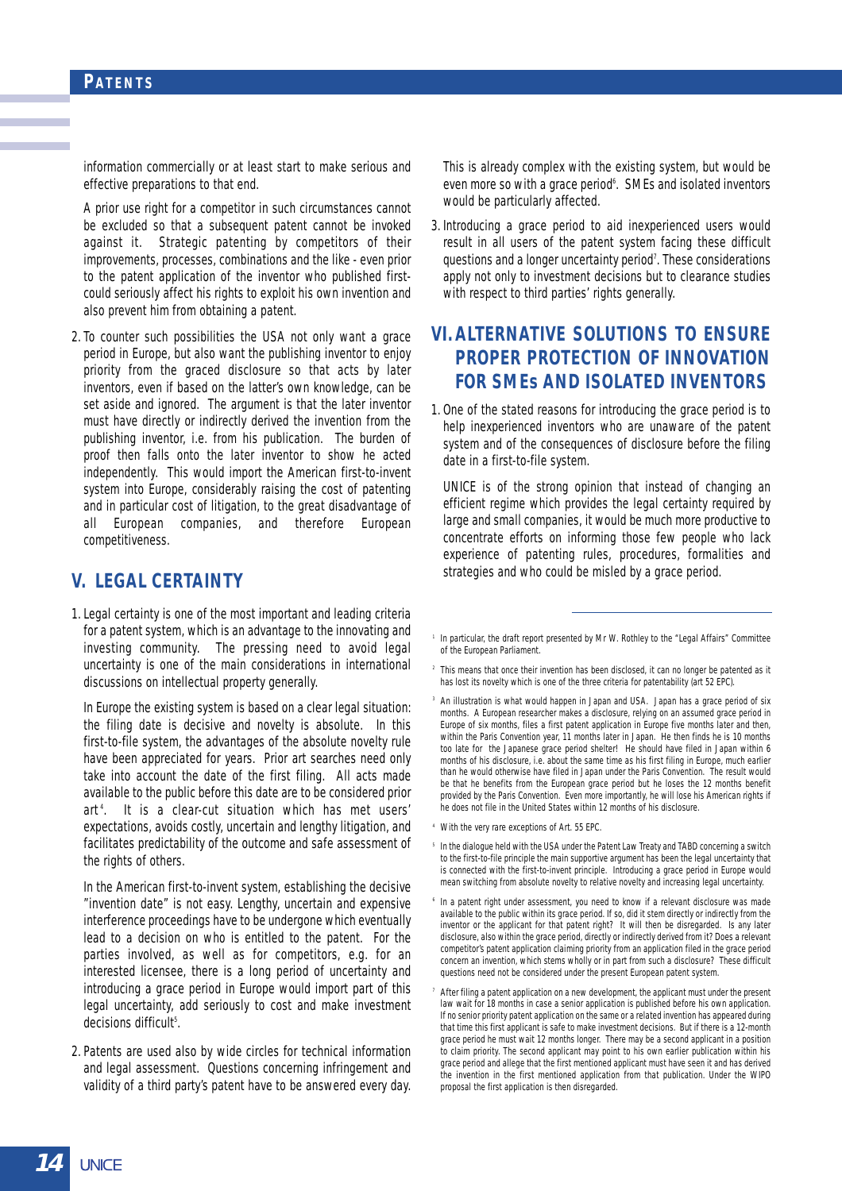information commercially or at least start to make serious and effective preparations to that end.

A prior use right for a competitor in such circumstances cannot be excluded so that a subsequent patent cannot be invoked against it. Strategic patenting by competitors of their improvements, processes, combinations and the like - even prior to the patent application of the inventor who published first- could seriously affect his rights to exploit his own invention and also prevent him from obtaining a patent.

2. To counter such possibilities the USA not only want a grace period in Europe, but also want the publishing inventor to enjoy priority from the graced disclosure so that acts by later inventors, even if based on the latter's own knowledge, can be set aside and ignored. The argument is that the later inventor must have directly or indirectly derived the invention from the publishing inventor, i.e. from his publication. The burden of proof then falls onto the later inventor to show he acted independently. This would import the American first-to-invent system into Europe, considerably raising the cost of patenting and in particular cost of litigation, to the great disadvantage of all European companies, and therefore European competitiveness.

## V. LEGAL CERTAINTY

1. Legal certainty is one of the most important and leading criteria for a patent system, which is an advantage to the innovating and investing community. The pressing need to avoid legal uncertainty is one of the main considerations in international discussions on intellectual property generally.

   In Europe the existing system is based on a clear legal situation: the filing date is decisive and novelty is absolute. In this first-to-file system, the advantages of the absolute novelty rule have been appreciated for years. Prior art searches need only take into account the date of the first filing. All acts made available to the public before this date are to be considered prior art[4]. It is a clear-cut situation which has met users' expectations, avoids costly, uncertain and lengthy litigation, and facilitates predictability of the outcome and safe assessment of the rights of others.

   In the American first-to-invent system, establishing the decisive "invention date" is not easy. Lengthy, uncertain and expensive interference proceedings have to be undergone which eventually lead to a decision on who is entitled to the patent. For the parties involved, as well as for competitors, e.g. for an interested licensee, there is a long period of uncertainty and introducing a grace period in Europe would import part of this legal uncertainty, add seriously to cost and make investment decisions difficult[5].

2. Patents are used also by wide circles for technical information and legal assessment. Questions concerning infringement and validity of a third party's patent have to be answered every day. This is already complex with the existing system, but would be even more so with a grace period[6]. SMEs and isolated inventors would be particularly affected.

3. Introducing a grace period to aid inexperienced users would result in all users of the patent system facing these difficult questions and a longer uncertainty period[7]. These considerations apply not only to investment decisions but to clearance studies with respect to third parties' rights generally.

## VI. ALTERNATIVE SOLUTIONS TO ENSURE PROPER PROTECTION OF INNOVATION FOR SMEs AND ISOLATED INVENTORS

1. One of the stated reasons for introducing the grace period is to help inexperienced inventors who are unaware of the patent system and of the consequences of disclosure before the filing date in a first-to-file system.

   UNICE is of the strong opinion that instead of changing an efficient regime which provides the legal certainty required by large and small companies, it would be much more productive to concentrate efforts on informing those few people who lack experience of patenting rules, procedures, formalities and strategies and who could be misled by a grace period.

---

[1] In particular, the draft report presented by Mr W. Rothley to the "Legal Affairs" Committee of the European Parliament.

[2] This means that once their invention has been disclosed, it can no longer be patented as it has lost its novelty which is one of the three criteria for patentability (art 52 EPC).

[3] An illustration is what would happen in Japan and USA. Japan has a grace period of six months. A European researcher makes a disclosure, relying on an assumed grace period in Europe of six months, files a first patent application in Europe five months later and then, within the Paris Convention year, 11 months later in Japan. He then finds he is 10 months too late for the Japanese grace period shelter! He should have filed in Japan within 6 months of his disclosure, i.e. about the same time as his first filing in Europe, much earlier than he would otherwise have filed in Japan under the Paris Convention. The result would be that he benefits from the European grace period but he loses the 12 months benefit provided by the Paris Convention. Even more importantly, he will lose his American rights if he does not file in the United States within 12 months of his disclosure.

[4] With the very rare exceptions of Art. 55 EPC.

[5] In the dialogue held with the USA under the Patent Law Treaty and TABD concerning a switch to the first-to-file principle the main supportive argument has been the legal uncertainty that is connected with the first-to-invent principle. Introducing a grace period in Europe would mean switching from absolute novelty to relative novelty and increasing legal uncertainty.

[6] In a patent right under assessment, you need to know if a relevant disclosure was made available to the public within its grace period. If so, did it stem directly or indirectly from the inventor or the applicant for that patent right? It will then be disregarded. Is any later disclosure, also within the grace period, directly or indirectly derived from it? Does a relevant competitor's patent application claiming priority from an application filed in the grace period concern an invention, which stems wholly or in part from such a disclosure? These difficult questions need not be considered under the present European patent system.

[7] After filing a patent application on a new development, the applicant must under the present law wait for 18 months in case a senior application is published before his own application. If no senior priority patent application on the same or a related invention has appeared during that time this first applicant is safe to make investment decisions. But if there is a 12-month grace period he must wait 12 months longer. There may be a second applicant in a position to claim priority. The second applicant may point to his own earlier publication within his grace period and allege that the first mentioned applicant must have seen it and has derived the invention in the first mentioned application from that publication. Under the WIPO proposal the first application is then disregarded.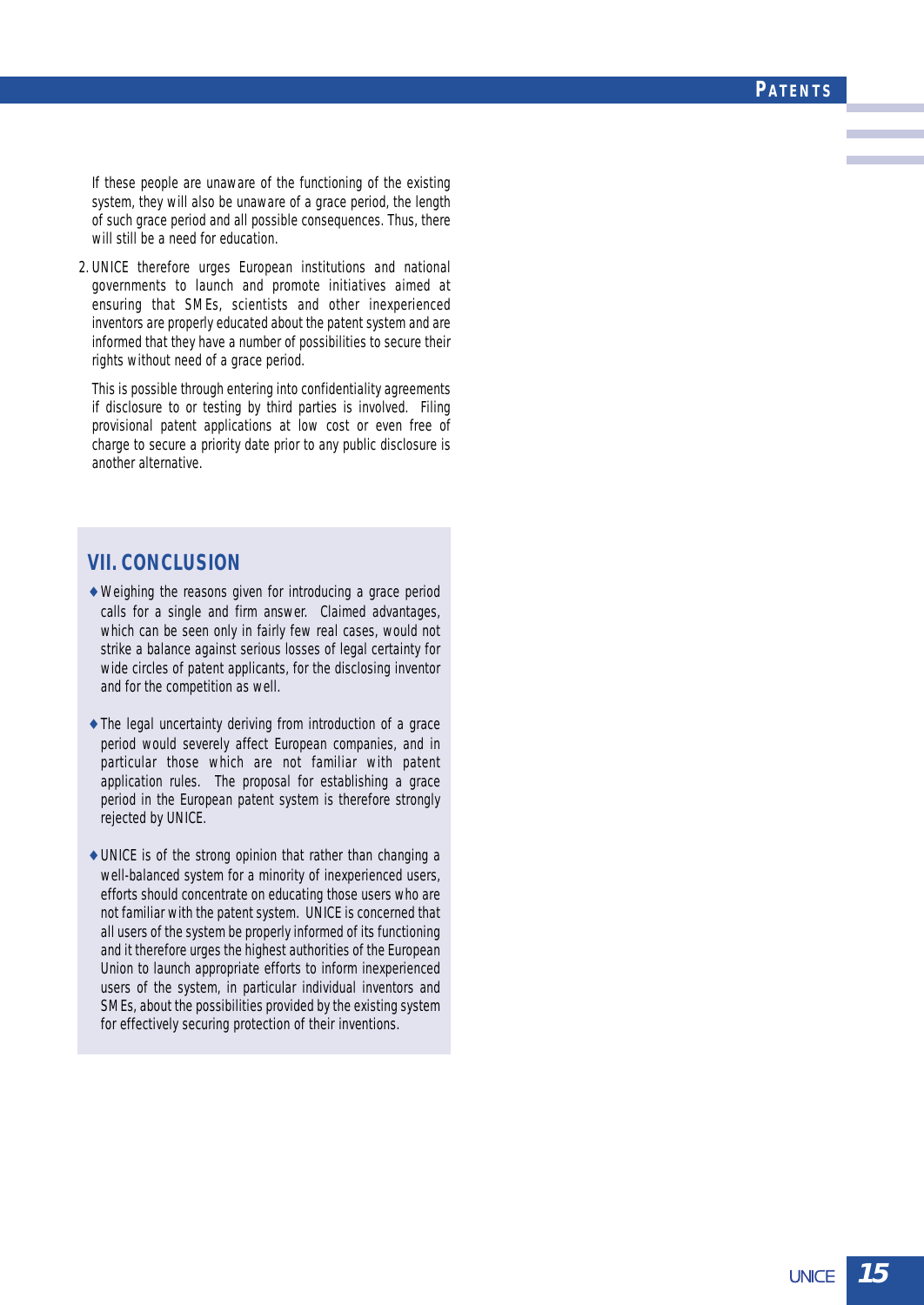If these people are unaware of the functioning of the existing system, they will also be unaware of a grace period, the length of such grace period and all possible consequences. Thus, there will still be a need for education.

2. UNICE therefore urges European institutions and national governments to launch and promote initiatives aimed at ensuring that SMEs, scientists and other inexperienced inventors are properly educated about the patent system and are informed that they have a number of possibilities to secure their rights without need of a grace period.

   This is possible through entering into confidentiality agreements if disclosure to or testing by third parties is involved. Filing provisional patent applications at low cost or even free of charge to secure a priority date prior to any public disclosure is another alternative.

## VII. CONCLUSION

- Weighing the reasons given for introducing a grace period calls for a single and firm answer. Claimed advantages, which can be seen only in fairly few real cases, would not strike a balance against serious losses of legal certainty for wide circles of patent applicants, for the disclosing inventor and for the competition as well.

- The legal uncertainty deriving from introduction of a grace period would severely affect European companies, and in particular those which are not familiar with patent application rules. The proposal for establishing a grace period in the European patent system is therefore strongly rejected by UNICE.

- UNICE is of the strong opinion that rather than changing a well-balanced system for a minority of inexperienced users, efforts should concentrate on educating those users who are not familiar with the patent system. UNICE is concerned that all users of the system be properly informed of its functioning and it therefore urges the highest authorities of the European Union to launch appropriate efforts to inform inexperienced users of the system, in particular individual inventors and SMEs, about the possibilities provided by the existing system for effectively securing protection of their inventions.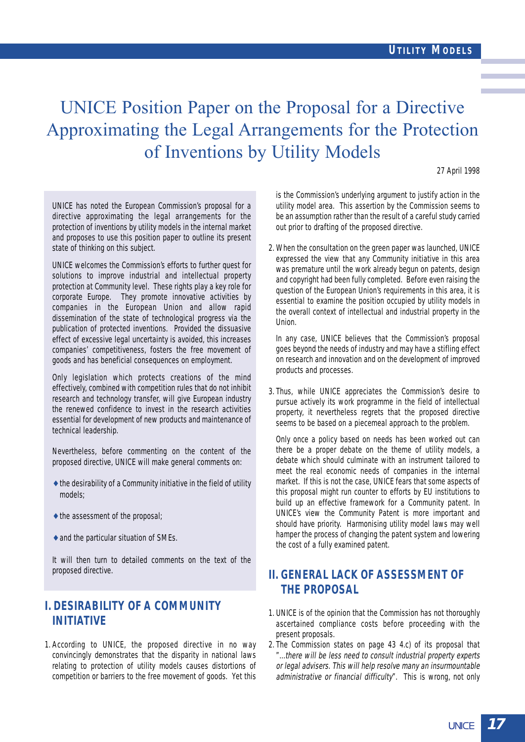# UNICE Position Paper on the Proposal for a Directive Approximating the Legal Arrangements for the Protection of Inventions by Utility Models

27 April 1998

UNICE has noted the European Commission's proposal for a directive approximating the legal arrangements for the protection of inventions by utility models in the internal market and proposes to use this position paper to outline its present state of thinking on this subject.

UNICE welcomes the Commission's efforts to further quest for solutions to improve industrial and intellectual property protection at Community level. These rights play a key role for corporate Europe. They promote innovative activities by companies in the European Union and allow rapid dissemination of the state of technological progress via the publication of protected inventions. Provided the dissuasive effect of excessive legal uncertainty is avoided, this increases companies' competitiveness, fosters the free movement of goods and has beneficial consequences on employment.

Only legislation which protects creations of the mind effectively, combined with competition rules that do not inhibit research and technology transfer, will give European industry the renewed confidence to invest in the research activities essential for development of new products and maintenance of technical leadership.

Nevertheless, before commenting on the content of the proposed directive, UNICE will make general comments on:

- the desirability of a Community initiative in the field of utility models;
- the assessment of the proposal;
- and the particular situation of SMEs.

It will then turn to detailed comments on the text of the proposed directive.

## I. DESIRABILITY OF A COMMUNITY INITIATIVE

1. According to UNICE, the proposed directive in no way convincingly demonstrates that the disparity in national laws relating to protection of utility models causes distortions of competition or barriers to the free movement of goods. Yet this is the Commission's underlying argument to justify action in the utility model area. This assertion by the Commission seems to be an assumption rather than the result of a careful study carried out prior to drafting of the proposed directive.

2. When the consultation on the green paper was launched, UNICE expressed the view that any Community initiative in this area was premature until the work already begun on patents, design and copyright had been fully completed. Before even raising the question of the European Union's requirements in this area, it is essential to examine the position occupied by utility models in the overall context of intellectual and industrial property in the Union.

   In any case, UNICE believes that the Commission's proposal goes beyond the needs of industry and may have a stifling effect on research and innovation and on the development of improved products and processes.

3. Thus, while UNICE appreciates the Commission's desire to pursue actively its work programme in the field of intellectual property, it nevertheless regrets that the proposed directive seems to be based on a piecemeal approach to the problem.

   Only once a policy based on needs has been worked out can there be a proper debate on the theme of utility models, a debate which should culminate with an instrument tailored to meet the real economic needs of companies in the internal market. If this is not the case, UNICE fears that some aspects of this proposal might run counter to efforts by EU institutions to build up an effective framework for a Community patent. In UNICE's view the Community Patent is more important and should have priority. Harmonising utility model laws may well hamper the process of changing the patent system and lowering the cost of a fully examined patent.

## II. GENERAL LACK OF ASSESSMENT OF THE PROPOSAL

1. UNICE is of the opinion that the Commission has not thoroughly ascertained compliance costs before proceeding with the present proposals.
2. The Commission states on page 43 4.c) of its proposal that "*...there will be less need to consult industrial property experts or legal advisers. This will help resolve many an insurmountable administrative or financial difficulty*". This is wrong, not only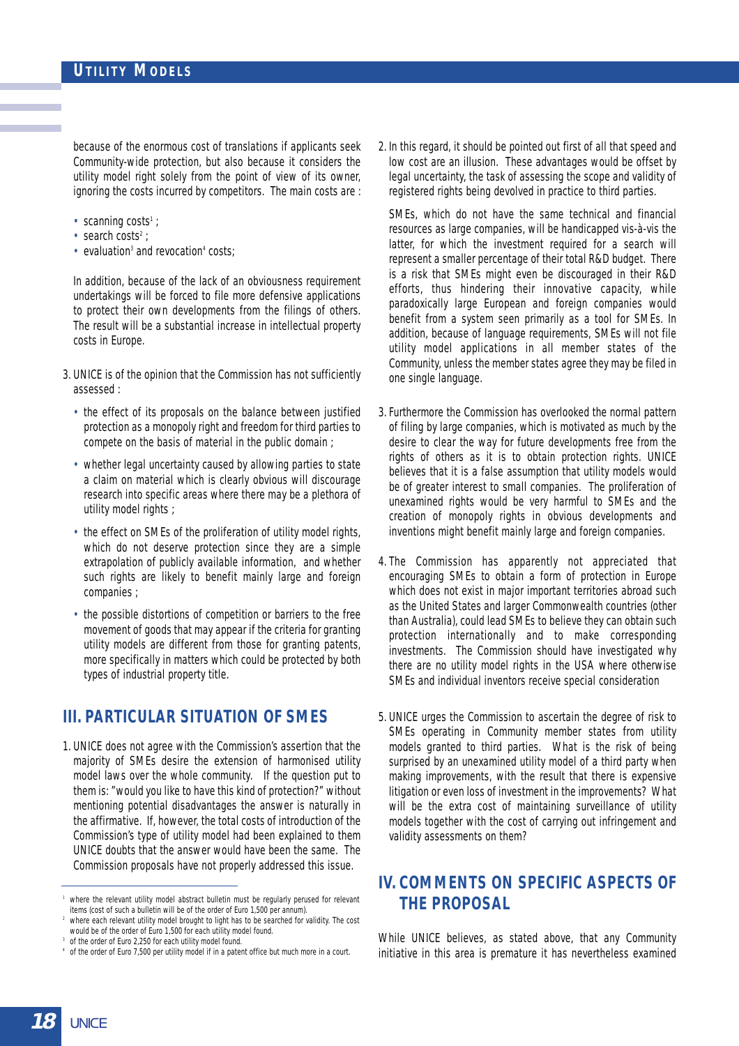because of the enormous cost of translations if applicants seek Community-wide protection, but also because it considers the utility model right solely from the point of view of its owner, ignoring the costs incurred by competitors. The main costs are :

- scanning costs[1] ;
- search costs[2] ;
- evaluation[3] and revocation[4] costs;

In addition, because of the lack of an obviousness requirement undertakings will be forced to file more defensive applications to protect their own developments from the filings of others. The result will be a substantial increase in intellectual property costs in Europe.

3. UNICE is of the opinion that the Commission has not sufficiently assessed :
   - the effect of its proposals on the balance between justified protection as a monopoly right and freedom for third parties to compete on the basis of material in the public domain ;
   - whether legal uncertainty caused by allowing parties to state a claim on material which is clearly obvious will discourage research into specific areas where there may be a plethora of utility model rights ;
   - the effect on SMEs of the proliferation of utility model rights, which do not deserve protection since they are a simple extrapolation of publicly available information, and whether such rights are likely to benefit mainly large and foreign companies ;
   - the possible distortions of competition or barriers to the free movement of goods that may appear if the criteria for granting utility models are different from those for granting patents, more specifically in matters which could be protected by both types of industrial property title.

## III. PARTICULAR SITUATION OF SMES

1. UNICE does not agree with the Commission's assertion that the majority of SMEs desire the extension of harmonised utility model laws over the whole community. If the question put to them is: "would you like to have this kind of protection?" without mentioning potential disadvantages the answer is naturally in the affirmative. If, however, the total costs of introduction of the Commission's type of utility model had been explained to them UNICE doubts that the answer would have been the same. The Commission proposals have not properly addressed this issue.

2. In this regard, it should be pointed out first of all that speed and low cost are an illusion. These advantages would be offset by legal uncertainty, the task of assessing the scope and validity of registered rights being devolved in practice to third parties.

   SMEs, which do not have the same technical and financial resources as large companies, will be handicapped vis-à-vis the latter, for which the investment required for a search will represent a smaller percentage of their total R&D budget. There is a risk that SMEs might even be discouraged in their R&D efforts, thus hindering their innovative capacity, while paradoxically large European and foreign companies would benefit from a system seen primarily as a tool for SMEs. In addition, because of language requirements, SMEs will not file utility model applications in all member states of the Community, unless the member states agree they may be filed in one single language.

3. Furthermore the Commission has overlooked the normal pattern of filing by large companies, which is motivated as much by the desire to clear the way for future developments free from the rights of others as it is to obtain protection rights. UNICE believes that it is a false assumption that utility models would be of greater interest to small companies. The proliferation of unexamined rights would be very harmful to SMEs and the creation of monopoly rights in obvious developments and inventions might benefit mainly large and foreign companies.

4. The Commission has apparently not appreciated that encouraging SMEs to obtain a form of protection in Europe which does not exist in major important territories abroad such as the United States and larger Commonwealth countries (other than Australia), could lead SMEs to believe they can obtain such protection internationally and to make corresponding investments. The Commission should have investigated why there are no utility model rights in the USA where otherwise SMEs and individual inventors receive special consideration

5. UNICE urges the Commission to ascertain the degree of risk to SMEs operating in Community member states from utility models granted to third parties. What is the risk of being surprised by an unexamined utility model of a third party when making improvements, with the result that there is expensive litigation or even loss of investment in the improvements? What will be the extra cost of maintaining surveillance of utility models together with the cost of carrying out infringement and validity assessments on them?

## IV. COMMENTS ON SPECIFIC ASPECTS OF THE PROPOSAL

While UNICE believes, as stated above, that any Community initiative in this area is premature it has nevertheless examined

---

[1] where the relevant utility model abstract bulletin must be regularly perused for relevant items (cost of such a bulletin will be of the order of Euro 1,500 per annum).

[2] where each relevant utility model brought to light has to be searched for validity. The cost would be of the order of Euro 1,500 for each utility model found.

[3] of the order of Euro 2,250 for each utility model found.

[4] of the order of Euro 7,500 per utility model if in a patent office but much more in a court.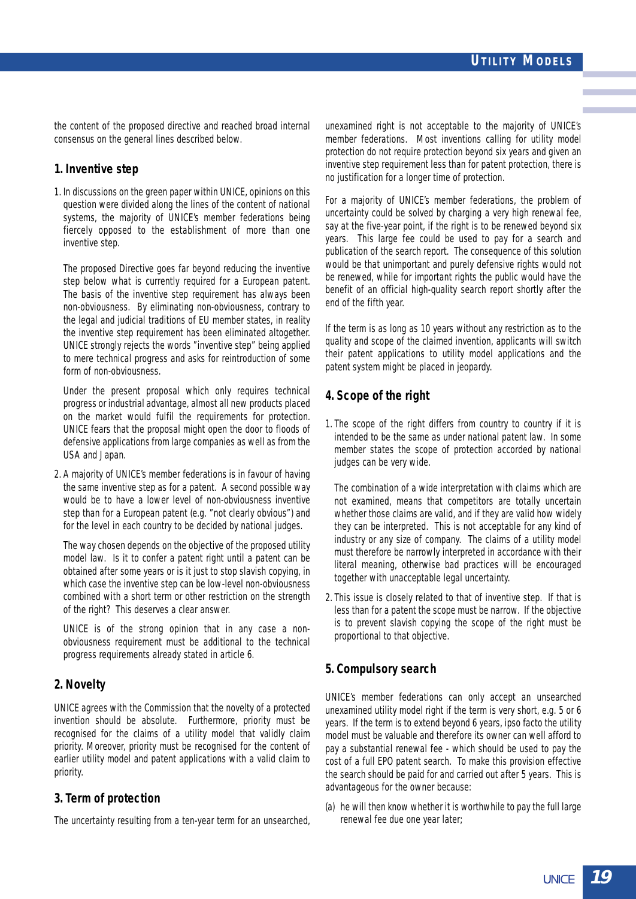the content of the proposed directive and reached broad internal consensus on the general lines described below.

## 1. Inventive step

1. In discussions on the green paper within UNICE, opinions on this question were divided along the lines of the content of national systems, the majority of UNICE's member federations being fiercely opposed to the establishment of more than one inventive step.

   The proposed Directive goes far beyond reducing the inventive step below what is currently required for a European patent. The basis of the inventive step requirement has always been non-obviousness. By eliminating non-obviousness, contrary to the legal and judicial traditions of EU member states, in reality the inventive step requirement has been eliminated altogether. UNICE strongly rejects the words "inventive step" being applied to mere technical progress and asks for reintroduction of some form of non-obviousness.

   Under the present proposal which only requires technical progress or industrial advantage, almost all new products placed on the market would fulfil the requirements for protection. UNICE fears that the proposal might open the door to floods of defensive applications from large companies as well as from the USA and Japan.

2. A majority of UNICE's member federations is in favour of having the same inventive step as for a patent. A second possible way would be to have a lower level of non-obviousness inventive step than for a European patent (e.g. "not clearly obvious") and for the level in each country to be decided by national judges.

   The way chosen depends on the objective of the proposed utility model law. Is it to confer a patent right until a patent can be obtained after some years or is it just to stop slavish copying, in which case the inventive step can be low-level non-obviousness combined with a short term or other restriction on the strength of the right? This deserves a clear answer.

   UNICE is of the strong opinion that in any case a non-obviousness requirement must be additional to the technical progress requirements already stated in article 6.

## 2. Novelty

UNICE agrees with the Commission that the novelty of a protected invention should be absolute. Furthermore, priority must be recognised for the claims of a utility model that validly claim priority. Moreover, priority must be recognised for the content of earlier utility model and patent applications with a valid claim to priority.

## 3. Term of protection

The uncertainty resulting from a ten-year term for an unsearched, unexamined right is not acceptable to the majority of UNICE's member federations. Most inventions calling for utility model protection do not require protection beyond six years and given an inventive step requirement less than for patent protection, there is no justification for a longer time of protection.

For a majority of UNICE's member federations, the problem of uncertainty could be solved by charging a very high renewal fee, say at the five-year point, if the right is to be renewed beyond six years. This large fee could be used to pay for a search and publication of the search report. The consequence of this solution would be that unimportant and purely defensive rights would not be renewed, while for important rights the public would have the benefit of an official high-quality search report shortly after the end of the fifth year.

If the term is as long as 10 years without any restriction as to the quality and scope of the claimed invention, applicants will switch their patent applications to utility model applications and the patent system might be placed in jeopardy.

## 4. Scope of the right

1. The scope of the right differs from country to country if it is intended to be the same as under national patent law. In some member states the scope of protection accorded by national judges can be very wide.

   The combination of a wide interpretation with claims which are not examined, means that competitors are totally uncertain whether those claims are valid, and if they are valid how widely they can be interpreted. This is not acceptable for any kind of industry or any size of company. The claims of a utility model must therefore be narrowly interpreted in accordance with their literal meaning, otherwise bad practices will be encouraged together with unacceptable legal uncertainty.

2. This issue is closely related to that of inventive step. If that is less than for a patent the scope must be narrow. If the objective is to prevent slavish copying the scope of the right must be proportional to that objective.

## 5. Compulsory search

UNICE's member federations can only accept an unsearched unexamined utility model right if the term is very short, e.g. 5 or 6 years. If the term is to extend beyond 6 years, ipso facto the utility model must be valuable and therefore its owner can well afford to pay a substantial renewal fee - which should be used to pay the cost of a full EPO patent search. To make this provision effective the search should be paid for and carried out after 5 years. This is advantageous for the owner because:

(a) he will then know whether it is worthwhile to pay the full large renewal fee due one year later;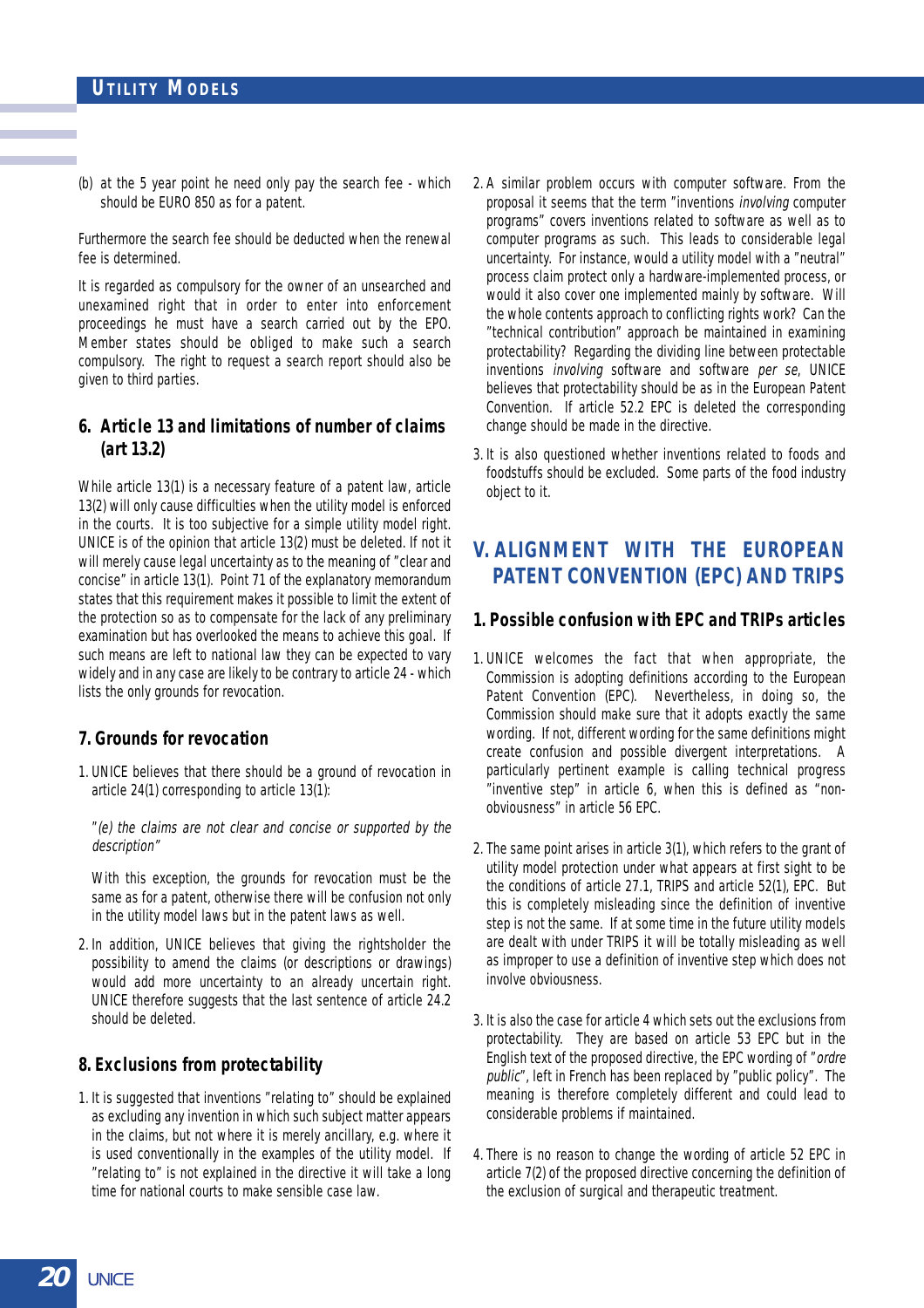(b) at the 5 year point he need only pay the search fee - which should be EURO 850 as for a patent.

Furthermore the search fee should be deducted when the renewal fee is determined.

It is regarded as compulsory for the owner of an unsearched and unexamined right that in order to enter into enforcement proceedings he must have a search carried out by the EPO. Member states should be obliged to make such a search compulsory. The right to request a search report should also be given to third parties.

### 6. Article 13 and limitations of number of claims (art 13.2)

While article 13(1) is a necessary feature of a patent law, article 13(2) will only cause difficulties when the utility model is enforced in the courts. It is too subjective for a simple utility model right. UNICE is of the opinion that article 13(2) must be deleted. If not it will merely cause legal uncertainty as to the meaning of "clear and concise" in article 13(1). Point 71 of the explanatory memorandum states that this requirement makes it possible to limit the extent of the protection so as to compensate for the lack of any preliminary examination but has overlooked the means to achieve this goal. If such means are left to national law they can be expected to vary widely and in any case are likely to be contrary to article 24 - which lists the only grounds for revocation.

### 7. Grounds for revocation

1. UNICE believes that there should be a ground of revocation in article 24(1) corresponding to article 13(1):

   "*(e) the claims are not clear and concise or supported by the description*"

   With this exception, the grounds for revocation must be the same as for a patent, otherwise there will be confusion not only in the utility model laws but in the patent laws as well.

2. In addition, UNICE believes that giving the rightsholder the possibility to amend the claims (or descriptions or drawings) would add more uncertainty to an already uncertain right. UNICE therefore suggests that the last sentence of article 24.2 should be deleted.

### 8. Exclusions from protectability

1. It is suggested that inventions "relating to" should be explained as excluding any invention in which such subject matter appears in the claims, but not where it is merely ancillary, e.g. where it is used conventionally in the examples of the utility model. If "relating to" is not explained in the directive it will take a long time for national courts to make sensible case law.

2. A similar problem occurs with computer software. From the proposal it seems that the term "inventions *involving* computer programs" covers inventions related to software as well as to computer programs as such. This leads to considerable legal uncertainty. For instance, would a utility model with a "neutral" process claim protect only a hardware-implemented process, or would it also cover one implemented mainly by software. Will the whole contents approach to conflicting rights work? Can the "technical contribution" approach be maintained in examining protectability? Regarding the dividing line between protectable inventions *involving* software and software *per se*, UNICE believes that protectability should be as in the European Patent Convention. If article 52.2 EPC is deleted the corresponding change should be made in the directive.

3. It is also questioned whether inventions related to foods and foodstuffs should be excluded. Some parts of the food industry object to it.

## V. ALIGNMENT WITH THE EUROPEAN PATENT CONVENTION (EPC) AND TRIPS

### 1. Possible confusion with EPC and TRIPs articles

1. UNICE welcomes the fact that when appropriate, the Commission is adopting definitions according to the European Patent Convention (EPC). Nevertheless, in doing so, the Commission should make sure that it adopts exactly the same wording. If not, different wording for the same definitions might create confusion and possible divergent interpretations. A particularly pertinent example is calling technical progress "inventive step" in article 6, when this is defined as "non-obviousness" in article 56 EPC.

2. The same point arises in article 3(1), which refers to the grant of utility model protection under what appears at first sight to be the conditions of article 27.1, TRIPS and article 52(1), EPC. But this is completely misleading since the definition of inventive step is not the same. If at some time in the future utility models are dealt with under TRIPS it will be totally misleading as well as improper to use a definition of inventive step which does not involve obviousness.

3. It is also the case for article 4 which sets out the exclusions from protectability. They are based on article 53 EPC but in the English text of the proposed directive, the EPC wording of "*ordre public*", left in French has been replaced by "public policy". The meaning is therefore completely different and could lead to considerable problems if maintained.

4. There is no reason to change the wording of article 52 EPC in article 7(2) of the proposed directive concerning the definition of the exclusion of surgical and therapeutic treatment.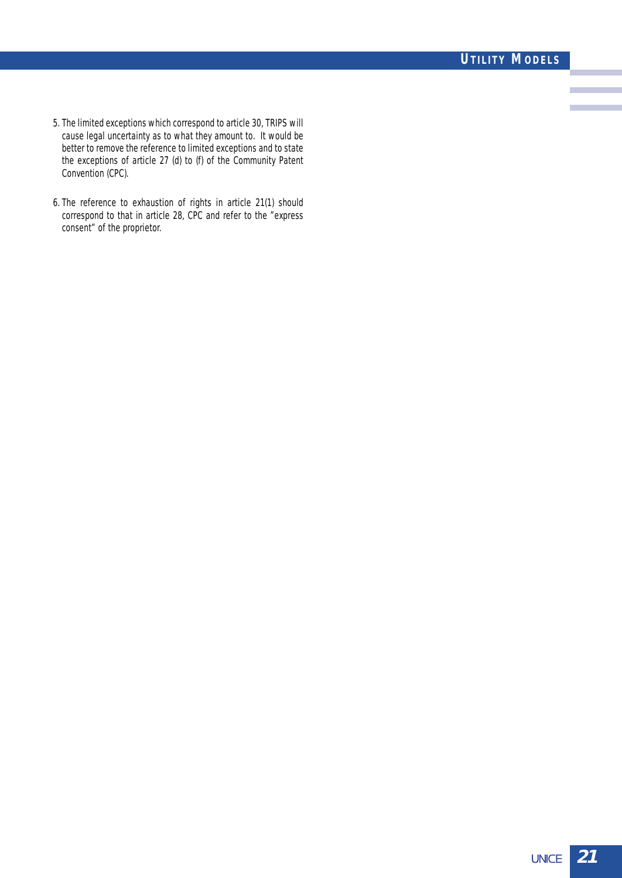5. The limited exceptions which correspond to article 30, TRIPS will cause legal uncertainty as to what they amount to. It would be better to remove the reference to limited exceptions and to state the exceptions of article 27 (d) to (f) of the Community Patent Convention (CPC).

6. The reference to exhaustion of rights in article 21(1) should correspond to that in article 28, CPC and refer to the "express consent" of the proprietor.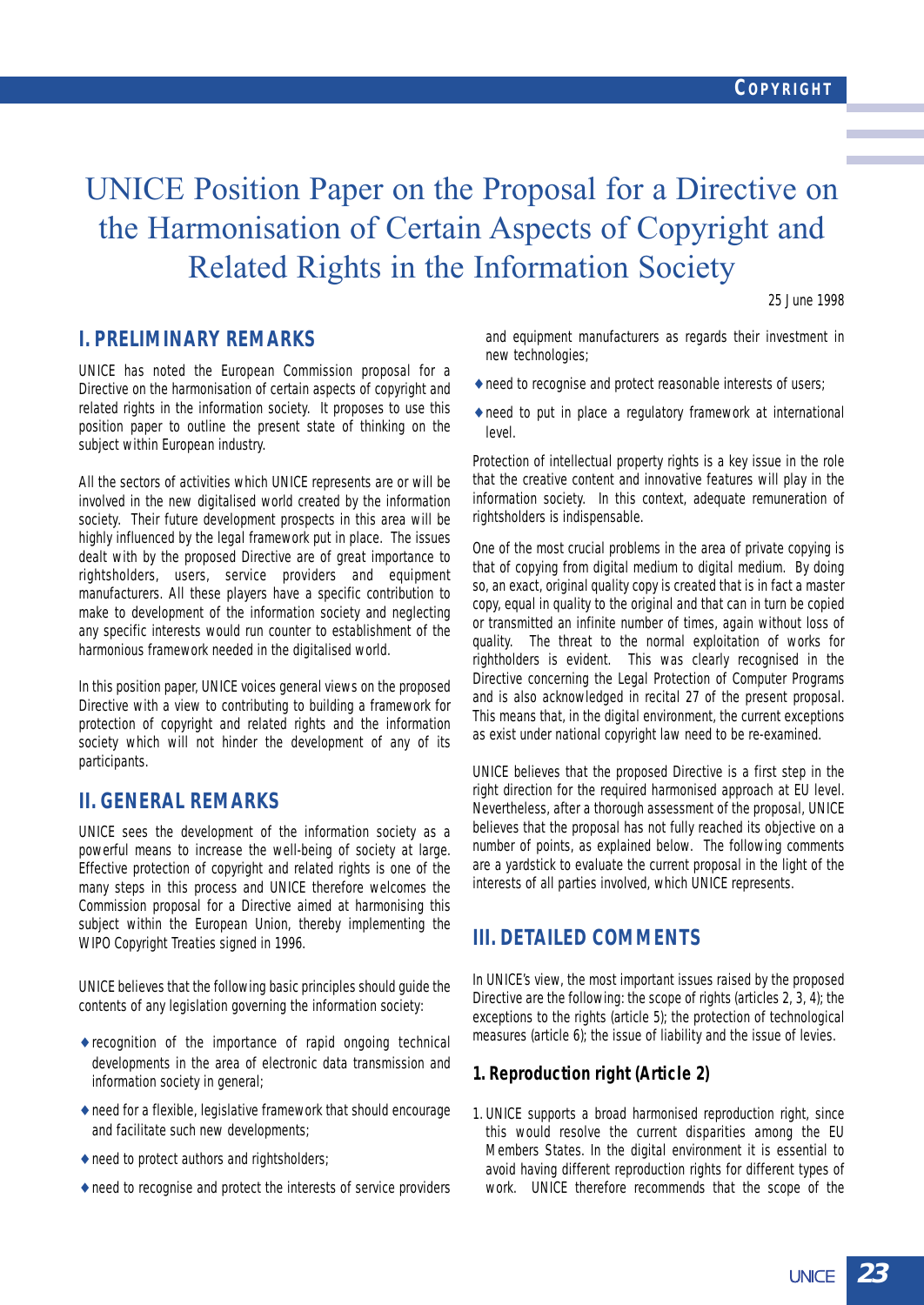# UNICE Position Paper on the Proposal for a Directive on the Harmonisation of Certain Aspects of Copyright and Related Rights in the Information Society

25 June 1998

## I. PRELIMINARY REMARKS

UNICE has noted the European Commission proposal for a Directive on the harmonisation of certain aspects of copyright and related rights in the information society. It proposes to use this position paper to outline the present state of thinking on the subject within European industry.

All the sectors of activities which UNICE represents are or will be involved in the new digitalised world created by the information society. Their future development prospects in this area will be highly influenced by the legal framework put in place. The issues dealt with by the proposed Directive are of great importance to rightsholders, users, service providers and equipment manufacturers. All these players have a specific contribution to make to development of the information society and neglecting any specific interests would run counter to establishment of the harmonious framework needed in the digitalised world.

In this position paper, UNICE voices general views on the proposed Directive with a view to contributing to building a framework for protection of copyright and related rights and the information society which will not hinder the development of any of its participants.

## II. GENERAL REMARKS

UNICE sees the development of the information society as a powerful means to increase the well-being of society at large. Effective protection of copyright and related rights is one of the many steps in this process and UNICE therefore welcomes the Commission proposal for a Directive aimed at harmonising this subject within the European Union, thereby implementing the WIPO Copyright Treaties signed in 1996.

UNICE believes that the following basic principles should guide the contents of any legislation governing the information society:

- recognition of the importance of rapid ongoing technical developments in the area of electronic data transmission and information society in general;
- need for a flexible, legislative framework that should encourage and facilitate such new developments;
- need to protect authors and rightsholders;
- need to recognise and protect the interests of service providers and equipment manufacturers as regards their investment in new technologies;
- need to recognise and protect reasonable interests of users;
- need to put in place a regulatory framework at international level.

Protection of intellectual property rights is a key issue in the role that the creative content and innovative features will play in the information society. In this context, adequate remuneration of rightsholders is indispensable.

One of the most crucial problems in the area of private copying is that of copying from digital medium to digital medium. By doing so, an exact, original quality copy is created that is in fact a master copy, equal in quality to the original and that can in turn be copied or transmitted an infinite number of times, again without loss of quality. The threat to the normal exploitation of works for rightholders is evident. This was clearly recognised in the Directive concerning the Legal Protection of Computer Programs and is also acknowledged in recital 27 of the present proposal. This means that, in the digital environment, the current exceptions as exist under national copyright law need to be re-examined.

UNICE believes that the proposed Directive is a first step in the right direction for the required harmonised approach at EU level. Nevertheless, after a thorough assessment of the proposal, UNICE believes that the proposal has not fully reached its objective on a number of points, as explained below. The following comments are a yardstick to evaluate the current proposal in the light of the interests of all parties involved, which UNICE represents.

## III. DETAILED COMMENTS

In UNICE's view, the most important issues raised by the proposed Directive are the following: the scope of rights (articles 2, 3, 4); the exceptions to the rights (article 5); the protection of technological measures (article 6); the issue of liability and the issue of levies.

### 1. Reproduction right (Article 2)

1. UNICE supports a broad harmonised reproduction right, since this would resolve the current disparities among the EU Members States. In the digital environment it is essential to avoid having different reproduction rights for different types of work. UNICE therefore recommends that the scope of the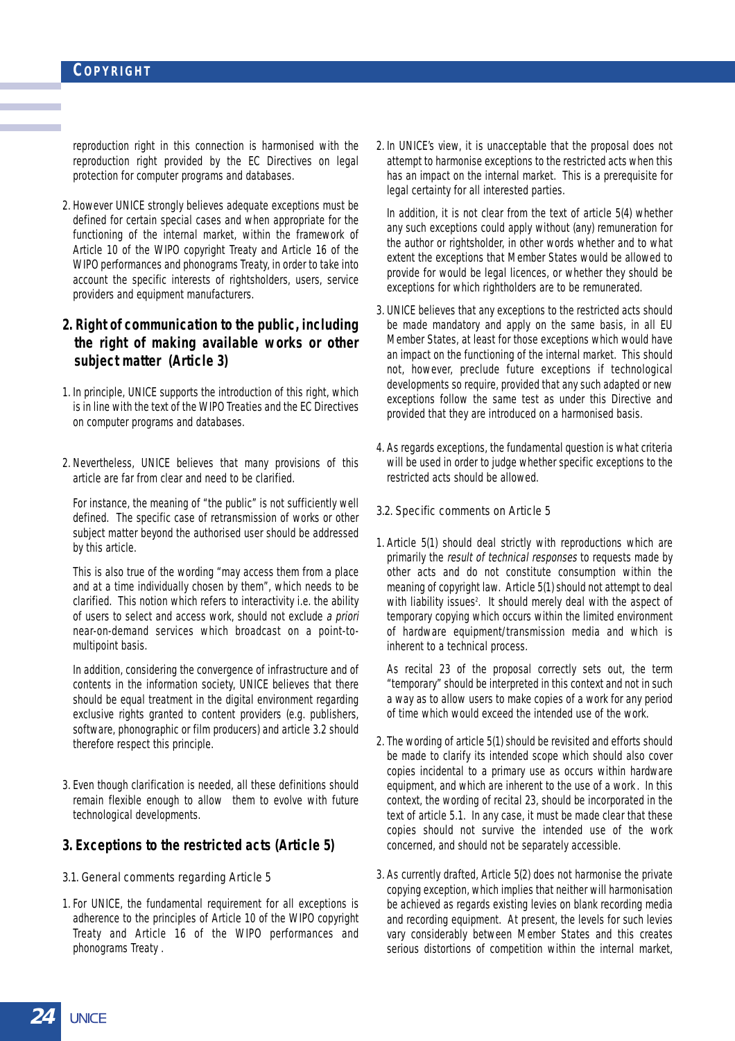reproduction right in this connection is harmonised with the reproduction right provided by the EC Directives on legal protection for computer programs and databases.

2. However UNICE strongly believes adequate exceptions must be defined for certain special cases and when appropriate for the functioning of the internal market, within the framework of Article 10 of the WIPO copyright Treaty and Article 16 of the WIPO performances and phonograms Treaty, in order to take into account the specific interests of rightsholders, users, service providers and equipment manufacturers.

## 2. Right of communication to the public, including the right of making available works or other subject matter (Article 3)

1. In principle, UNICE supports the introduction of this right, which is in line with the text of the WIPO Treaties and the EC Directives on computer programs and databases.

2. Nevertheless, UNICE believes that many provisions of this article are far from clear and need to be clarified.

   For instance, the meaning of "the public" is not sufficiently well defined. The specific case of retransmission of works or other subject matter beyond the authorised user should be addressed by this article.

   This is also true of the wording "may access them from a place and at a time individually chosen by them", which needs to be clarified. This notion which refers to interactivity i.e. the ability of users to select and access work, should not exclude *a priori* near-on-demand services which broadcast on a point-to-multipoint basis.

   In addition, considering the convergence of infrastructure and of contents in the information society, UNICE believes that there should be equal treatment in the digital environment regarding exclusive rights granted to content providers (e.g. publishers, software, phonographic or film producers) and article 3.2 should therefore respect this principle.

3. Even though clarification is needed, all these definitions should remain flexible enough to allow them to evolve with future technological developments.

## 3. Exceptions to the restricted acts (Article 5)

### 3.1. General comments regarding Article 5

1. For UNICE, the fundamental requirement for all exceptions is adherence to the principles of Article 10 of the WIPO copyright Treaty and Article 16 of the WIPO performances and phonograms Treaty .

2. In UNICE's view, it is unacceptable that the proposal does not attempt to harmonise exceptions to the restricted acts when this has an impact on the internal market. This is a prerequisite for legal certainty for all interested parties.

   In addition, it is not clear from the text of article 5(4) whether any such exceptions could apply without (any) remuneration for the author or rightsholder, in other words whether and to what extent the exceptions that Member States would be allowed to provide for would be legal licences, or whether they should be exceptions for which rightholders are to be remunerated.

3. UNICE believes that any exceptions to the restricted acts should be made mandatory and apply on the same basis, in all EU Member States, at least for those exceptions which would have an impact on the functioning of the internal market. This should not, however, preclude future exceptions if technological developments so require, provided that any such adapted or new exceptions follow the same test as under this Directive and provided that they are introduced on a harmonised basis.

4. As regards exceptions, the fundamental question is what criteria will be used in order to judge whether specific exceptions to the restricted acts should be allowed.

### 3.2. Specific comments on Article 5

1. Article 5(1) should deal strictly with reproductions which are primarily the *result of technical responses* to requests made by other acts and do not constitute consumption within the meaning of copyright law. Article 5(1) should not attempt to deal with liability issues[2]. It should merely deal with the aspect of temporary copying which occurs within the limited environment of hardware equipment/transmission media and which is inherent to a technical process.

   As recital 23 of the proposal correctly sets out, the term "temporary" should be interpreted in this context and not in such a way as to allow users to make copies of a work for any period of time which would exceed the intended use of the work.

2. The wording of article 5(1) should be revisited and efforts should be made to clarify its intended scope which should also cover copies incidental to a primary use as occurs within hardware equipment, and which are inherent to the use of a work. In this context, the wording of recital 23, should be incorporated in the text of article 5.1. In any case, it must be made clear that these copies should not survive the intended use of the work concerned, and should not be separately accessible.

3. As currently drafted, Article 5(2) does not harmonise the private copying exception, which implies that neither will harmonisation be achieved as regards existing levies on blank recording media and recording equipment. At present, the levels for such levies vary considerably between Member States and this creates serious distortions of competition within the internal market,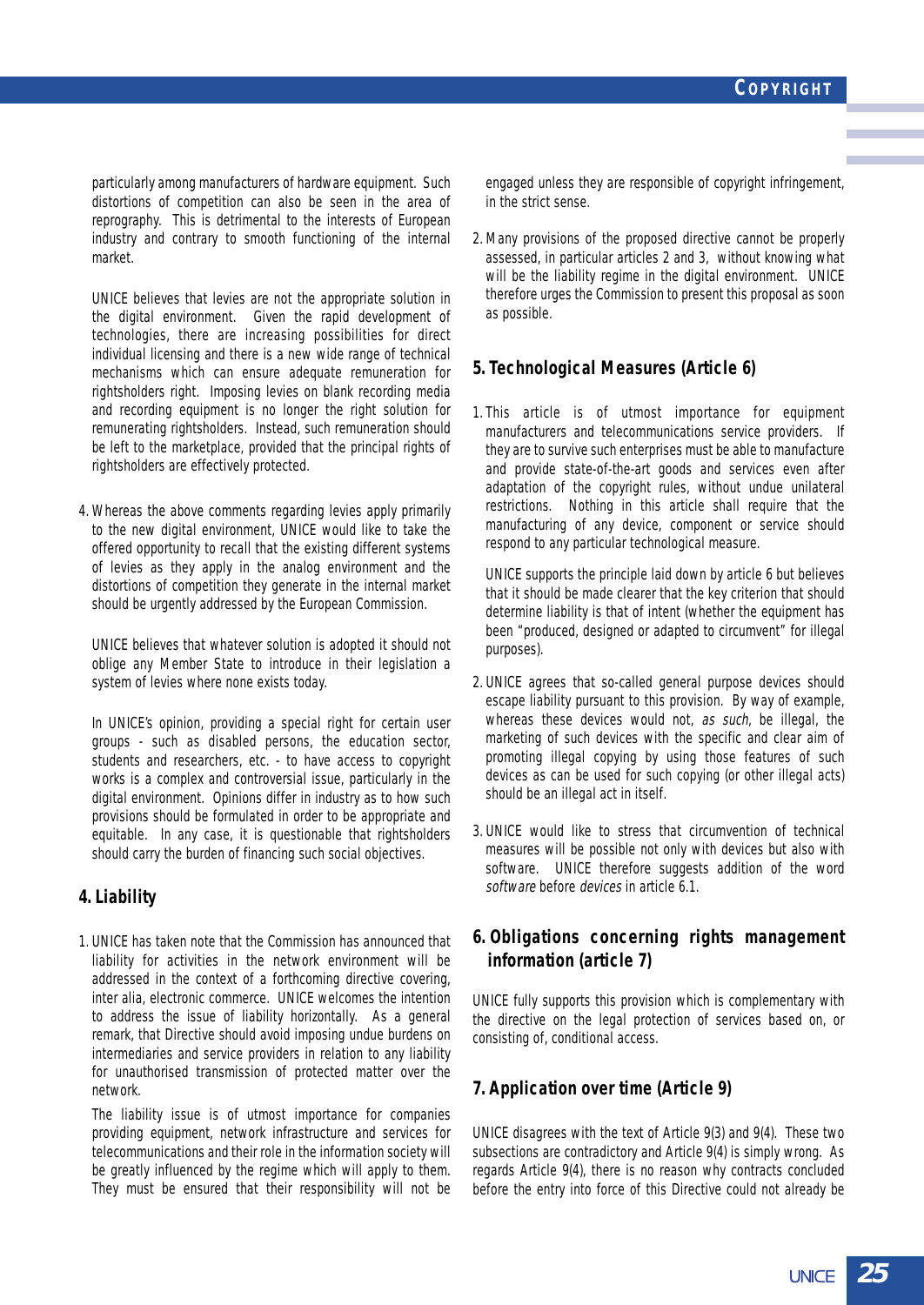particularly among manufacturers of hardware equipment. Such distortions of competition can also be seen in the area of reprography. This is detrimental to the interests of European industry and contrary to smooth functioning of the internal market.

UNICE believes that levies are not the appropriate solution in the digital environment. Given the rapid development of technologies, there are increasing possibilities for direct individual licensing and there is a new wide range of technical mechanisms which can ensure adequate remuneration for rightsholders right. Imposing levies on blank recording media and recording equipment is no longer the right solution for remunerating rightsholders. Instead, such remuneration should be left to the marketplace, provided that the principal rights of rightsholders are effectively protected.

4. Whereas the above comments regarding levies apply primarily to the new digital environment, UNICE would like to take the offered opportunity to recall that the existing different systems of levies as they apply in the analog environment and the distortions of competition they generate in the internal market should be urgently addressed by the European Commission.

   UNICE believes that whatever solution is adopted it should not oblige any Member State to introduce in their legislation a system of levies where none exists today.

   In UNICE's opinion, providing a special right for certain user groups - such as disabled persons, the education sector, students and researchers, etc. - to have access to copyright works is a complex and controversial issue, particularly in the digital environment. Opinions differ in industry as to how such provisions should be formulated in order to be appropriate and equitable. In any case, it is questionable that rightsholders should carry the burden of financing such social objectives.

## 4. Liability

1. UNICE has taken note that the Commission has announced that liability for activities in the network environment will be addressed in the context of a forthcoming directive covering, inter alia, electronic commerce. UNICE welcomes the intention to address the issue of liability horizontally. As a general remark, that Directive should avoid imposing undue burdens on intermediaries and service providers in relation to any liability for unauthorised transmission of protected matter over the network.

   The liability issue is of utmost importance for companies providing equipment, network infrastructure and services for telecommunications and their role in the information society will be greatly influenced by the regime which will apply to them. They must be ensured that their responsibility will not be engaged unless they are responsible of copyright infringement, in the strict sense.

2. Many provisions of the proposed directive cannot be properly assessed, in particular articles 2 and 3, without knowing what will be the liability regime in the digital environment. UNICE therefore urges the Commission to present this proposal as soon as possible.

## 5. Technological Measures (Article 6)

1. This article is of utmost importance for equipment manufacturers and telecommunications service providers. If they are to survive such enterprises must be able to manufacture and provide state-of-the-art goods and services even after adaptation of the copyright rules, without undue unilateral restrictions. Nothing in this article shall require that the manufacturing of any device, component or service should respond to any particular technological measure.

   UNICE supports the principle laid down by article 6 but believes that it should be made clearer that the key criterion that should determine liability is that of intent (whether the equipment has been "produced, designed or adapted to circumvent" for illegal purposes).

2. UNICE agrees that so-called general purpose devices should escape liability pursuant to this provision. By way of example, whereas these devices would not, *as such*, be illegal, the marketing of such devices with the specific and clear aim of promoting illegal copying by using those features of such devices as can be used for such copying (or other illegal acts) should be an illegal act in itself.

3. UNICE would like to stress that circumvention of technical measures will be possible not only with devices but also with software. UNICE therefore suggests addition of the word *software* before *devices* in article 6.1.

## 6. Obligations concerning rights management information (article 7)

UNICE fully supports this provision which is complementary with the directive on the legal protection of services based on, or consisting of, conditional access.

## 7. Application over time (Article 9)

UNICE disagrees with the text of Article 9(3) and 9(4). These two subsections are contradictory and Article 9(4) is simply wrong. As regards Article 9(4), there is no reason why contracts concluded before the entry into force of this Directive could not already be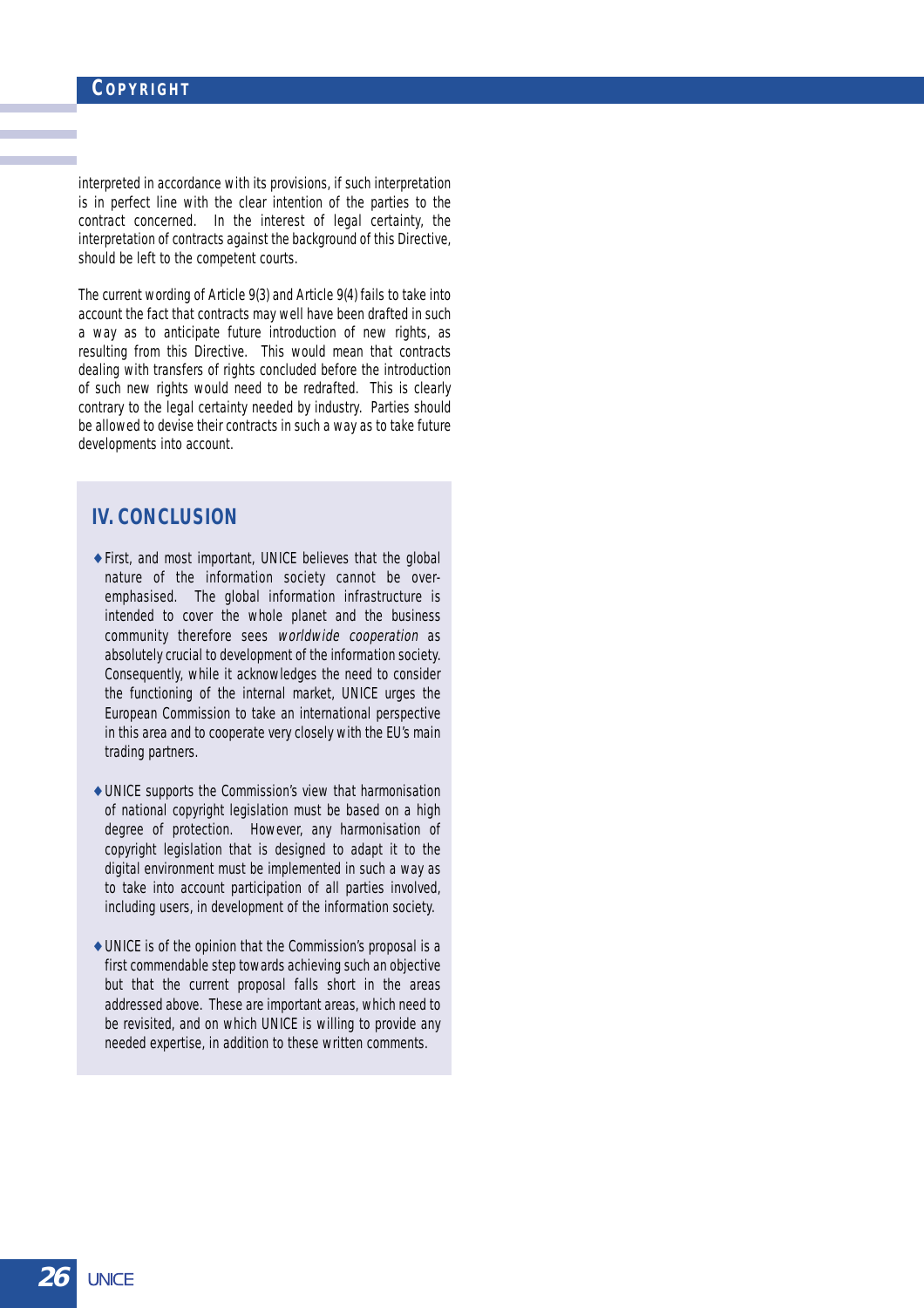interpreted in accordance with its provisions, if such interpretation is in perfect line with the clear intention of the parties to the contract concerned. In the interest of legal certainty, the interpretation of contracts against the background of this Directive, should be left to the competent courts.

The current wording of Article 9(3) and Article 9(4) fails to take into account the fact that contracts may well have been drafted in such a way as to anticipate future introduction of new rights, as resulting from this Directive. This would mean that contracts dealing with transfers of rights concluded before the introduction of such new rights would need to be redrafted. This is clearly contrary to the legal certainty needed by industry. Parties should be allowed to devise their contracts in such a way as to take future developments into account.

## IV. CONCLUSION

- First, and most important, UNICE believes that the global nature of the information society cannot be over-emphasised. The global information infrastructure is intended to cover the whole planet and the business community therefore sees *worldwide cooperation* as absolutely crucial to development of the information society. Consequently, while it acknowledges the need to consider the functioning of the internal market, UNICE urges the European Commission to take an international perspective in this area and to cooperate very closely with the EU's main trading partners.

- UNICE supports the Commission's view that harmonisation of national copyright legislation must be based on a high degree of protection. However, any harmonisation of copyright legislation that is designed to adapt it to the digital environment must be implemented in such a way as to take into account participation of all parties involved, including users, in development of the information society.

- UNICE is of the opinion that the Commission's proposal is a first commendable step towards achieving such an objective but that the current proposal falls short in the areas addressed above. These are important areas, which need to be revisited, and on which UNICE is willing to provide any needed expertise, in addition to these written comments.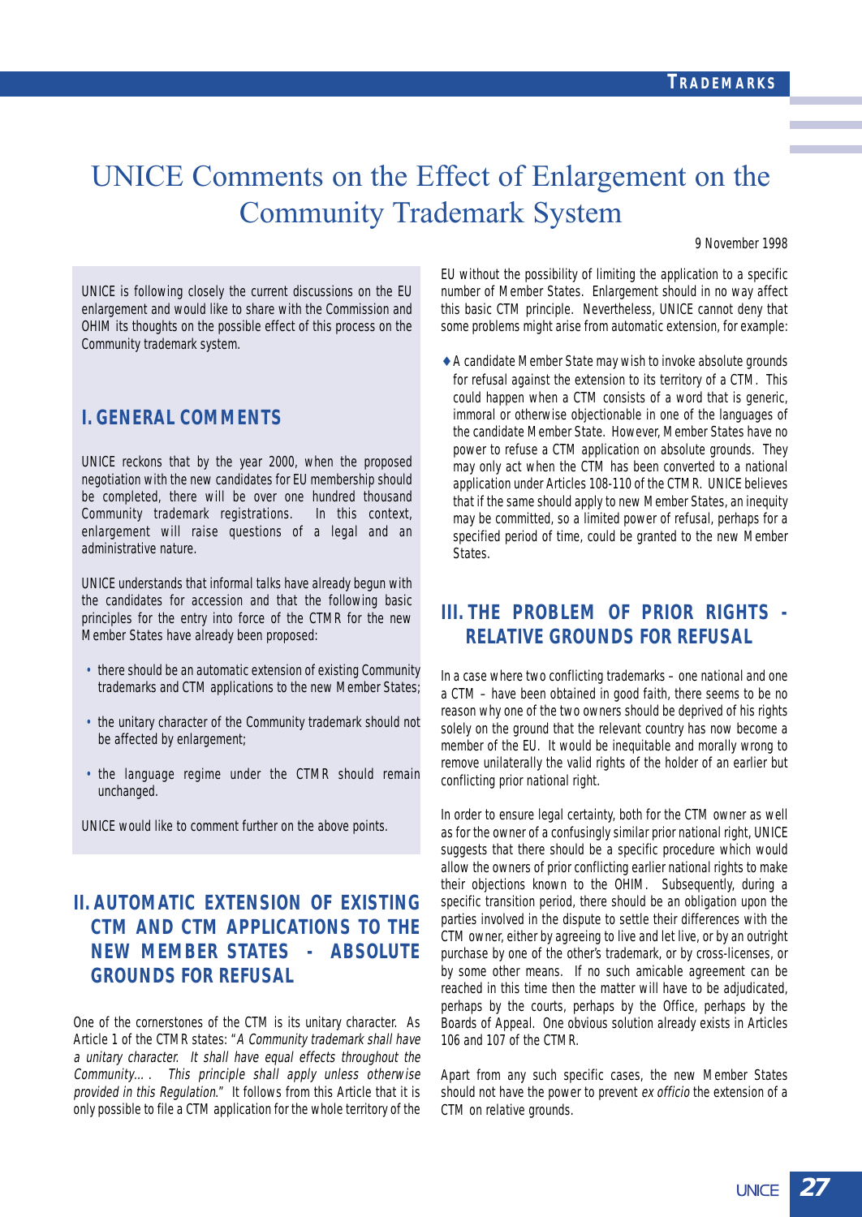# UNICE Comments on the Effect of Enlargement on the Community Trademark System

9 November 1998

UNICE is following closely the current discussions on the EU enlargement and would like to share with the Commission and OHIM its thoughts on the possible effect of this process on the Community trademark system.

## I. GENERAL COMMENTS

UNICE reckons that by the year 2000, when the proposed negotiation with the new candidates for EU membership should be completed, there will be over one hundred thousand Community trademark registrations. In this context, enlargement will raise questions of a legal and an administrative nature.

UNICE understands that informal talks have already begun with the candidates for accession and that the following basic principles for the entry into force of the CTMR for the new Member States have already been proposed:

- there should be an automatic extension of existing Community trademarks and CTM applications to the new Member States;
- the unitary character of the Community trademark should not be affected by enlargement;
- the language regime under the CTMR should remain unchanged.

UNICE would like to comment further on the above points.

## II. AUTOMATIC EXTENSION OF EXISTING CTM AND CTM APPLICATIONS TO THE NEW MEMBER STATES - ABSOLUTE GROUNDS FOR REFUSAL

One of the cornerstones of the CTM is its unitary character. As Article 1 of the CTMR states: "*A Community trademark shall have a unitary character. It shall have equal effects throughout the Community… . This principle shall apply unless otherwise provided in this Regulation.*" It follows from this Article that it is only possible to file a CTM application for the whole territory of the EU without the possibility of limiting the application to a specific number of Member States. Enlargement should in no way affect this basic CTM principle. Nevertheless, UNICE cannot deny that some problems might arise from automatic extension, for example:

- A candidate Member State may wish to invoke absolute grounds for refusal against the extension to its territory of a CTM. This could happen when a CTM consists of a word that is generic, immoral or otherwise objectionable in one of the languages of the candidate Member State. However, Member States have no power to refuse a CTM application on absolute grounds. They may only act when the CTM has been converted to a national application under Articles 108-110 of the CTMR. UNICE believes that if the same should apply to new Member States, an inequity may be committed, so a limited power of refusal, perhaps for a specified period of time, could be granted to the new Member States.

## III. THE PROBLEM OF PRIOR RIGHTS - RELATIVE GROUNDS FOR REFUSAL

In a case where two conflicting trademarks – one national and one a CTM – have been obtained in good faith, there seems to be no reason why one of the two owners should be deprived of his rights solely on the ground that the relevant country has now become a member of the EU. It would be inequitable and morally wrong to remove unilaterally the valid rights of the holder of an earlier but conflicting prior national right.

In order to ensure legal certainty, both for the CTM owner as well as for the owner of a confusingly similar prior national right, UNICE suggests that there should be a specific procedure which would allow the owners of prior conflicting earlier national rights to make their objections known to the OHIM. Subsequently, during a specific transition period, there should be an obligation upon the parties involved in the dispute to settle their differences with the CTM owner, either by agreeing to live and let live, or by an outright purchase by one of the other's trademark, or by cross-licenses, or by some other means. If no such amicable agreement can be reached in this time then the matter will have to be adjudicated, perhaps by the courts, perhaps by the Office, perhaps by the Boards of Appeal. One obvious solution already exists in Articles 106 and 107 of the CTMR.

Apart from any such specific cases, the new Member States should not have the power to prevent *ex officio* the extension of a CTM on relative grounds.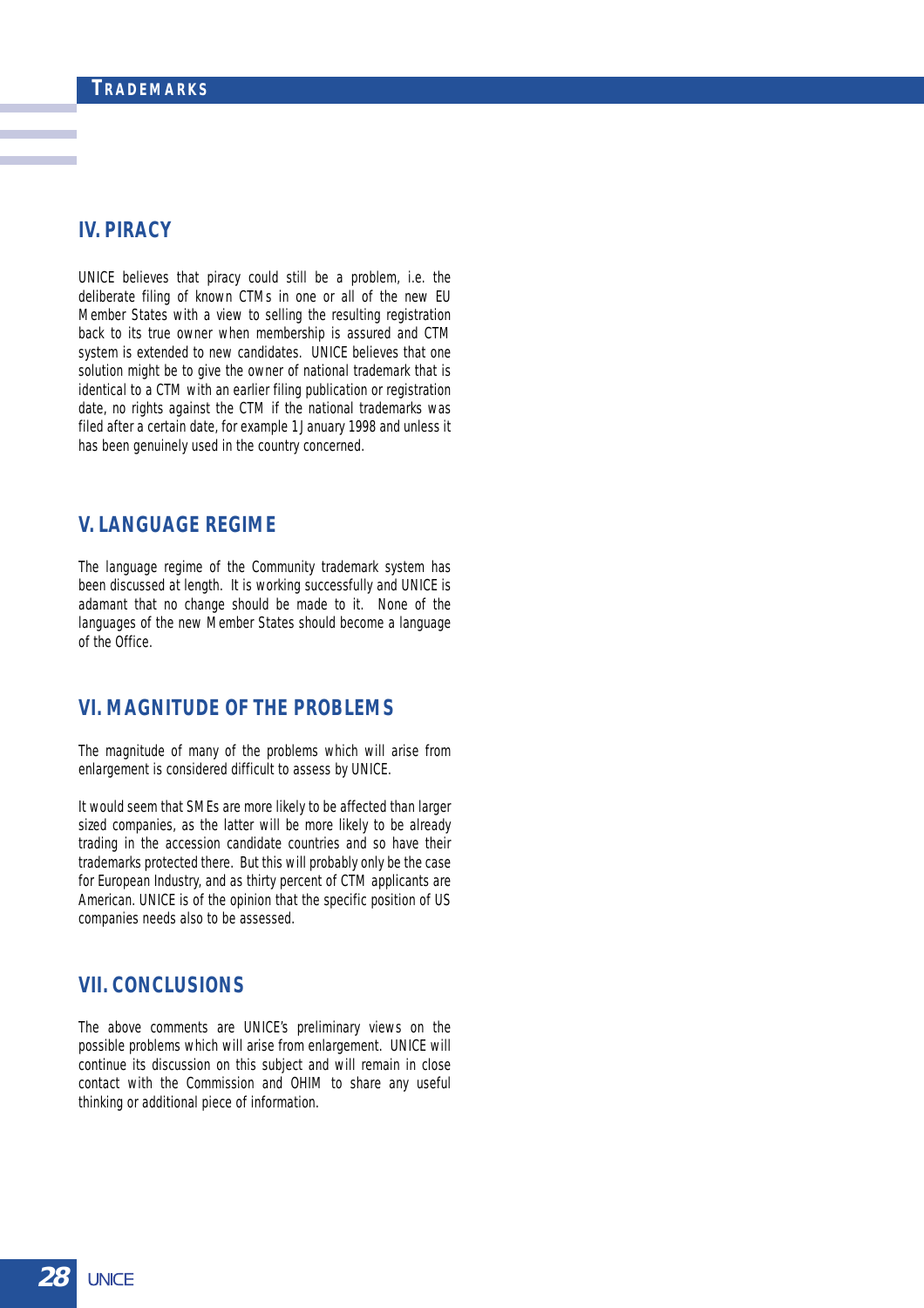## IV. PIRACY

UNICE believes that piracy could still be a problem, i.e. the deliberate filing of known CTMs in one or all of the new EU Member States with a view to selling the resulting registration back to its true owner when membership is assured and CTM system is extended to new candidates. UNICE believes that one solution might be to give the owner of national trademark that is identical to a CTM with an earlier filing publication or registration date, no rights against the CTM if the national trademarks was filed after a certain date, for example 1 January 1998 and unless it has been genuinely used in the country concerned.

## V. LANGUAGE REGIME

The language regime of the Community trademark system has been discussed at length. It is working successfully and UNICE is adamant that no change should be made to it. None of the languages of the new Member States should become a language of the Office.

## VI. MAGNITUDE OF THE PROBLEMS

The magnitude of many of the problems which will arise from enlargement is considered difficult to assess by UNICE.

It would seem that SMEs are more likely to be affected than larger sized companies, as the latter will be more likely to be already trading in the accession candidate countries and so have their trademarks protected there. But this will probably only be the case for European Industry, and as thirty percent of CTM applicants are American. UNICE is of the opinion that the specific position of US companies needs also to be assessed.

## VII. CONCLUSIONS

The above comments are UNICE's preliminary views on the possible problems which will arise from enlargement. UNICE will continue its discussion on this subject and will remain in close contact with the Commission and OHIM to share any useful thinking or additional piece of information.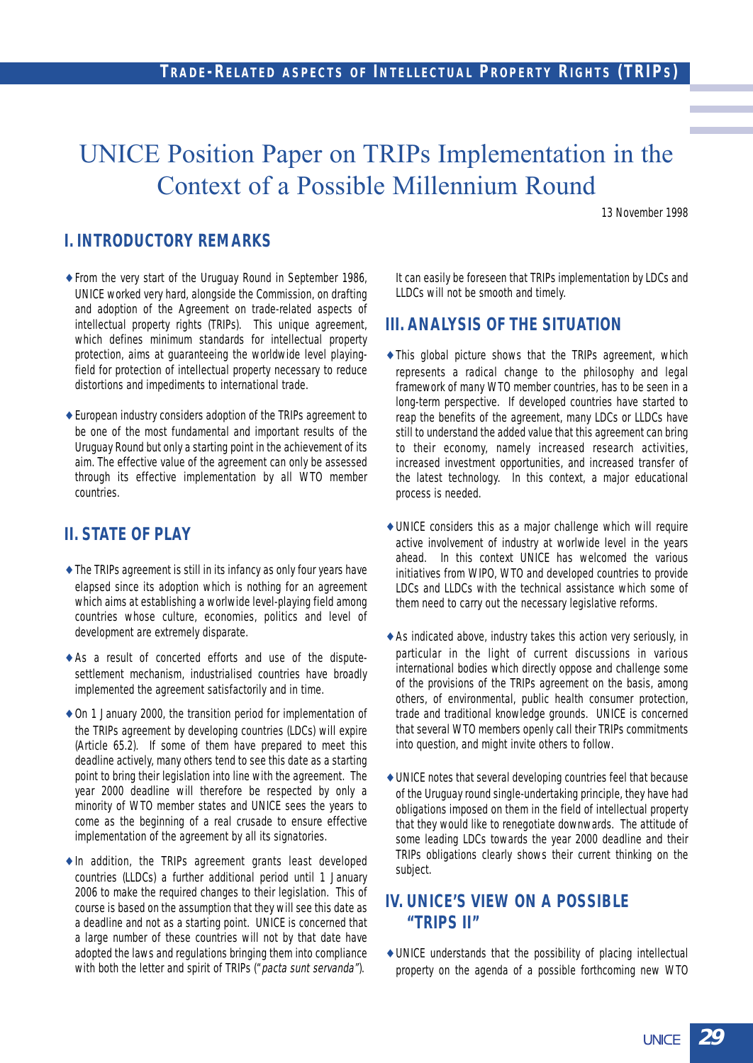# UNICE Position Paper on TRIPs Implementation in the Context of a Possible Millennium Round

13 November 1998

## I. INTRODUCTORY REMARKS

- From the very start of the Uruguay Round in September 1986, UNICE worked very hard, alongside the Commission, on drafting and adoption of the Agreement on trade-related aspects of intellectual property rights (TRIPs). This unique agreement, which defines minimum standards for intellectual property protection, aims at guaranteeing the worldwide level playing-field for protection of intellectual property necessary to reduce distortions and impediments to international trade.
- European industry considers adoption of the TRIPs agreement to be one of the most fundamental and important results of the Uruguay Round but only a starting point in the achievement of its aim. The effective value of the agreement can only be assessed through its effective implementation by all WTO member countries.

## II. STATE OF PLAY

- The TRIPs agreement is still in its infancy as only four years have elapsed since its adoption which is nothing for an agreement which aims at establishing a worlwide level-playing field among countries whose culture, economies, politics and level of development are extremely disparate.
- As a result of concerted efforts and use of the dispute-settlement mechanism, industrialised countries have broadly implemented the agreement satisfactorily and in time.
- On 1 January 2000, the transition period for implementation of the TRIPs agreement by developing countries (LDCs) will expire (Article 65.2). If some of them have prepared to meet this deadline actively, many others tend to see this date as a starting point to bring their legislation into line with the agreement. The year 2000 deadline will therefore be respected by only a minority of WTO member states and UNICE sees the years to come as the beginning of a real crusade to ensure effective implementation of the agreement by all its signatories.
- In addition, the TRIPs agreement grants least developed countries (LLDCs) a further additional period until 1 January 2006 to make the required changes to their legislation. This of course is based on the assumption that they will see this date as a deadline and not as a starting point. UNICE is concerned that a large number of these countries will not by that date have adopted the laws and regulations bringing them into compliance with both the letter and spirit of TRIPs ("*pacta sunt servanda*").

It can easily be foreseen that TRIPs implementation by LDCs and LLDCs will not be smooth and timely.

## III. ANALYSIS OF THE SITUATION

- This global picture shows that the TRIPs agreement, which represents a radical change to the philosophy and legal framework of many WTO member countries, has to be seen in a long-term perspective. If developed countries have started to reap the benefits of the agreement, many LDCs or LLDCs have still to understand the added value that this agreement can bring to their economy, namely increased research activities, increased investment opportunities, and increased transfer of the latest technology. In this context, a major educational process is needed.
- UNICE considers this as a major challenge which will require active involvement of industry at worlwide level in the years ahead. In this context UNICE has welcomed the various initiatives from WIPO, WTO and developed countries to provide LDCs and LLDCs with the technical assistance which some of them need to carry out the necessary legislative reforms.
- As indicated above, industry takes this action very seriously, in particular in the light of current discussions in various international bodies which directly oppose and challenge some of the provisions of the TRIPs agreement on the basis, among others, of environmental, public health consumer protection, trade and traditional knowledge grounds. UNICE is concerned that several WTO members openly call their TRIPs commitments into question, and might invite others to follow.
- UNICE notes that several developing countries feel that because of the Uruguay round single-undertaking principle, they have had obligations imposed on them in the field of intellectual property that they would like to renegotiate downwards. The attitude of some leading LDCs towards the year 2000 deadline and their TRIPs obligations clearly shows their current thinking on the subject.

## IV. UNICE'S VIEW ON A POSSIBLE "TRIPS II"

- UNICE understands that the possibility of placing intellectual property on the agenda of a possible forthcoming new WTO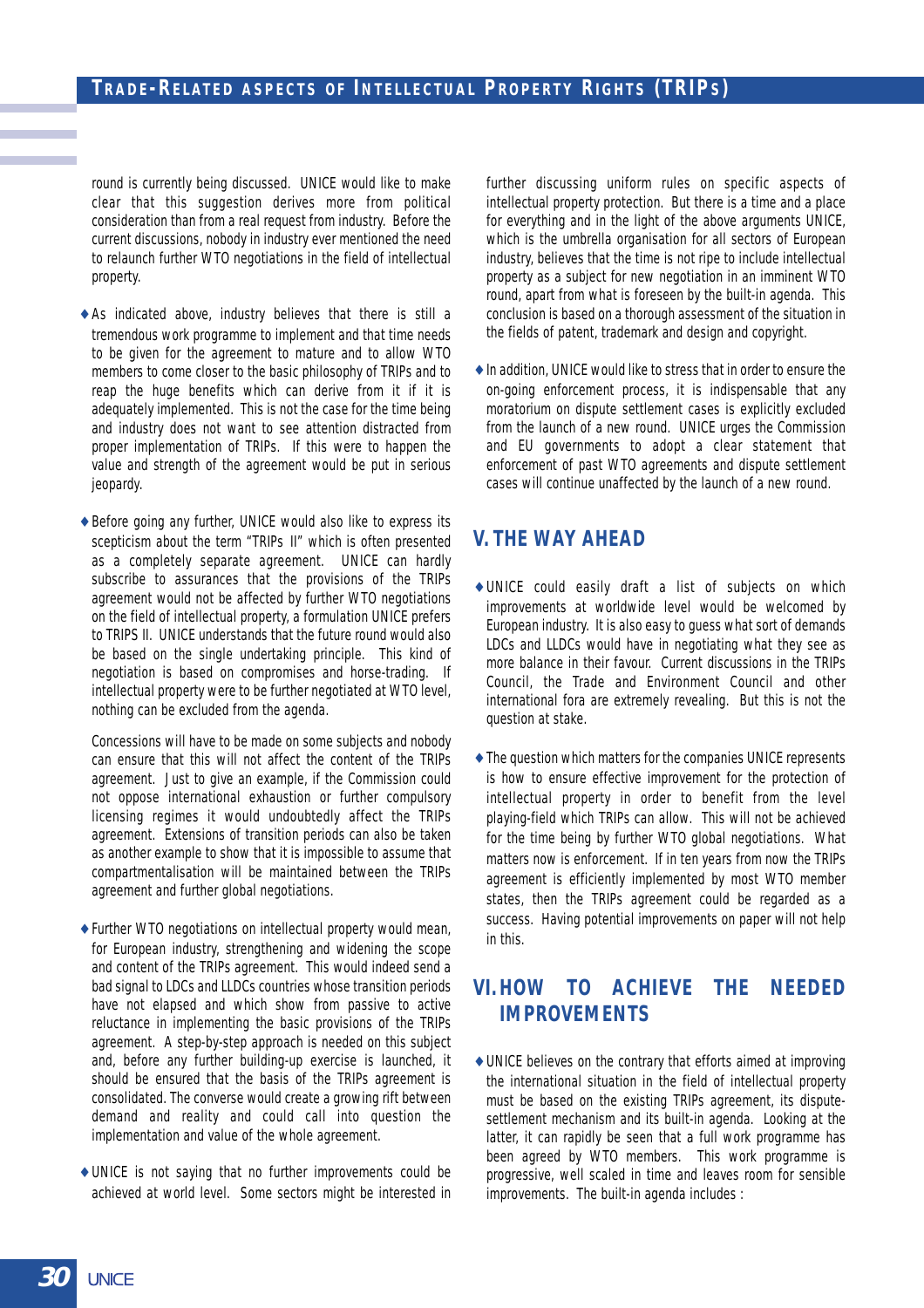round is currently being discussed. UNICE would like to make clear that this suggestion derives more from political consideration than from a real request from industry. Before the current discussions, nobody in industry ever mentioned the need to relaunch further WTO negotiations in the field of intellectual property.

- As indicated above, industry believes that there is still a tremendous work programme to implement and that time needs to be given for the agreement to mature and to allow WTO members to come closer to the basic philosophy of TRIPs and to reap the huge benefits which can derive from it if it is adequately implemented. This is not the case for the time being and industry does not want to see attention distracted from proper implementation of TRIPs. If this were to happen the value and strength of the agreement would be put in serious jeopardy.

- Before going any further, UNICE would also like to express its scepticism about the term "TRIPs II" which is often presented as a completely separate agreement. UNICE can hardly subscribe to assurances that the provisions of the TRIPs agreement would not be affected by further WTO negotiations on the field of intellectual property, a formulation UNICE prefers to TRIPS II. UNICE understands that the future round would also be based on the single undertaking principle. This kind of negotiation is based on compromises and horse-trading. If intellectual property were to be further negotiated at WTO level, nothing can be excluded from the agenda.

  Concessions will have to be made on some subjects and nobody can ensure that this will not affect the content of the TRIPs agreement. Just to give an example, if the Commission could not oppose international exhaustion or further compulsory licensing regimes it would undoubtedly affect the TRIPs agreement. Extensions of transition periods can also be taken as another example to show that it is impossible to assume that compartmentalisation will be maintained between the TRIPs agreement and further global negotiations.

- Further WTO negotiations on intellectual property would mean, for European industry, strengthening and widening the scope and content of the TRIPs agreement. This would indeed send a bad signal to LDCs and LLDCs countries whose transition periods have not elapsed and which show from passive to active reluctance in implementing the basic provisions of the TRIPs agreement. A step-by-step approach is needed on this subject and, before any further building-up exercise is launched, it should be ensured that the basis of the TRIPs agreement is consolidated. The converse would create a growing rift between demand and reality and could call into question the implementation and value of the whole agreement.

- UNICE is not saying that no further improvements could be achieved at world level. Some sectors might be interested in further discussing uniform rules on specific aspects of intellectual property protection. But there is a time and a place for everything and in the light of the above arguments UNICE, which is the umbrella organisation for all sectors of European industry, believes that the time is not ripe to include intellectual property as a subject for new negotiation in an imminent WTO round, apart from what is foreseen by the built-in agenda. This conclusion is based on a thorough assessment of the situation in the fields of patent, trademark and design and copyright.

- In addition, UNICE would like to stress that in order to ensure the on-going enforcement process, it is indispensable that any moratorium on dispute settlement cases is explicitly excluded from the launch of a new round. UNICE urges the Commission and EU governments to adopt a clear statement that enforcement of past WTO agreements and dispute settlement cases will continue unaffected by the launch of a new round.

## V. THE WAY AHEAD

- UNICE could easily draft a list of subjects on which improvements at worldwide level would be welcomed by European industry. It is also easy to guess what sort of demands LDCs and LLDCs would have in negotiating what they see as more balance in their favour. Current discussions in the TRIPs Council, the Trade and Environment Council and other international fora are extremely revealing. But this is not the question at stake.

- The question which matters for the companies UNICE represents is how to ensure effective improvement for the protection of intellectual property in order to benefit from the level playing-field which TRIPs can allow. This will not be achieved for the time being by further WTO global negotiations. What matters now is enforcement. If in ten years from now the TRIPs agreement is efficiently implemented by most WTO member states, then the TRIPs agreement could be regarded as a success. Having potential improvements on paper will not help in this.

## VI. HOW TO ACHIEVE THE NEEDED IMPROVEMENTS

- UNICE believes on the contrary that efforts aimed at improving the international situation in the field of intellectual property must be based on the existing TRIPs agreement, its dispute-settlement mechanism and its built-in agenda. Looking at the latter, it can rapidly be seen that a full work programme has been agreed by WTO members. This work programme is progressive, well scaled in time and leaves room for sensible improvements. The built-in agenda includes :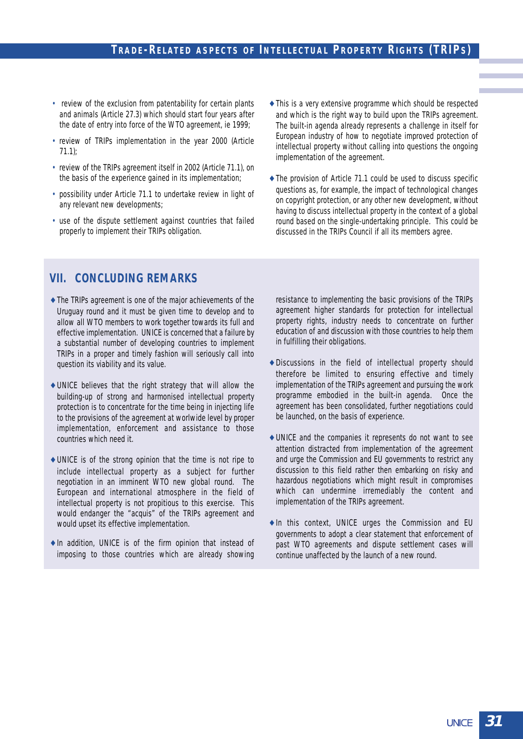- review of the exclusion from patentability for certain plants and animals (Article 27.3) which should start four years after the date of entry into force of the WTO agreement, ie 1999;
- review of TRIPs implementation in the year 2000 (Article 71.1);
- review of the TRIPs agreement itself in 2002 (Article 71.1), on the basis of the experience gained in its implementation;
- possibility under Article 71.1 to undertake review in light of any relevant new developments;
- use of the dispute settlement against countries that failed properly to implement their TRIPs obligation.

- This is a very extensive programme which should be respected and which is the right way to build upon the TRIPs agreement. The built-in agenda already represents a challenge in itself for European industry of how to negotiate improved protection of intellectual property without calling into questions the ongoing implementation of the agreement.
- The provision of Article 71.1 could be used to discuss specific questions as, for example, the impact of technological changes on copyright protection, or any other new development, without having to discuss intellectual property in the context of a global round based on the single-undertaking principle. This could be discussed in the TRIPs Council if all its members agree.

## VII. CONCLUDING REMARKS

- The TRIPs agreement is one of the major achievements of the Uruguay round and it must be given time to develop and to allow all WTO members to work together towards its full and effective implementation. UNICE is concerned that a failure by a substantial number of developing countries to implement TRIPs in a proper and timely fashion will seriously call into question its viability and its value.
- UNICE believes that the right strategy that will allow the building-up of strong and harmonised intellectual property protection is to concentrate for the time being in injecting life to the provisions of the agreement at worlwide level by proper implementation, enforcement and assistance to those countries which need it.
- UNICE is of the strong opinion that the time is not ripe to include intellectual property as a subject for further negotiation in an imminent WTO new global round. The European and international atmosphere in the field of intellectual property is not propitious to this exercise. This would endanger the "acquis" of the TRIPs agreement and would upset its effective implementation.
- In addition, UNICE is of the firm opinion that instead of imposing to those countries which are already showing resistance to implementing the basic provisions of the TRIPs agreement higher standards for protection for intellectual property rights, industry needs to concentrate on further education of and discussion with those countries to help them in fulfilling their obligations.
- Discussions in the field of intellectual property should therefore be limited to ensuring effective and timely implementation of the TRIPs agreement and pursuing the work programme embodied in the built-in agenda. Once the agreement has been consolidated, further negotiations could be launched, on the basis of experience.
- UNICE and the companies it represents do not want to see attention distracted from implementation of the agreement and urge the Commission and EU governments to restrict any discussion to this field rather then embarking on risky and hazardous negotiations which might result in compromises which can undermine irremediably the content and implementation of the TRIPs agreement.
- In this context, UNICE urges the Commission and EU governments to adopt a clear statement that enforcement of past WTO agreements and dispute settlement cases will continue unaffected by the launch of a new round.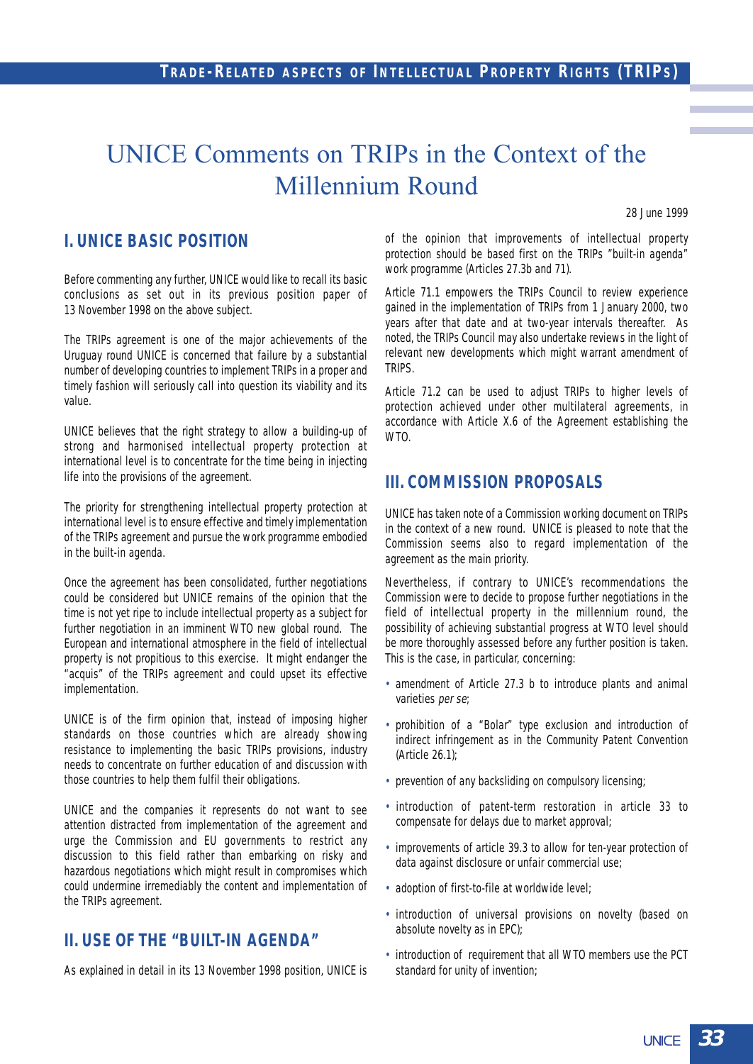# UNICE Comments on TRIPs in the Context of the Millennium Round

28 June 1999

## I. UNICE BASIC POSITION

Before commenting any further, UNICE would like to recall its basic conclusions as set out in its previous position paper of 13 November 1998 on the above subject.

The TRIPs agreement is one of the major achievements of the Uruguay round UNICE is concerned that failure by a substantial number of developing countries to implement TRIPs in a proper and timely fashion will seriously call into question its viability and its value.

UNICE believes that the right strategy to allow a building-up of strong and harmonised intellectual property protection at international level is to concentrate for the time being in injecting life into the provisions of the agreement.

The priority for strengthening intellectual property protection at international level is to ensure effective and timely implementation of the TRIPs agreement and pursue the work programme embodied in the built-in agenda.

Once the agreement has been consolidated, further negotiations could be considered but UNICE remains of the opinion that the time is not yet ripe to include intellectual property as a subject for further negotiation in an imminent WTO new global round. The European and international atmosphere in the field of intellectual property is not propitious to this exercise. It might endanger the "acquis" of the TRIPs agreement and could upset its effective implementation.

UNICE is of the firm opinion that, instead of imposing higher standards on those countries which are already showing resistance to implementing the basic TRIPs provisions, industry needs to concentrate on further education of and discussion with those countries to help them fulfil their obligations.

UNICE and the companies it represents do not want to see attention distracted from implementation of the agreement and urge the Commission and EU governments to restrict any discussion to this field rather than embarking on risky and hazardous negotiations which might result in compromises which could undermine irremediably the content and implementation of the TRIPs agreement.

## II. USE OF THE "BUILT-IN AGENDA"

As explained in detail in its 13 November 1998 position, UNICE is of the opinion that improvements of intellectual property protection should be based first on the TRIPs "built-in agenda" work programme (Articles 27.3b and 71).

Article 71.1 empowers the TRIPs Council to review experience gained in the implementation of TRIPs from 1 January 2000, two years after that date and at two-year intervals thereafter. As noted, the TRIPs Council may also undertake reviews in the light of relevant new developments which might warrant amendment of TRIPS.

Article 71.2 can be used to adjust TRIPs to higher levels of protection achieved under other multilateral agreements, in accordance with Article X.6 of the Agreement establishing the WTO.

## III. COMMISSION PROPOSALS

UNICE has taken note of a Commission working document on TRIPs in the context of a new round. UNICE is pleased to note that the Commission seems also to regard implementation of the agreement as the main priority.

Nevertheless, if contrary to UNICE's recommendations the Commission were to decide to propose further negotiations in the field of intellectual property in the millennium round, the possibility of achieving substantial progress at WTO level should be more thoroughly assessed before any further position is taken. This is the case, in particular, concerning:

- amendment of Article 27.3 b to introduce plants and animal varieties *per se*;
- prohibition of a "Bolar" type exclusion and introduction of indirect infringement as in the Community Patent Convention (Article 26.1);
- prevention of any backsliding on compulsory licensing;
- introduction of patent-term restoration in article 33 to compensate for delays due to market approval;
- improvements of article 39.3 to allow for ten-year protection of data against disclosure or unfair commercial use;
- adoption of first-to-file at worldwide level;
- introduction of universal provisions on novelty (based on absolute novelty as in EPC);
- introduction of requirement that all WTO members use the PCT standard for unity of invention;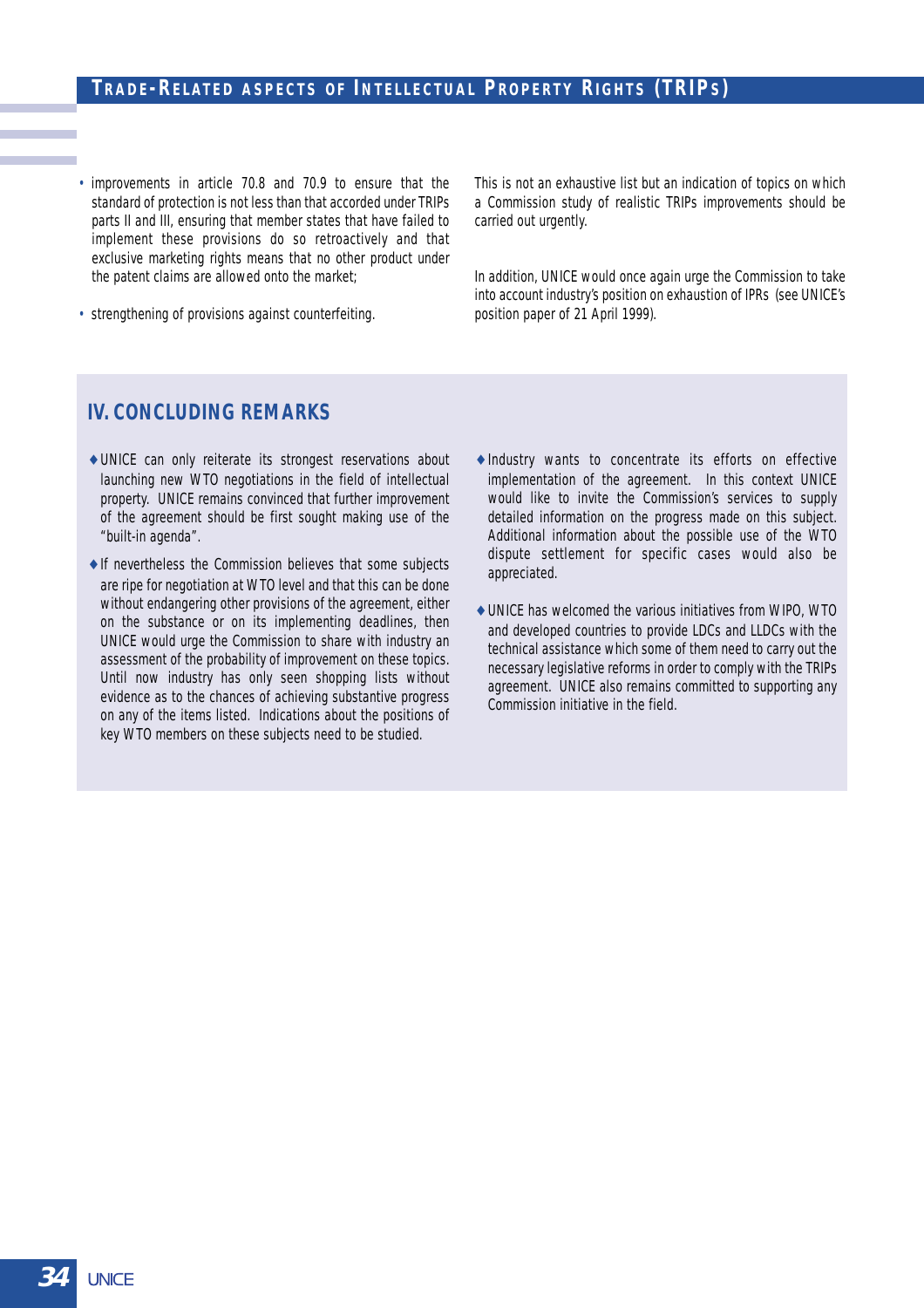- improvements in article 70.8 and 70.9 to ensure that the standard of protection is not less than that accorded under TRIPs parts II and III, ensuring that member states that have failed to implement these provisions do so retroactively and that exclusive marketing rights means that no other product under the patent claims are allowed onto the market;
- strengthening of provisions against counterfeiting.

This is not an exhaustive list but an indication of topics on which a Commission study of realistic TRIPs improvements should be carried out urgently.

In addition, UNICE would once again urge the Commission to take into account industry's position on exhaustion of IPRs (see UNICE's position paper of 21 April 1999).

## IV. CONCLUDING REMARKS

- UNICE can only reiterate its strongest reservations about launching new WTO negotiations in the field of intellectual property. UNICE remains convinced that further improvement of the agreement should be first sought making use of the "built-in agenda".
- If nevertheless the Commission believes that some subjects are ripe for negotiation at WTO level and that this can be done without endangering other provisions of the agreement, either on the substance or on its implementing deadlines, then UNICE would urge the Commission to share with industry an assessment of the probability of improvement on these topics. Until now industry has only seen shopping lists without evidence as to the chances of achieving substantive progress on any of the items listed. Indications about the positions of key WTO members on these subjects need to be studied.
- Industry wants to concentrate its efforts on effective implementation of the agreement. In this context UNICE would like to invite the Commission's services to supply detailed information on the progress made on this subject. Additional information about the possible use of the WTO dispute settlement for specific cases would also be appreciated.
- UNICE has welcomed the various initiatives from WIPO, WTO and developed countries to provide LDCs and LLDCs with the technical assistance which some of them need to carry out the necessary legislative reforms in order to comply with the TRIPs agreement. UNICE also remains committed to supporting any Commission initiative in the field.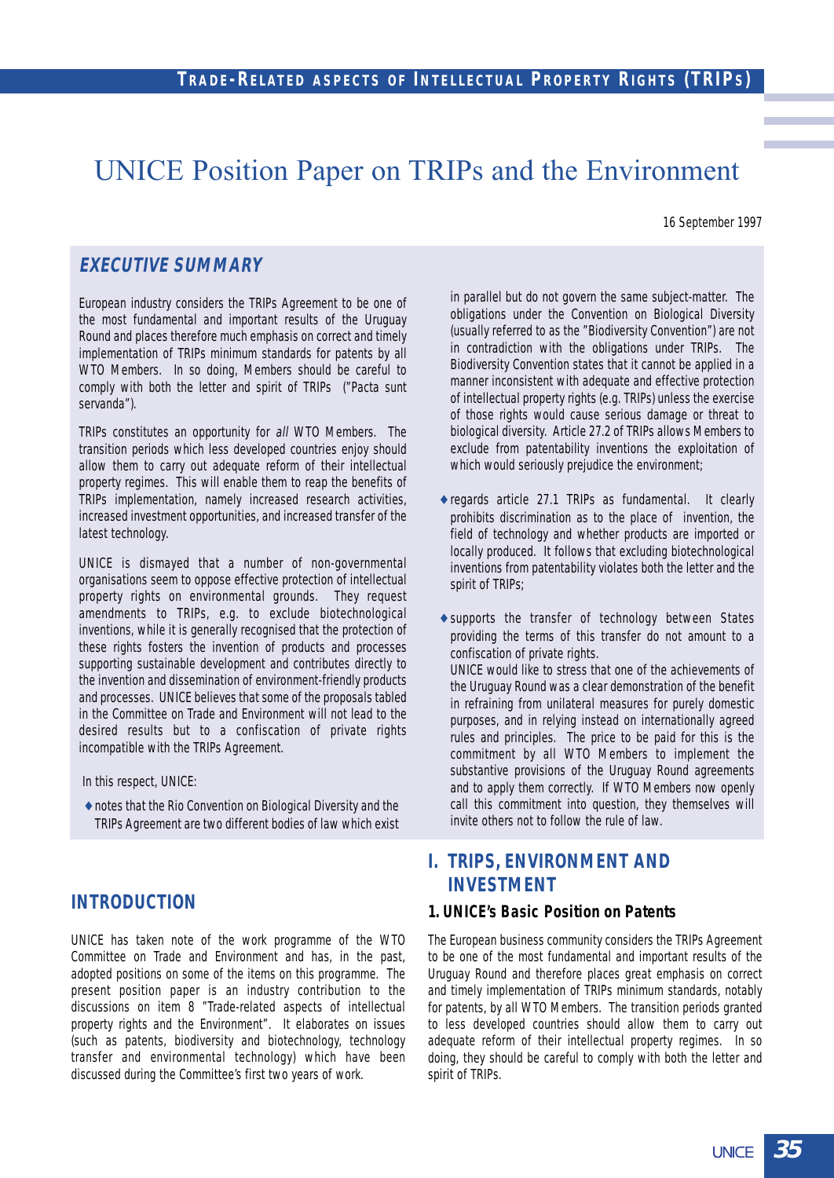# UNICE Position Paper on TRIPs and the Environment

16 September 1997

## EXECUTIVE SUMMARY

European industry considers the TRIPs Agreement to be one of the most fundamental and important results of the Uruguay Round and places therefore much emphasis on correct and timely implementation of TRIPs minimum standards for patents by all WTO Members. In so doing, Members should be careful to comply with both the letter and spirit of TRIPs ("Pacta sunt servanda").

TRIPs constitutes an opportunity for *all* WTO Members. The transition periods which less developed countries enjoy should allow them to carry out adequate reform of their intellectual property regimes. This will enable them to reap the benefits of TRIPs implementation, namely increased research activities, increased investment opportunities, and increased transfer of the latest technology.

UNICE is dismayed that a number of non-governmental organisations seem to oppose effective protection of intellectual property rights on environmental grounds. They request amendments to TRIPs, e.g. to exclude biotechnological inventions, while it is generally recognised that the protection of these rights fosters the invention of products and processes supporting sustainable development and contributes directly to the invention and dissemination of environment-friendly products and processes. UNICE believes that some of the proposals tabled in the Committee on Trade and Environment will not lead to the desired results but to a confiscation of private rights incompatible with the TRIPs Agreement.

In this respect, UNICE:

- notes that the Rio Convention on Biological Diversity and the TRIPs Agreement are two different bodies of law which exist in parallel but do not govern the same subject-matter. The obligations under the Convention on Biological Diversity (usually referred to as the "Biodiversity Convention") are not in contradiction with the obligations under TRIPs. The Biodiversity Convention states that it cannot be applied in a manner inconsistent with adequate and effective protection of intellectual property rights (e.g. TRIPs) unless the exercise of those rights would cause serious damage or threat to biological diversity. Article 27.2 of TRIPs allows Members to exclude from patentability inventions the exploitation of which would seriously prejudice the environment;
- regards article 27.1 TRIPs as fundamental. It clearly prohibits discrimination as to the place of invention, the field of technology and whether products are imported or locally produced. It follows that excluding biotechnological inventions from patentability violates both the letter and the spirit of TRIPs;
- supports the transfer of technology between States providing the terms of this transfer do not amount to a confiscation of private rights.
  UNICE would like to stress that one of the achievements of the Uruguay Round was a clear demonstration of the benefit in refraining from unilateral measures for purely domestic purposes, and in relying instead on internationally agreed rules and principles. The price to be paid for this is the commitment by all WTO Members to implement the substantive provisions of the Uruguay Round agreements and to apply them correctly. If WTO Members now openly call this commitment into question, they themselves will invite others not to follow the rule of law.

## INTRODUCTION

UNICE has taken note of the work programme of the WTO Committee on Trade and Environment and has, in the past, adopted positions on some of the items on this programme. The present position paper is an industry contribution to the discussions on item 8 "Trade-related aspects of intellectual property rights and the Environment". It elaborates on issues (such as patents, biodiversity and biotechnology, technology transfer and environmental technology) which have been discussed during the Committee's first two years of work.

## I. TRIPS, ENVIRONMENT AND INVESTMENT

### 1. UNICE's Basic Position on Patents

The European business community considers the TRIPs Agreement to be one of the most fundamental and important results of the Uruguay Round and therefore places great emphasis on correct and timely implementation of TRIPs minimum standards, notably for patents, by all WTO Members. The transition periods granted to less developed countries should allow them to carry out adequate reform of their intellectual property regimes. In so doing, they should be careful to comply with both the letter and spirit of TRIPs.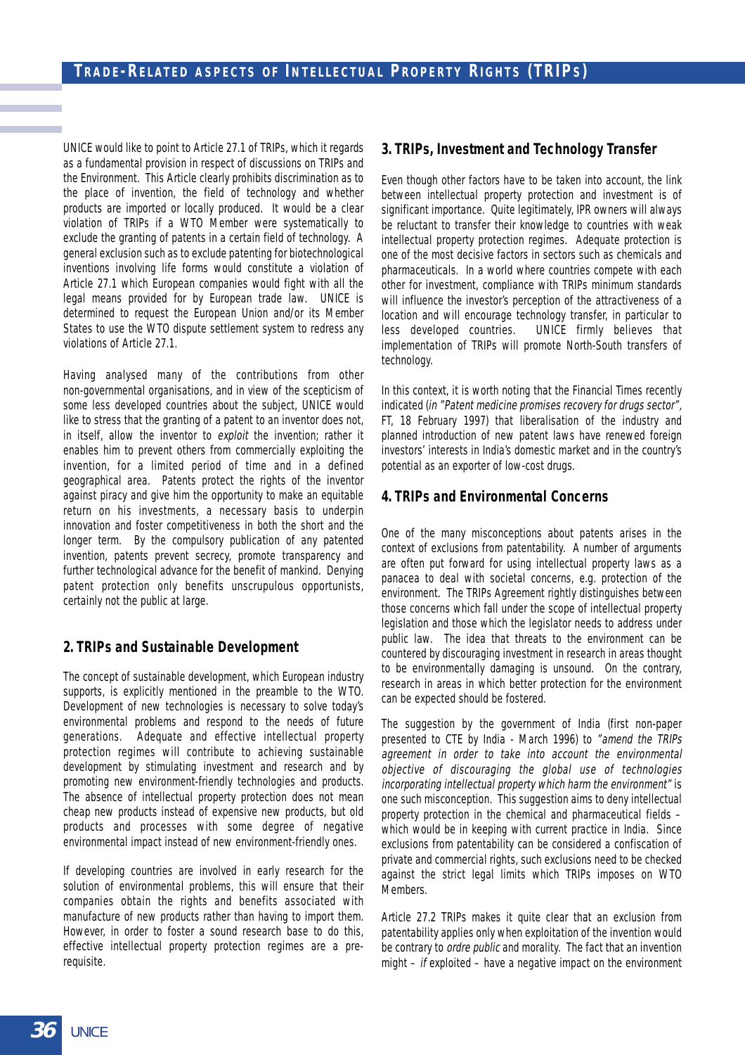UNICE would like to point to Article 27.1 of TRIPs, which it regards as a fundamental provision in respect of discussions on TRIPs and the Environment. This Article clearly prohibits discrimination as to the place of invention, the field of technology and whether products are imported or locally produced. It would be a clear violation of TRIPs if a WTO Member were systematically to exclude the granting of patents in a certain field of technology. A general exclusion such as to exclude patenting for biotechnological inventions involving life forms would constitute a violation of Article 27.1 which European companies would fight with all the legal means provided for by European trade law. UNICE is determined to request the European Union and/or its Member States to use the WTO dispute settlement system to redress any violations of Article 27.1.

Having analysed many of the contributions from other non-governmental organisations, and in view of the scepticism of some less developed countries about the subject, UNICE would like to stress that the granting of a patent to an inventor does not, in itself, allow the inventor to *exploit* the invention; rather it enables him to prevent others from commercially exploiting the invention, for a limited period of time and in a defined geographical area. Patents protect the rights of the inventor against piracy and give him the opportunity to make an equitable return on his investments, a necessary basis to underpin innovation and foster competitiveness in both the short and the longer term. By the compulsory publication of any patented invention, patents prevent secrecy, promote transparency and further technological advance for the benefit of mankind. Denying patent protection only benefits unscrupulous opportunists, certainly not the public at large.

## 2. TRIPs and Sustainable Development

The concept of sustainable development, which European industry supports, is explicitly mentioned in the preamble to the WTO. Development of new technologies is necessary to solve today's environmental problems and respond to the needs of future generations. Adequate and effective intellectual property protection regimes will contribute to achieving sustainable development by stimulating investment and research and by promoting new environment-friendly technologies and products. The absence of intellectual property protection does not mean cheap new products instead of expensive new products, but old products and processes with some degree of negative environmental impact instead of new environment-friendly ones.

If developing countries are involved in early research for the solution of environmental problems, this will ensure that their companies obtain the rights and benefits associated with manufacture of new products rather than having to import them. However, in order to foster a sound research base to do this, effective intellectual property protection regimes are a pre-requisite.

## 3. TRIPs, Investment and Technology Transfer

Even though other factors have to be taken into account, the link between intellectual property protection and investment is of significant importance. Quite legitimately, IPR owners will always be reluctant to transfer their knowledge to countries with weak intellectual property protection regimes. Adequate protection is one of the most decisive factors in sectors such as chemicals and pharmaceuticals. In a world where countries compete with each other for investment, compliance with TRIPs minimum standards will influence the investor's perception of the attractiveness of a location and will encourage technology transfer, in particular to less developed countries. UNICE firmly believes that implementation of TRIPs will promote North-South transfers of technology.

In this context, it is worth noting that the Financial Times recently indicated (*in "Patent medicine promises recovery for drugs sector"*, FT, 18 February 1997) that liberalisation of the industry and planned introduction of new patent laws have renewed foreign investors' interests in India's domestic market and in the country's potential as an exporter of low-cost drugs.

## 4. TRIPs and Environmental Concerns

One of the many misconceptions about patents arises in the context of exclusions from patentability. A number of arguments are often put forward for using intellectual property laws as a panacea to deal with societal concerns, e.g. protection of the environment. The TRIPs Agreement rightly distinguishes between those concerns which fall under the scope of intellectual property legislation and those which the legislator needs to address under public law. The idea that threats to the environment can be countered by discouraging investment in research in areas thought to be environmentally damaging is unsound. On the contrary, research in areas in which better protection for the environment can be expected should be fostered.

The suggestion by the government of India (first non-paper presented to CTE by India - March 1996) to *"amend the TRIPs agreement in order to take into account the environmental objective of discouraging the global use of technologies incorporating intellectual property which harm the environment"* is one such misconception. This suggestion aims to deny intellectual property protection in the chemical and pharmaceutical fields – which would be in keeping with current practice in India. Since exclusions from patentability can be considered a confiscation of private and commercial rights, such exclusions need to be checked against the strict legal limits which TRIPs imposes on WTO Members.

Article 27.2 TRIPs makes it quite clear that an exclusion from patentability applies only when exploitation of the invention would be contrary to *ordre public* and morality. The fact that an invention might – *if* exploited – have a negative impact on the environment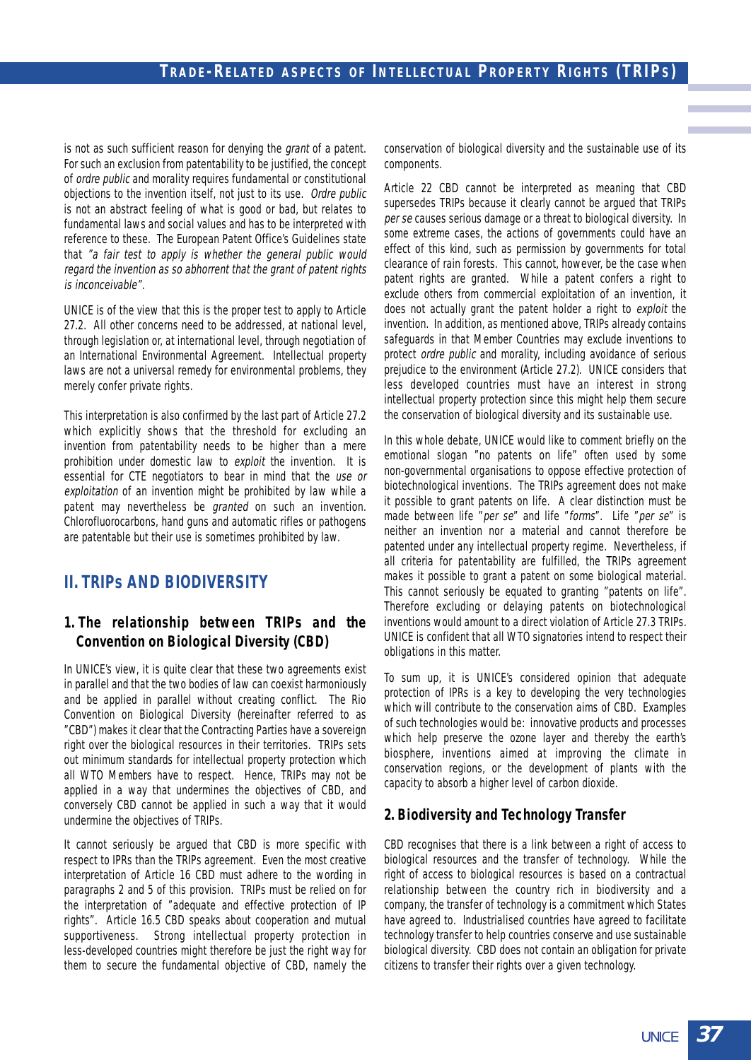is not as such sufficient reason for denying the *grant* of a patent. For such an exclusion from patentability to be justified, the concept of *ordre public* and morality requires fundamental or constitutional objections to the invention itself, not just to its use. *Ordre public* is not an abstract feeling of what is good or bad, but relates to fundamental laws and social values and has to be interpreted with reference to these. The European Patent Office's Guidelines state that *"a fair test to apply is whether the general public would regard the invention as so abhorrent that the grant of patent rights is inconceivable".*

UNICE is of the view that this is the proper test to apply to Article 27.2. All other concerns need to be addressed, at national level, through legislation or, at international level, through negotiation of an International Environmental Agreement. Intellectual property laws are not a universal remedy for environmental problems, they merely confer private rights.

This interpretation is also confirmed by the last part of Article 27.2 which explicitly shows that the threshold for excluding an invention from patentability needs to be higher than a mere prohibition under domestic law to *exploit* the invention. It is essential for CTE negotiators to bear in mind that the *use or exploitation* of an invention might be prohibited by law while a patent may nevertheless be *granted* on such an invention. Chlorofluorocarbons, hand guns and automatic rifles or pathogens are patentable but their use is sometimes prohibited by law.

## II. TRIPs AND BIODIVERSITY

### 1. The relationship between TRIPs and the Convention on Biological Diversity (CBD)

In UNICE's view, it is quite clear that these two agreements exist in parallel and that the two bodies of law can coexist harmoniously and be applied in parallel without creating conflict. The Rio Convention on Biological Diversity (hereinafter referred to as "CBD") makes it clear that the Contracting Parties have a sovereign right over the biological resources in their territories. TRIPs sets out minimum standards for intellectual property protection which all WTO Members have to respect. Hence, TRIPs may not be applied in a way that undermines the objectives of CBD, and conversely CBD cannot be applied in such a way that it would undermine the objectives of TRIPs.

It cannot seriously be argued that CBD is more specific with respect to IPRs than the TRIPs agreement. Even the most creative interpretation of Article 16 CBD must adhere to the wording in paragraphs 2 and 5 of this provision. TRIPs must be relied on for the interpretation of "adequate and effective protection of IP rights". Article 16.5 CBD speaks about cooperation and mutual supportiveness. Strong intellectual property protection in less-developed countries might therefore be just the right way for them to secure the fundamental objective of CBD, namely the conservation of biological diversity and the sustainable use of its components.

Article 22 CBD cannot be interpreted as meaning that CBD supersedes TRIPs because it clearly cannot be argued that TRIPs *per se* causes serious damage or a threat to biological diversity. In some extreme cases, the actions of governments could have an effect of this kind, such as permission by governments for total clearance of rain forests. This cannot, however, be the case when patent rights are granted. While a patent confers a right to exclude others from commercial exploitation of an invention, it does not actually grant the patent holder a right to *exploit* the invention. In addition, as mentioned above, TRIPs already contains safeguards in that Member Countries may exclude inventions to protect *ordre public* and morality, including avoidance of serious prejudice to the environment (Article 27.2). UNICE considers that less developed countries must have an interest in strong intellectual property protection since this might help them secure the conservation of biological diversity and its sustainable use.

In this whole debate, UNICE would like to comment briefly on the emotional slogan "no patents on life" often used by some non-governmental organisations to oppose effective protection of biotechnological inventions. The TRIPs agreement does not make it possible to grant patents on life. A clear distinction must be made between life "*per se*" and life "*forms*". Life "*per se*" is neither an invention nor a material and cannot therefore be patented under any intellectual property regime. Nevertheless, if all criteria for patentability are fulfilled, the TRIPs agreement makes it possible to grant a patent on some biological material. This cannot seriously be equated to granting "patents on life". Therefore excluding or delaying patents on biotechnological inventions would amount to a direct violation of Article 27.3 TRIPs. UNICE is confident that all WTO signatories intend to respect their obligations in this matter.

To sum up, it is UNICE's considered opinion that adequate protection of IPRs is a key to developing the very technologies which will contribute to the conservation aims of CBD. Examples of such technologies would be: innovative products and processes which help preserve the ozone layer and thereby the earth's biosphere, inventions aimed at improving the climate in conservation regions, or the development of plants with the capacity to absorb a higher level of carbon dioxide.

### 2. Biodiversity and Technology Transfer

CBD recognises that there is a link between a right of access to biological resources and the transfer of technology. While the right of access to biological resources is based on a contractual relationship between the country rich in biodiversity and a company, the transfer of technology is a commitment which States have agreed to. Industrialised countries have agreed to facilitate technology transfer to help countries conserve and use sustainable biological diversity. CBD does not contain an obligation for private citizens to transfer their rights over a given technology.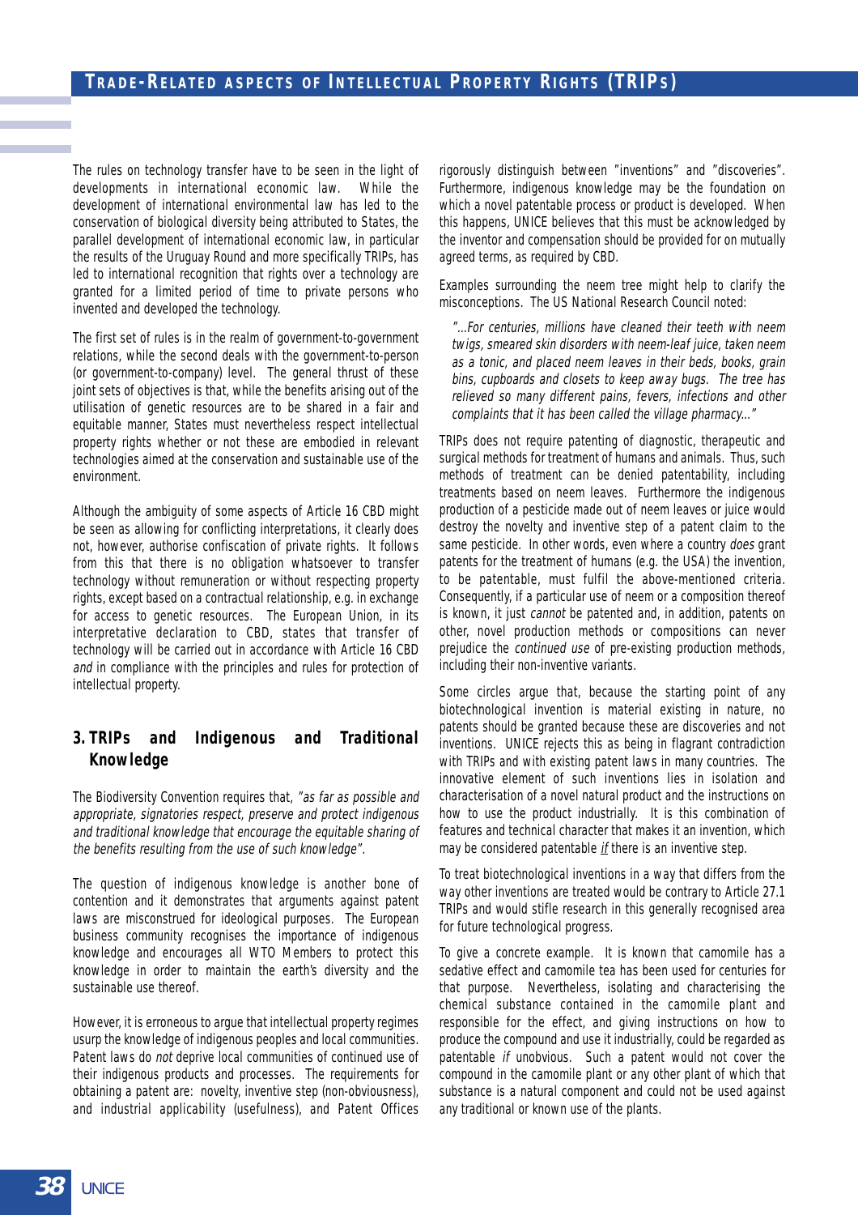The rules on technology transfer have to be seen in the light of developments in international economic law. While the development of international environmental law has led to the conservation of biological diversity being attributed to States, the parallel development of international economic law, in particular the results of the Uruguay Round and more specifically TRIPs, has led to international recognition that rights over a technology are granted for a limited period of time to private persons who invented and developed the technology.

The first set of rules is in the realm of government-to-government relations, while the second deals with the government-to-person (or government-to-company) level. The general thrust of these joint sets of objectives is that, while the benefits arising out of the utilisation of genetic resources are to be shared in a fair and equitable manner, States must nevertheless respect intellectual property rights whether or not these are embodied in relevant technologies aimed at the conservation and sustainable use of the environment.

Although the ambiguity of some aspects of Article 16 CBD might be seen as allowing for conflicting interpretations, it clearly does not, however, authorise confiscation of private rights. It follows from this that there is no obligation whatsoever to transfer technology without remuneration or without respecting property rights, except based on a contractual relationship, e.g. in exchange for access to genetic resources. The European Union, in its interpretative declaration to CBD, states that transfer of technology will be carried out in accordance with Article 16 CBD *and* in compliance with the principles and rules for protection of intellectual property.

## 3. TRIPs and Indigenous and Traditional Knowledge

The Biodiversity Convention requires that, *"as far as possible and appropriate, signatories respect, preserve and protect indigenous and traditional knowledge that encourage the equitable sharing of the benefits resulting from the use of such knowledge"*.

The question of indigenous knowledge is another bone of contention and it demonstrates that arguments against patent laws are misconstrued for ideological purposes. The European business community recognises the importance of indigenous knowledge and encourages all WTO Members to protect this knowledge in order to maintain the earth's diversity and the sustainable use thereof.

However, it is erroneous to argue that intellectual property regimes usurp the knowledge of indigenous peoples and local communities. Patent laws do *not* deprive local communities of continued use of their indigenous products and processes. The requirements for obtaining a patent are: novelty, inventive step (non-obviousness), and industrial applicability (usefulness), and Patent Offices rigorously distinguish between "inventions" and "discoveries". Furthermore, indigenous knowledge may be the foundation on which a novel patentable process or product is developed. When this happens, UNICE believes that this must be acknowledged by the inventor and compensation should be provided for on mutually agreed terms, as required by CBD.

Examples surrounding the neem tree might help to clarify the misconceptions. The US National Research Council noted:

> *"...For centuries, millions have cleaned their teeth with neem twigs, smeared skin disorders with neem-leaf juice, taken neem as a tonic, and placed neem leaves in their beds, books, grain bins, cupboards and closets to keep away bugs. The tree has relieved so many different pains, fevers, infections and other complaints that it has been called the village pharmacy..."*

TRIPs does not require patenting of diagnostic, therapeutic and surgical methods for treatment of humans and animals. Thus, such methods of treatment can be denied patentability, including treatments based on neem leaves. Furthermore the indigenous production of a pesticide made out of neem leaves or juice would destroy the novelty and inventive step of a patent claim to the same pesticide. In other words, even where a country *does* grant patents for the treatment of humans (e.g. the USA) the invention, to be patentable, must fulfil the above-mentioned criteria. Consequently, if a particular use of neem or a composition thereof is known, it just *cannot* be patented and, in addition, patents on other, novel production methods or compositions can never prejudice the *continued use* of pre-existing production methods, including their non-inventive variants.

Some circles argue that, because the starting point of any biotechnological invention is material existing in nature, no patents should be granted because these are discoveries and not inventions. UNICE rejects this as being in flagrant contradiction with TRIPs and with existing patent laws in many countries. The innovative element of such inventions lies in isolation and characterisation of a novel natural product and the instructions on how to use the product industrially. It is this combination of features and technical character that makes it an invention, which may be considered patentable *if* there is an inventive step.

To treat biotechnological inventions in a way that differs from the way other inventions are treated would be contrary to Article 27.1 TRIPs and would stifle research in this generally recognised area for future technological progress.

To give a concrete example. It is known that camomile has a sedative effect and camomile tea has been used for centuries for that purpose. Nevertheless, isolating and characterising the chemical substance contained in the camomile plant and responsible for the effect, and giving instructions on how to produce the compound and use it industrially, could be regarded as patentable *if* unobvious. Such a patent would not cover the compound in the camomile plant or any other plant of which that substance is a natural component and could not be used against any traditional or known use of the plants.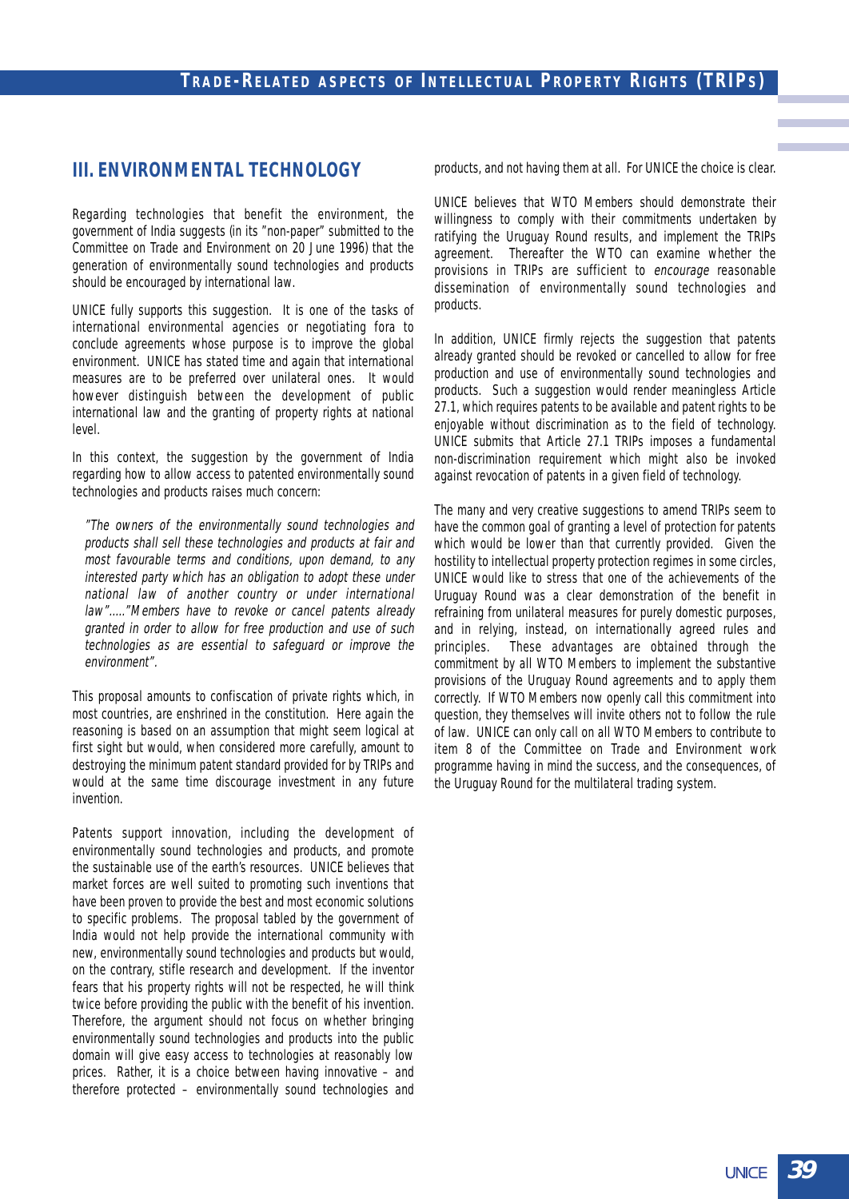## III. ENVIRONMENTAL TECHNOLOGY

Regarding technologies that benefit the environment, the government of India suggests (in its "non-paper" submitted to the Committee on Trade and Environment on 20 June 1996) that the generation of environmentally sound technologies and products should be encouraged by international law.

UNICE fully supports this suggestion. It is one of the tasks of international environmental agencies or negotiating fora to conclude agreements whose purpose is to improve the global environment. UNICE has stated time and again that international measures are to be preferred over unilateral ones. It would however distinguish between the development of public international law and the granting of property rights at national level.

In this context, the suggestion by the government of India regarding how to allow access to patented environmentally sound technologies and products raises much concern:

> *"The owners of the environmentally sound technologies and products shall sell these technologies and products at fair and most favourable terms and conditions, upon demand, to any interested party which has an obligation to adopt these under national law of another country or under international law"....."Members have to revoke or cancel patents already granted in order to allow for free production and use of such technologies as are essential to safeguard or improve the environment".*

This proposal amounts to confiscation of private rights which, in most countries, are enshrined in the constitution. Here again the reasoning is based on an assumption that might seem logical at first sight but would, when considered more carefully, amount to destroying the minimum patent standard provided for by TRIPs and would at the same time discourage investment in any future invention.

Patents support innovation, including the development of environmentally sound technologies and products, and promote the sustainable use of the earth's resources. UNICE believes that market forces are well suited to promoting such inventions that have been proven to provide the best and most economic solutions to specific problems. The proposal tabled by the government of India would not help provide the international community with new, environmentally sound technologies and products but would, on the contrary, stifle research and development. If the inventor fears that his property rights will not be respected, he will think twice before providing the public with the benefit of his invention. Therefore, the argument should not focus on whether bringing environmentally sound technologies and products into the public domain will give easy access to technologies at reasonably low prices. Rather, it is a choice between having innovative – and therefore protected – environmentally sound technologies and products, and not having them at all. For UNICE the choice is clear.

UNICE believes that WTO Members should demonstrate their willingness to comply with their commitments undertaken by ratifying the Uruguay Round results, and implement the TRIPs agreement. Thereafter the WTO can examine whether the provisions in TRIPs are sufficient to *encourage* reasonable dissemination of environmentally sound technologies and products.

In addition, UNICE firmly rejects the suggestion that patents already granted should be revoked or cancelled to allow for free production and use of environmentally sound technologies and products. Such a suggestion would render meaningless Article 27.1, which requires patents to be available and patent rights to be enjoyable without discrimination as to the field of technology. UNICE submits that Article 27.1 TRIPs imposes a fundamental non-discrimination requirement which might also be invoked against revocation of patents in a given field of technology.

The many and very creative suggestions to amend TRIPs seem to have the common goal of granting a level of protection for patents which would be lower than that currently provided. Given the hostility to intellectual property protection regimes in some circles, UNICE would like to stress that one of the achievements of the Uruguay Round was a clear demonstration of the benefit in refraining from unilateral measures for purely domestic purposes, and in relying, instead, on internationally agreed rules and principles. These advantages are obtained through the commitment by all WTO Members to implement the substantive provisions of the Uruguay Round agreements and to apply them correctly. If WTO Members now openly call this commitment into question, they themselves will invite others not to follow the rule of law. UNICE can only call on all WTO Members to contribute to item 8 of the Committee on Trade and Environment work programme having in mind the success, and the consequences, of the Uruguay Round for the multilateral trading system.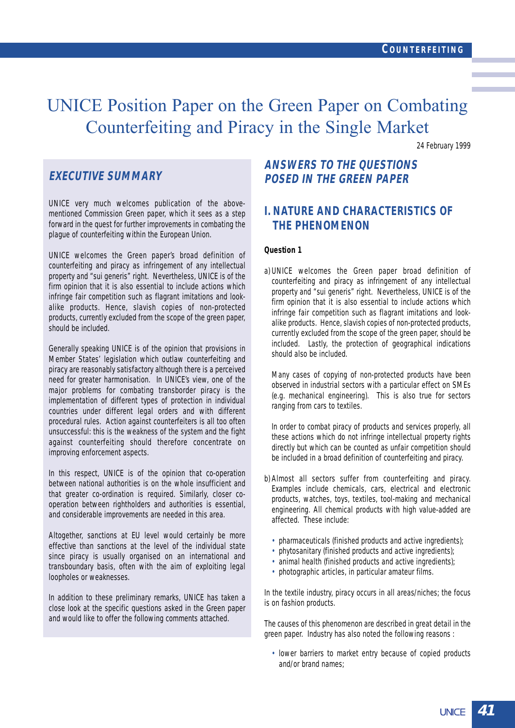# UNICE Position Paper on the Green Paper on Combating Counterfeiting and Piracy in the Single Market

24 February 1999

## EXECUTIVE SUMMARY

UNICE very much welcomes publication of the above-mentioned Commission Green paper, which it sees as a step forward in the quest for further improvements in combating the plague of counterfeiting within the European Union.

UNICE welcomes the Green paper's broad definition of counterfeiting and piracy as infringement of any intellectual property and "sui generis" right. Nevertheless, UNICE is of the firm opinion that it is also essential to include actions which infringe fair competition such as flagrant imitations and look-alike products. Hence, slavish copies of non-protected products, currently excluded from the scope of the green paper, should be included.

Generally speaking UNICE is of the opinion that provisions in Member States' legislation which outlaw counterfeiting and piracy are reasonably satisfactory although there is a perceived need for greater harmonisation. In UNICE's view, one of the major problems for combating transborder piracy is the implementation of different types of protection in individual countries under different legal orders and with different procedural rules. Action against counterfeiters is all too often unsuccessful: this is the weakness of the system and the fight against counterfeiting should therefore concentrate on improving enforcement aspects.

In this respect, UNICE is of the opinion that co-operation between national authorities is on the whole insufficient and that greater co-ordination is required. Similarly, closer co-operation between rightholders and authorities is essential, and considerable improvements are needed in this area.

Altogether, sanctions at EU level would certainly be more effective than sanctions at the level of the individual state since piracy is usually organised on an international and transboundary basis, often with the aim of exploiting legal loopholes or weaknesses.

In addition to these preliminary remarks, UNICE has taken a close look at the specific questions asked in the Green paper and would like to offer the following comments attached.

## ANSWERS TO THE QUESTIONS POSED IN THE GREEN PAPER

## I. NATURE AND CHARACTERISTICS OF THE PHENOMENON

**Question 1**

a) UNICE welcomes the Green paper broad definition of counterfeiting and piracy as infringement of any intellectual property and "sui generis" right. Nevertheless, UNICE is of the firm opinion that it is also essential to include actions which infringe fair competition such as flagrant imitations and look-alike products. Hence, slavish copies of non-protected products, currently excluded from the scope of the green paper, should be included. Lastly, the protection of geographical indications should also be included.

   Many cases of copying of non-protected products have been observed in industrial sectors with a particular effect on SMEs (e.g. mechanical engineering). This is also true for sectors ranging from cars to textiles.

   In order to combat piracy of products and services properly, all these actions which do not infringe intellectual property rights directly but which can be counted as unfair competition should be included in a broad definition of counterfeiting and piracy.

b) Almost all sectors suffer from counterfeiting and piracy. Examples include chemicals, cars, electrical and electronic products, watches, toys, textiles, tool-making and mechanical engineering. All chemical products with high value-added are affected. These include:

   - pharmaceuticals (finished products and active ingredients);
   - phytosanitary (finished products and active ingredients);
   - animal health (finished products and active ingredients);
   - photographic articles, in particular amateur films.

In the textile industry, piracy occurs in all areas/niches; the focus is on fashion products.

The causes of this phenomenon are described in great detail in the green paper. Industry has also noted the following reasons :

- lower barriers to market entry because of copied products and/or brand names;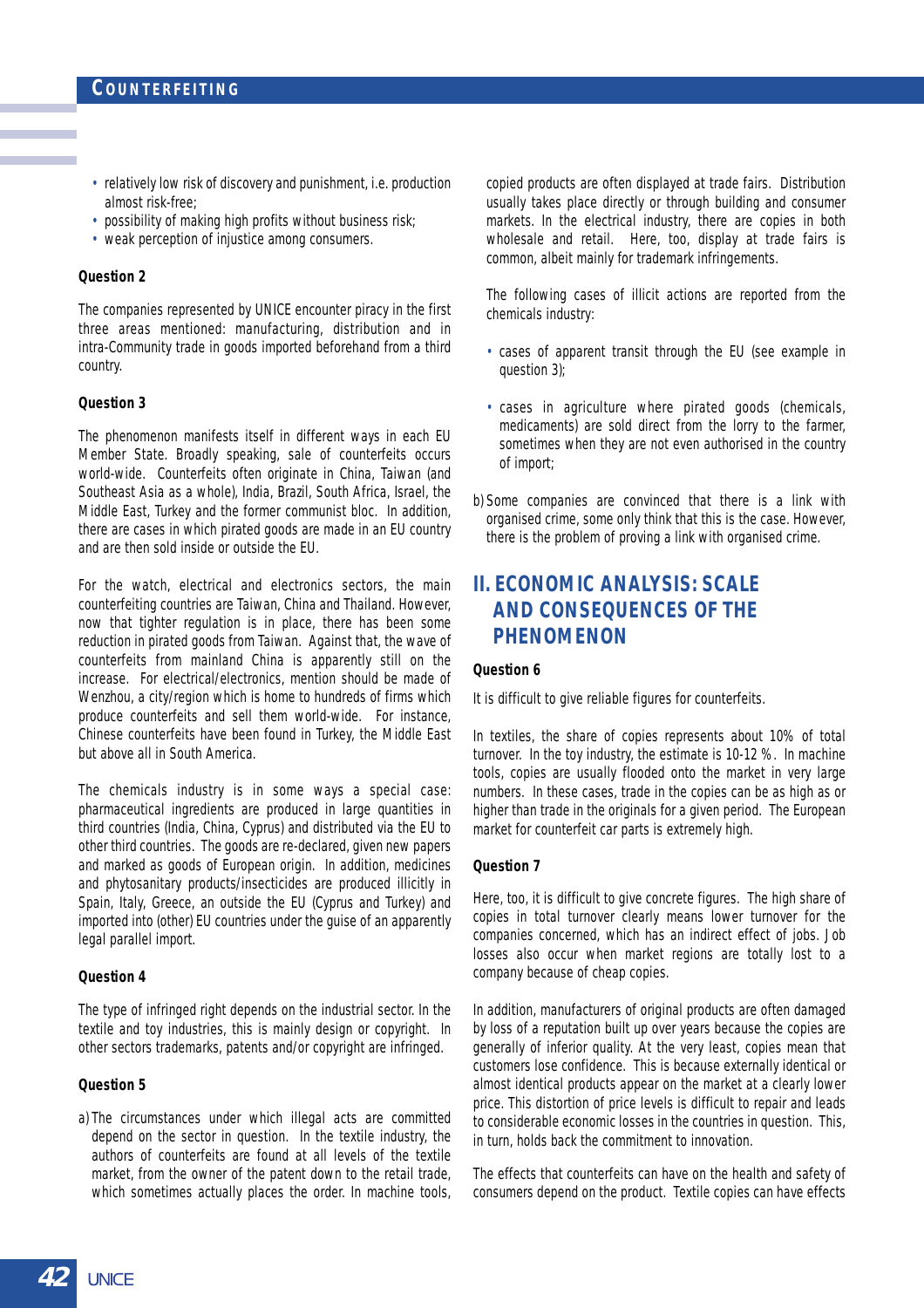- relatively low risk of discovery and punishment, i.e. production almost risk-free;
- possibility of making high profits without business risk;
- weak perception of injustice among consumers.

**Question 2**

The companies represented by UNICE encounter piracy in the first three areas mentioned: manufacturing, distribution and in intra-Community trade in goods imported beforehand from a third country.

**Question 3**

The phenomenon manifests itself in different ways in each EU Member State. Broadly speaking, sale of counterfeits occurs world-wide. Counterfeits often originate in China, Taiwan (and Southeast Asia as a whole), India, Brazil, South Africa, Israel, the Middle East, Turkey and the former communist bloc. In addition, there are cases in which pirated goods are made in an EU country and are then sold inside or outside the EU.

For the watch, electrical and electronics sectors, the main counterfeiting countries are Taiwan, China and Thailand. However, now that tighter regulation is in place, there has been some reduction in pirated goods from Taiwan. Against that, the wave of counterfeits from mainland China is apparently still on the increase. For electrical/electronics, mention should be made of Wenzhou, a city/region which is home to hundreds of firms which produce counterfeits and sell them world-wide. For instance, Chinese counterfeits have been found in Turkey, the Middle East but above all in South America.

The chemicals industry is in some ways a special case: pharmaceutical ingredients are produced in large quantities in third countries (India, China, Cyprus) and distributed via the EU to other third countries. The goods are re-declared, given new papers and marked as goods of European origin. In addition, medicines and phytosanitary products/insecticides are produced illicitly in Spain, Italy, Greece, an outside the EU (Cyprus and Turkey) and imported into (other) EU countries under the guise of an apparently legal parallel import.

**Question 4**

The type of infringed right depends on the industrial sector. In the textile and toy industries, this is mainly design or copyright. In other sectors trademarks, patents and/or copyright are infringed.

**Question 5**

a) The circumstances under which illegal acts are committed depend on the sector in question. In the textile industry, the authors of counterfeits are found at all levels of the textile market, from the owner of the patent down to the retail trade, which sometimes actually places the order. In machine tools, copied products are often displayed at trade fairs. Distribution usually takes place directly or through building and consumer markets. In the electrical industry, there are copies in both wholesale and retail. Here, too, display at trade fairs is common, albeit mainly for trademark infringements.

The following cases of illicit actions are reported from the chemicals industry:

- cases of apparent transit through the EU (see example in question 3);
- cases in agriculture where pirated goods (chemicals, medicaments) are sold direct from the lorry to the farmer, sometimes when they are not even authorised in the country of import;

b) Some companies are convinced that there is a link with organised crime, some only think that this is the case. However, there is the problem of proving a link with organised crime.

## II. ECONOMIC ANALYSIS: SCALE AND CONSEQUENCES OF THE PHENOMENON

**Question 6**

It is difficult to give reliable figures for counterfeits.

In textiles, the share of copies represents about 10% of total turnover. In the toy industry, the estimate is 10-12 %. In machine tools, copies are usually flooded onto the market in very large numbers. In these cases, trade in the copies can be as high as or higher than trade in the originals for a given period. The European market for counterfeit car parts is extremely high.

**Question 7**

Here, too, it is difficult to give concrete figures. The high share of copies in total turnover clearly means lower turnover for the companies concerned, which has an indirect effect of jobs. Job losses also occur when market regions are totally lost to a company because of cheap copies.

In addition, manufacturers of original products are often damaged by loss of a reputation built up over years because the copies are generally of inferior quality. At the very least, copies mean that customers lose confidence. This is because externally identical or almost identical products appear on the market at a clearly lower price. This distortion of price levels is difficult to repair and leads to considerable economic losses in the countries in question. This, in turn, holds back the commitment to innovation.

The effects that counterfeits can have on the health and safety of consumers depend on the product. Textile copies can have effects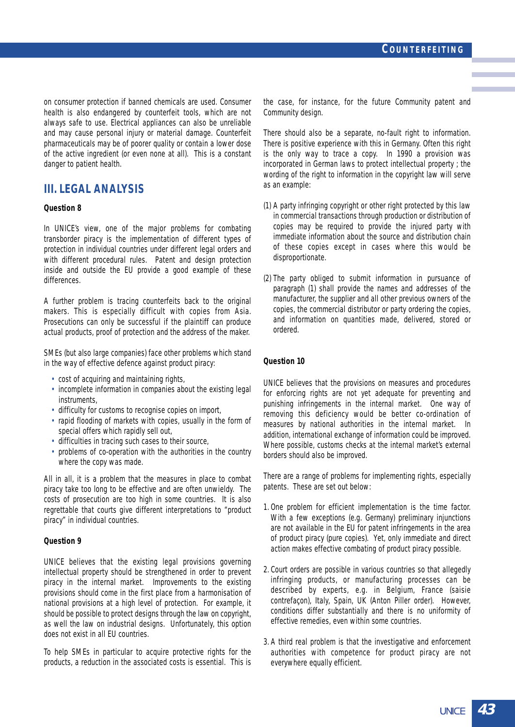on consumer protection if banned chemicals are used. Consumer health is also endangered by counterfeit tools, which are not always safe to use. Electrical appliances can also be unreliable and may cause personal injury or material damage. Counterfeit pharmaceuticals may be of poorer quality or contain a lower dose of the active ingredient (or even none at all). This is a constant danger to patient health.

## III. LEGAL ANALYSIS

**Question 8**

In UNICE's view, one of the major problems for combating transborder piracy is the implementation of different types of protection in individual countries under different legal orders and with different procedural rules. Patent and design protection inside and outside the EU provide a good example of these differences.

A further problem is tracing counterfeits back to the original makers. This is especially difficult with copies from Asia. Prosecutions can only be successful if the plaintiff can produce actual products, proof of protection and the address of the maker.

SMEs (but also large companies) face other problems which stand in the way of effective defence against product piracy:

- cost of acquiring and maintaining rights,
- incomplete information in companies about the existing legal instruments,
- difficulty for customs to recognise copies on import,
- rapid flooding of markets with copies, usually in the form of special offers which rapidly sell out,
- difficulties in tracing such cases to their source,
- problems of co-operation with the authorities in the country where the copy was made.

All in all, it is a problem that the measures in place to combat piracy take too long to be effective and are often unwieldy. The costs of prosecution are too high in some countries. It is also regrettable that courts give different interpretations to "product piracy" in individual countries.

**Question 9**

UNICE believes that the existing legal provisions governing intellectual property should be strengthened in order to prevent piracy in the internal market. Improvements to the existing provisions should come in the first place from a harmonisation of national provisions at a high level of protection. For example, it should be possible to protect designs through the law on copyright, as well the law on industrial designs. Unfortunately, this option does not exist in all EU countries.

To help SMEs in particular to acquire protective rights for the products, a reduction in the associated costs is essential. This is the case, for instance, for the future Community patent and Community design.

There should also be a separate, no-fault right to information. There is positive experience with this in Germany. Often this right is the only way to trace a copy. In 1990 a provision was incorporated in German laws to protect intellectual property ; the wording of the right to information in the copyright law will serve as an example:

(1) A party infringing copyright or other right protected by this law in commercial transactions through production or distribution of copies may be required to provide the injured party with immediate information about the source and distribution chain of these copies except in cases where this would be disproportionate.

(2) The party obliged to submit information in pursuance of paragraph (1) shall provide the names and addresses of the manufacturer, the supplier and all other previous owners of the copies, the commercial distributor or party ordering the copies, and information on quantities made, delivered, stored or ordered.

**Question 10**

UNICE believes that the provisions on measures and procedures for enforcing rights are not yet adequate for preventing and punishing infringements in the internal market. One way of removing this deficiency would be better co-ordination of measures by national authorities in the internal market. In addition, international exchange of information could be improved. Where possible, customs checks at the internal market's external borders should also be improved.

There are a range of problems for implementing rights, especially patents. These are set out below:

1. One problem for efficient implementation is the time factor. With a few exceptions (e.g. Germany) preliminary injunctions are not available in the EU for patent infringements in the area of product piracy (pure copies). Yet, only immediate and direct action makes effective combating of product piracy possible.

2. Court orders are possible in various countries so that allegedly infringing products, or manufacturing processes can be described by experts, e.g. in Belgium, France (saisie contrefaçon), Italy, Spain, UK (Anton Piller order). However, conditions differ substantially and there is no uniformity of effective remedies, even within some countries.

3. A third real problem is that the investigative and enforcement authorities with competence for product piracy are not everywhere equally efficient.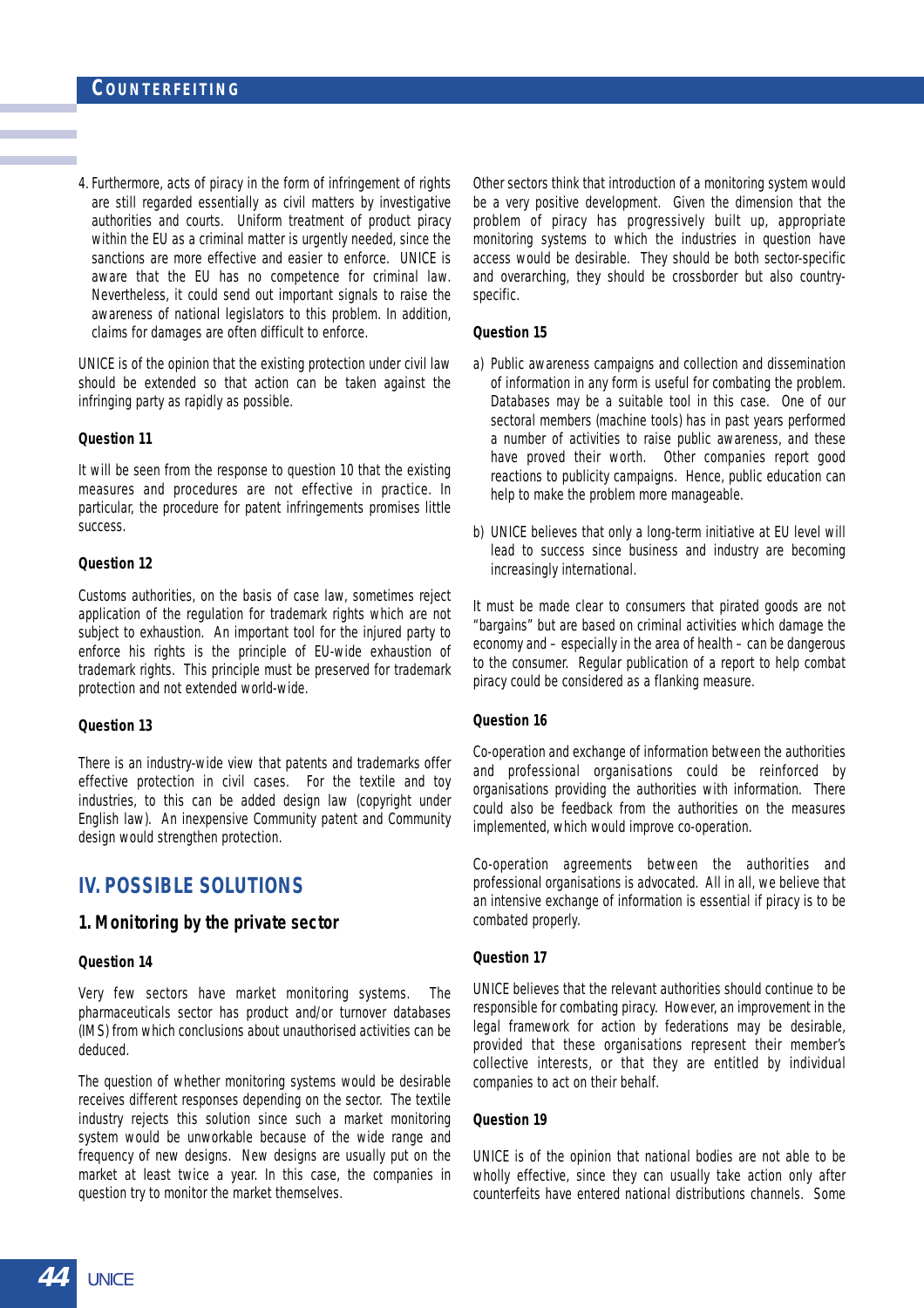4. Furthermore, acts of piracy in the form of infringement of rights are still regarded essentially as civil matters by investigative authorities and courts. Uniform treatment of product piracy within the EU as a criminal matter is urgently needed, since the sanctions are more effective and easier to enforce. UNICE is aware that the EU has no competence for criminal law. Nevertheless, it could send out important signals to raise the awareness of national legislators to this problem. In addition, claims for damages are often difficult to enforce.

UNICE is of the opinion that the existing protection under civil law should be extended so that action can be taken against the infringing party as rapidly as possible.

**Question 11**

It will be seen from the response to question 10 that the existing measures and procedures are not effective in practice. In particular, the procedure for patent infringements promises little success.

**Question 12**

Customs authorities, on the basis of case law, sometimes reject application of the regulation for trademark rights which are not subject to exhaustion. An important tool for the injured party to enforce his rights is the principle of EU-wide exhaustion of trademark rights. This principle must be preserved for trademark protection and not extended world-wide.

**Question 13**

There is an industry-wide view that patents and trademarks offer effective protection in civil cases. For the textile and toy industries, to this can be added design law (copyright under English law). An inexpensive Community patent and Community design would strengthen protection.

## IV. POSSIBLE SOLUTIONS

### 1. Monitoring by the private sector

**Question 14**

Very few sectors have market monitoring systems. The pharmaceuticals sector has product and/or turnover databases (IMS) from which conclusions about unauthorised activities can be deduced.

The question of whether monitoring systems would be desirable receives different responses depending on the sector. The textile industry rejects this solution since such a market monitoring system would be unworkable because of the wide range and frequency of new designs. New designs are usually put on the market at least twice a year. In this case, the companies in question try to monitor the market themselves.

Other sectors think that introduction of a monitoring system would be a very positive development. Given the dimension that the problem of piracy has progressively built up, appropriate monitoring systems to which the industries in question have access would be desirable. They should be both sector-specific and overarching, they should be crossborder but also country-specific.

**Question 15**

a) Public awareness campaigns and collection and dissemination of information in any form is useful for combating the problem. Databases may be a suitable tool in this case. One of our sectoral members (machine tools) has in past years performed a number of activities to raise public awareness, and these have proved their worth. Other companies report good reactions to publicity campaigns. Hence, public education can help to make the problem more manageable.

b) UNICE believes that only a long-term initiative at EU level will lead to success since business and industry are becoming increasingly international.

It must be made clear to consumers that pirated goods are not "bargains" but are based on criminal activities which damage the economy and – especially in the area of health – can be dangerous to the consumer. Regular publication of a report to help combat piracy could be considered as a flanking measure.

**Question 16**

Co-operation and exchange of information between the authorities and professional organisations could be reinforced by organisations providing the authorities with information. There could also be feedback from the authorities on the measures implemented, which would improve co-operation.

Co-operation agreements between the authorities and professional organisations is advocated. All in all, we believe that an intensive exchange of information is essential if piracy is to be combated properly.

**Question 17**

UNICE believes that the relevant authorities should continue to be responsible for combating piracy. However, an improvement in the legal framework for action by federations may be desirable, provided that these organisations represent their member's collective interests, or that they are entitled by individual companies to act on their behalf.

**Question 19**

UNICE is of the opinion that national bodies are not able to be wholly effective, since they can usually take action only after counterfeits have entered national distributions channels. Some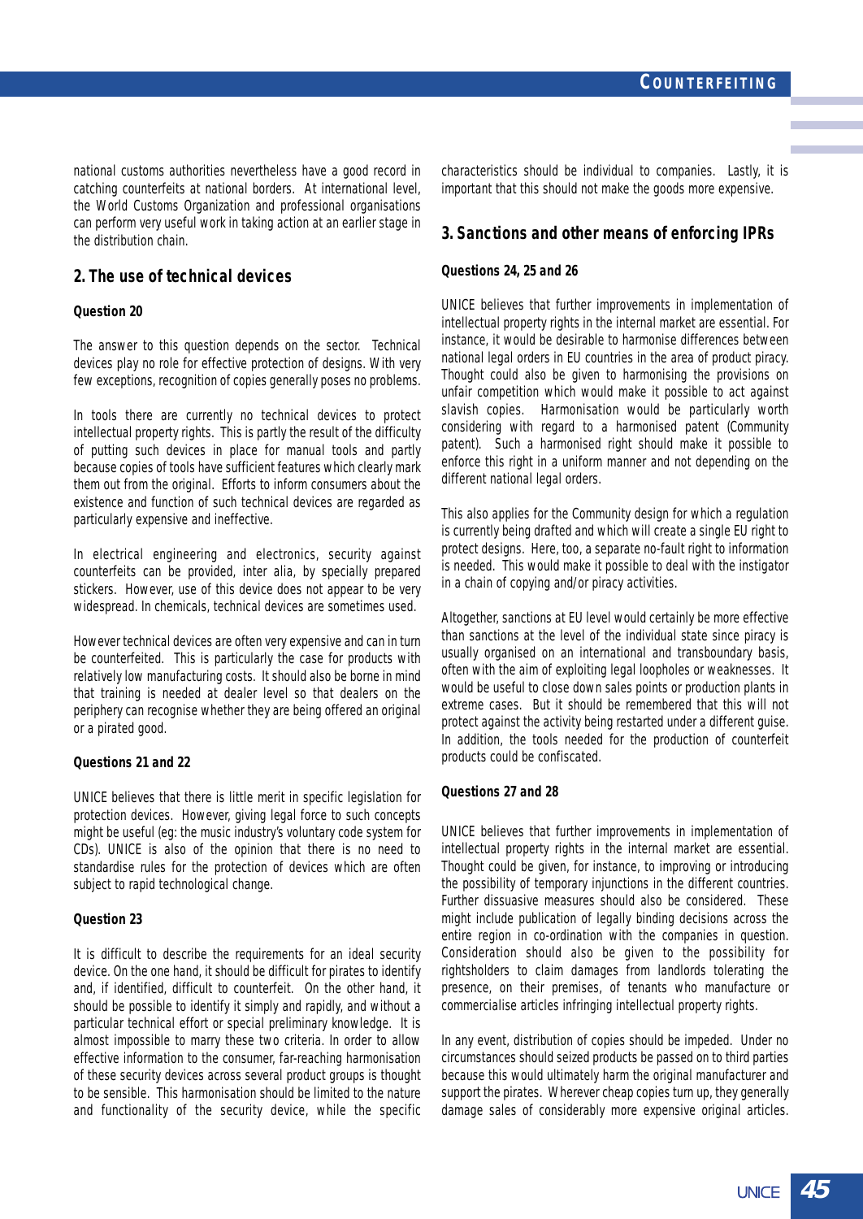national customs authorities nevertheless have a good record in catching counterfeits at national borders. At international level, the World Customs Organization and professional organisations can perform very useful work in taking action at an earlier stage in the distribution chain.

## 2. The use of technical devices

**Question 20**

The answer to this question depends on the sector. Technical devices play no role for effective protection of designs. With very few exceptions, recognition of copies generally poses no problems.

In tools there are currently no technical devices to protect intellectual property rights. This is partly the result of the difficulty of putting such devices in place for manual tools and partly because copies of tools have sufficient features which clearly mark them out from the original. Efforts to inform consumers about the existence and function of such technical devices are regarded as particularly expensive and ineffective.

In electrical engineering and electronics, security against counterfeits can be provided, inter alia, by specially prepared stickers. However, use of this device does not appear to be very widespread. In chemicals, technical devices are sometimes used.

However technical devices are often very expensive and can in turn be counterfeited. This is particularly the case for products with relatively low manufacturing costs. It should also be borne in mind that training is needed at dealer level so that dealers on the periphery can recognise whether they are being offered an original or a pirated good.

**Questions 21 and 22**

UNICE believes that there is little merit in specific legislation for protection devices. However, giving legal force to such concepts might be useful (eg: the music industry's voluntary code system for CDs). UNICE is also of the opinion that there is no need to standardise rules for the protection of devices which are often subject to rapid technological change.

**Question 23**

It is difficult to describe the requirements for an ideal security device. On the one hand, it should be difficult for pirates to identify and, if identified, difficult to counterfeit. On the other hand, it should be possible to identify it simply and rapidly, and without a particular technical effort or special preliminary knowledge. It is almost impossible to marry these two criteria. In order to allow effective information to the consumer, far-reaching harmonisation of these security devices across several product groups is thought to be sensible. This harmonisation should be limited to the nature and functionality of the security device, while the specific characteristics should be individual to companies. Lastly, it is important that this should not make the goods more expensive.

## 3. Sanctions and other means of enforcing IPRs

**Questions 24, 25 and 26**

UNICE believes that further improvements in implementation of intellectual property rights in the internal market are essential. For instance, it would be desirable to harmonise differences between national legal orders in EU countries in the area of product piracy. Thought could also be given to harmonising the provisions on unfair competition which would make it possible to act against slavish copies. Harmonisation would be particularly worth considering with regard to a harmonised patent (Community patent). Such a harmonised right should make it possible to enforce this right in a uniform manner and not depending on the different national legal orders.

This also applies for the Community design for which a regulation is currently being drafted and which will create a single EU right to protect designs. Here, too, a separate no-fault right to information is needed. This would make it possible to deal with the instigator in a chain of copying and/or piracy activities.

Altogether, sanctions at EU level would certainly be more effective than sanctions at the level of the individual state since piracy is usually organised on an international and transboundary basis, often with the aim of exploiting legal loopholes or weaknesses. It would be useful to close down sales points or production plants in extreme cases. But it should be remembered that this will not protect against the activity being restarted under a different guise. In addition, the tools needed for the production of counterfeit products could be confiscated.

**Questions 27 and 28**

UNICE believes that further improvements in implementation of intellectual property rights in the internal market are essential. Thought could be given, for instance, to improving or introducing the possibility of temporary injunctions in the different countries. Further dissuasive measures should also be considered. These might include publication of legally binding decisions across the entire region in co-ordination with the companies in question. Consideration should also be given to the possibility for rightsholders to claim damages from landlords tolerating the presence, on their premises, of tenants who manufacture or commercialise articles infringing intellectual property rights.

In any event, distribution of copies should be impeded. Under no circumstances should seized products be passed on to third parties because this would ultimately harm the original manufacturer and support the pirates. Wherever cheap copies turn up, they generally damage sales of considerably more expensive original articles.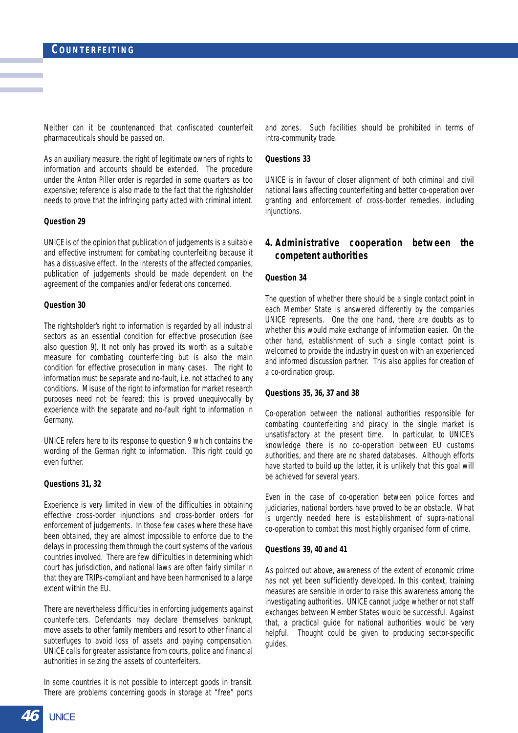Neither can it be countenanced that confiscated counterfeit pharmaceuticals should be passed on.

As an auxiliary measure, the right of legitimate owners of rights to information and accounts should be extended. The procedure under the Anton Piller order is regarded in some quarters as too expensive; reference is also made to the fact that the rightsholder needs to prove that the infringing party acted with criminal intent.

**Question 29**

UNICE is of the opinion that publication of judgements is a suitable and effective instrument for combating counterfeiting because it has a dissuasive effect. In the interests of the affected companies, publication of judgements should be made dependent on the agreement of the companies and/or federations concerned.

**Question 30**

The rightsholder's right to information is regarded by all industrial sectors as an essential condition for effective prosecution (see also question 9). It not only has proved its worth as a suitable measure for combating counterfeiting but is also the main condition for effective prosecution in many cases. The right to information must be separate and no-fault, i.e. not attached to any conditions. Misuse of the right to information for market research purposes need not be feared: this is proved unequivocally by experience with the separate and no-fault right to information in Germany.

UNICE refers here to its response to question 9 which contains the wording of the German right to information. This right could go even further.

**Questions 31, 32**

Experience is very limited in view of the difficulties in obtaining effective cross-border injunctions and cross-border orders for enforcement of judgements. In those few cases where these have been obtained, they are almost impossible to enforce due to the delays in processing them through the court systems of the various countries involved. There are few difficulties in determining which court has jurisdiction, and national laws are often fairly similar in that they are TRIPs-compliant and have been harmonised to a large extent within the EU.

There are nevertheless difficulties in enforcing judgements against counterfeiters. Defendants may declare themselves bankrupt, move assets to other family members and resort to other financial subterfuges to avoid loss of assets and paying compensation. UNICE calls for greater assistance from courts, police and financial authorities in seizing the assets of counterfeiters.

In some countries it is not possible to intercept goods in transit. There are problems concerning goods in storage at "free" ports and zones. Such facilities should be prohibited in terms of intra-community trade.

**Questions 33**

UNICE is in favour of closer alignment of both criminal and civil national laws affecting counterfeiting and better co-operation over granting and enforcement of cross-border remedies, including injunctions.

## 4. Administrative cooperation between the competent authorities

**Question 34**

The question of whether there should be a single contact point in each Member State is answered differently by the companies UNICE represents. One the one hand, there are doubts as to whether this would make exchange of information easier. On the other hand, establishment of such a single contact point is welcomed to provide the industry in question with an experienced and informed discussion partner. This also applies for creation of a co-ordination group.

**Questions 35, 36, 37 and 38**

Co-operation between the national authorities responsible for combating counterfeiting and piracy in the single market is unsatisfactory at the present time. In particular, to UNICE's knowledge there is no co-operation between EU customs authorities, and there are no shared databases. Although efforts have started to build up the latter, it is unlikely that this goal will be achieved for several years.

Even in the case of co-operation between police forces and judiciaries, national borders have proved to be an obstacle. What is urgently needed here is establishment of supra-national co-operation to combat this most highly organised form of crime.

**Questions 39, 40 and 41**

As pointed out above, awareness of the extent of economic crime has not yet been sufficiently developed. In this context, training measures are sensible in order to raise this awareness among the investigating authorities. UNICE cannot judge whether or not staff exchanges between Member States would be successful. Against that, a practical guide for national authorities would be very helpful. Thought could be given to producing sector-specific guides.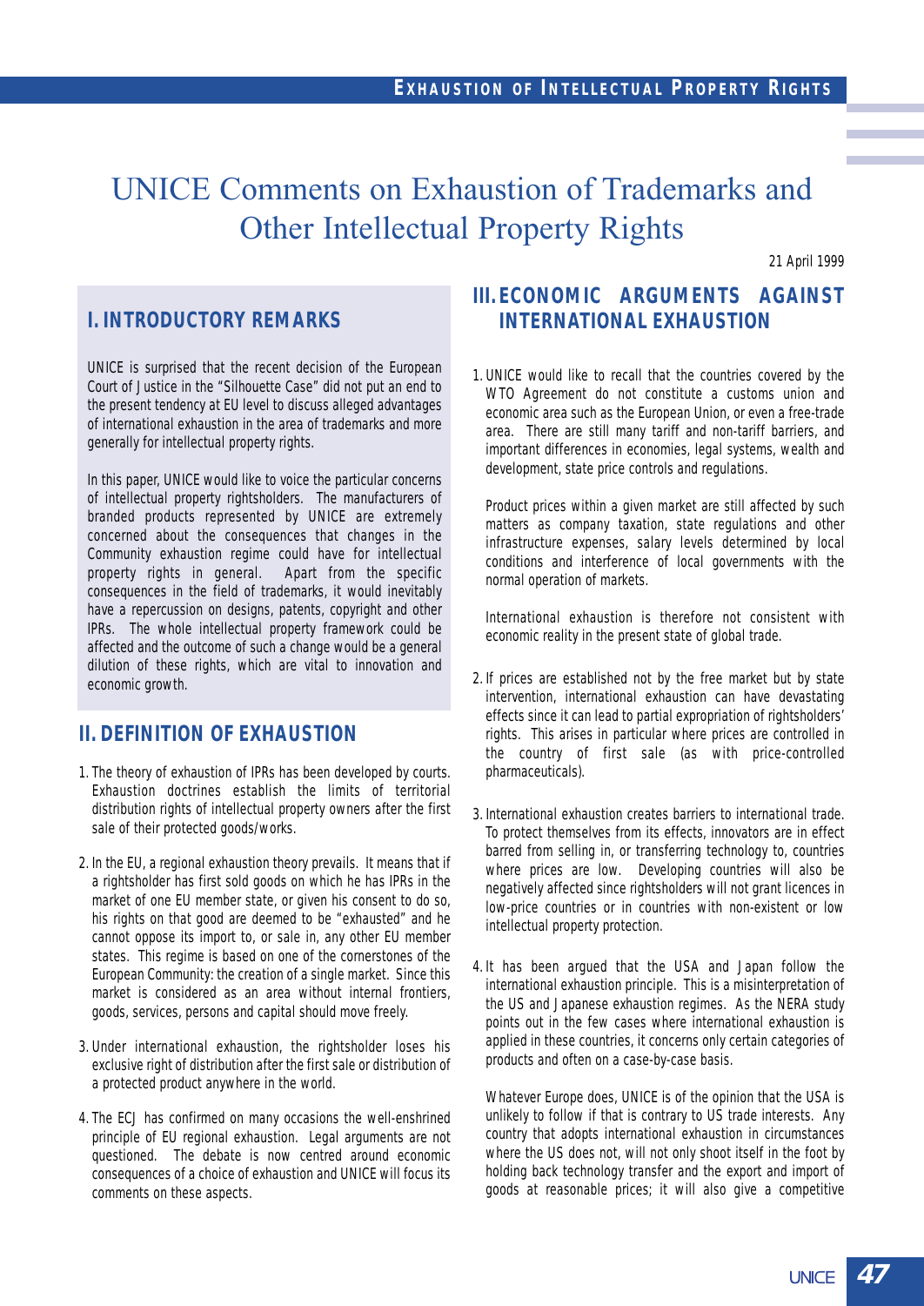# UNICE Comments on Exhaustion of Trademarks and Other Intellectual Property Rights

21 April 1999

## I. INTRODUCTORY REMARKS

UNICE is surprised that the recent decision of the European Court of Justice in the "Silhouette Case" did not put an end to the present tendency at EU level to discuss alleged advantages of international exhaustion in the area of trademarks and more generally for intellectual property rights.

In this paper, UNICE would like to voice the particular concerns of intellectual property rightsholders. The manufacturers of branded products represented by UNICE are extremely concerned about the consequences that changes in the Community exhaustion regime could have for intellectual property rights in general. Apart from the specific consequences in the field of trademarks, it would inevitably have a repercussion on designs, patents, copyright and other IPRs. The whole intellectual property framework could be affected and the outcome of such a change would be a general dilution of these rights, which are vital to innovation and economic growth.

## II. DEFINITION OF EXHAUSTION

1. The theory of exhaustion of IPRs has been developed by courts. Exhaustion doctrines establish the limits of territorial distribution rights of intellectual property owners after the first sale of their protected goods/works.

2. In the EU, a regional exhaustion theory prevails. It means that if a rightsholder has first sold goods on which he has IPRs in the market of one EU member state, or given his consent to do so, his rights on that good are deemed to be "exhausted" and he cannot oppose its import to, or sale in, any other EU member states. This regime is based on one of the cornerstones of the European Community: the creation of a single market. Since this market is considered as an area without internal frontiers, goods, services, persons and capital should move freely.

3. Under international exhaustion, the rightsholder loses his exclusive right of distribution after the first sale or distribution of a protected product anywhere in the world.

4. The ECJ has confirmed on many occasions the well-enshrined principle of EU regional exhaustion. Legal arguments are not questioned. The debate is now centred around economic consequences of a choice of exhaustion and UNICE will focus its comments on these aspects.

## III. ECONOMIC ARGUMENTS AGAINST INTERNATIONAL EXHAUSTION

1. UNICE would like to recall that the countries covered by the WTO Agreement do not constitute a customs union and economic area such as the European Union, or even a free-trade area. There are still many tariff and non-tariff barriers, and important differences in economies, legal systems, wealth and development, state price controls and regulations.

   Product prices within a given market are still affected by such matters as company taxation, state regulations and other infrastructure expenses, salary levels determined by local conditions and interference of local governments with the normal operation of markets.

   International exhaustion is therefore not consistent with economic reality in the present state of global trade.

2. If prices are established not by the free market but by state intervention, international exhaustion can have devastating effects since it can lead to partial expropriation of rightsholders' rights. This arises in particular where prices are controlled in the country of first sale (as with price-controlled pharmaceuticals).

3. International exhaustion creates barriers to international trade. To protect themselves from its effects, innovators are in effect barred from selling in, or transferring technology to, countries where prices are low. Developing countries will also be negatively affected since rightsholders will not grant licences in low-price countries or in countries with non-existent or low intellectual property protection.

4. It has been argued that the USA and Japan follow the international exhaustion principle. This is a misinterpretation of the US and Japanese exhaustion regimes. As the NERA study points out in the few cases where international exhaustion is applied in these countries, it concerns only certain categories of products and often on a case-by-case basis.

   Whatever Europe does, UNICE is of the opinion that the USA is unlikely to follow if that is contrary to US trade interests. Any country that adopts international exhaustion in circumstances where the US does not, will not only shoot itself in the foot by holding back technology transfer and the export and import of goods at reasonable prices; it will also give a competitive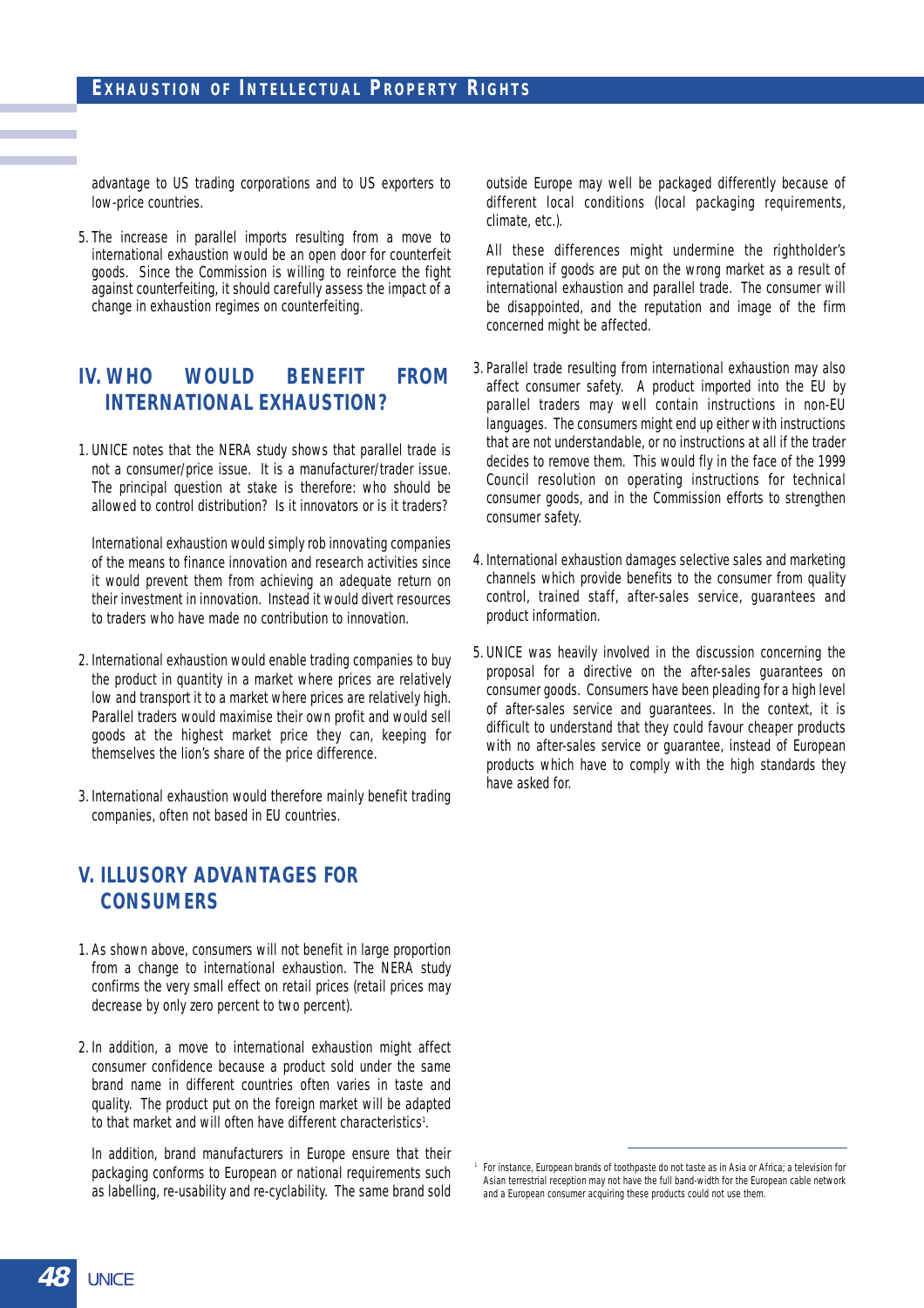advantage to US trading corporations and to US exporters to low-price countries.

5. The increase in parallel imports resulting from a move to international exhaustion would be an open door for counterfeit goods. Since the Commission is willing to reinforce the fight against counterfeiting, it should carefully assess the impact of a change in exhaustion regimes on counterfeiting.

## IV. WHO WOULD BENEFIT FROM INTERNATIONAL EXHAUSTION?

1. UNICE notes that the NERA study shows that parallel trade is not a consumer/price issue. It is a manufacturer/trader issue. The principal question at stake is therefore: who should be allowed to control distribution? Is it innovators or is it traders?

   International exhaustion would simply rob innovating companies of the means to finance innovation and research activities since it would prevent them from achieving an adequate return on their investment in innovation. Instead it would divert resources to traders who have made no contribution to innovation.

2. International exhaustion would enable trading companies to buy the product in quantity in a market where prices are relatively low and transport it to a market where prices are relatively high. Parallel traders would maximise their own profit and would sell goods at the highest market price they can, keeping for themselves the lion's share of the price difference.

3. International exhaustion would therefore mainly benefit trading companies, often not based in EU countries.

## V. ILLUSORY ADVANTAGES FOR CONSUMERS

1. As shown above, consumers will not benefit in large proportion from a change to international exhaustion. The NERA study confirms the very small effect on retail prices (retail prices may decrease by only zero percent to two percent).

2. In addition, a move to international exhaustion might affect consumer confidence because a product sold under the same brand name in different countries often varies in taste and quality. The product put on the foreign market will be adapted to that market and will often have different characteristics[1].

   In addition, brand manufacturers in Europe ensure that their packaging conforms to European or national requirements such as labelling, re-usability and re-cyclability. The same brand sold outside Europe may well be packaged differently because of different local conditions (local packaging requirements, climate, etc.).

   All these differences might undermine the rightholder's reputation if goods are put on the wrong market as a result of international exhaustion and parallel trade. The consumer will be disappointed, and the reputation and image of the firm concerned might be affected.

3. Parallel trade resulting from international exhaustion may also affect consumer safety. A product imported into the EU by parallel traders may well contain instructions in non-EU languages. The consumers might end up either with instructions that are not understandable, or no instructions at all if the trader decides to remove them. This would fly in the face of the 1999 Council resolution on operating instructions for technical consumer goods, and in the Commission efforts to strengthen consumer safety.

4. International exhaustion damages selective sales and marketing channels which provide benefits to the consumer from quality control, trained staff, after-sales service, guarantees and product information.

5. UNICE was heavily involved in the discussion concerning the proposal for a directive on the after-sales guarantees on consumer goods. Consumers have been pleading for a high level of after-sales service and guarantees. In the context, it is difficult to understand that they could favour cheaper products with no after-sales service or guarantee, instead of European products which have to comply with the high standards they have asked for.

---

[1] For instance, European brands of toothpaste do not taste as in Asia or Africa; a television for Asian terrestrial reception may not have the full band-width for the European cable network and a European consumer acquiring these products could not use them.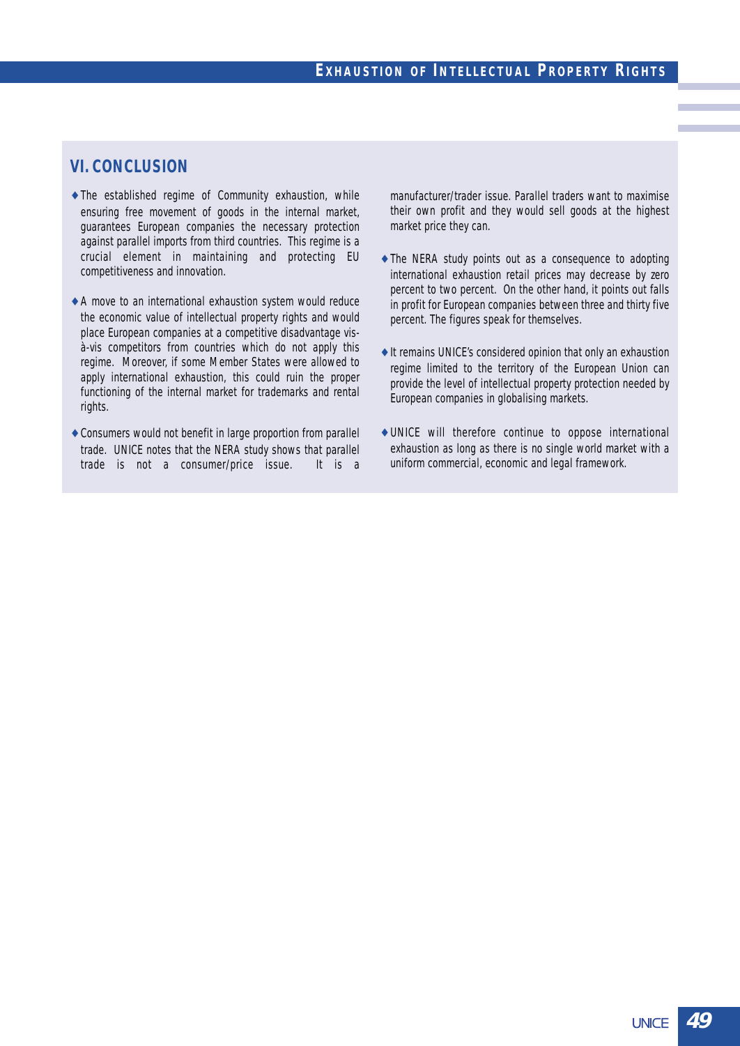## VI. CONCLUSION

- The established regime of Community exhaustion, while ensuring free movement of goods in the internal market, guarantees European companies the necessary protection against parallel imports from third countries. This regime is a crucial element in maintaining and protecting EU competitiveness and innovation.

- A move to an international exhaustion system would reduce the economic value of intellectual property rights and would place European companies at a competitive disadvantage vis-à-vis competitors from countries which do not apply this regime. Moreover, if some Member States were allowed to apply international exhaustion, this could ruin the proper functioning of the internal market for trademarks and rental rights.

- Consumers would not benefit in large proportion from parallel trade. UNICE notes that the NERA study shows that parallel trade is not a consumer/price issue. It is a manufacturer/trader issue. Parallel traders want to maximise their own profit and they would sell goods at the highest market price they can.

- The NERA study points out as a consequence to adopting international exhaustion retail prices may decrease by zero percent to two percent. On the other hand, it points out falls in profit for European companies between three and thirty five percent. The figures speak for themselves.

- It remains UNICE's considered opinion that only an exhaustion regime limited to the territory of the European Union can provide the level of intellectual property protection needed by European companies in globalising markets.

- UNICE will therefore continue to oppose international exhaustion as long as there is no single world market with a uniform commercial, economic and legal framework.